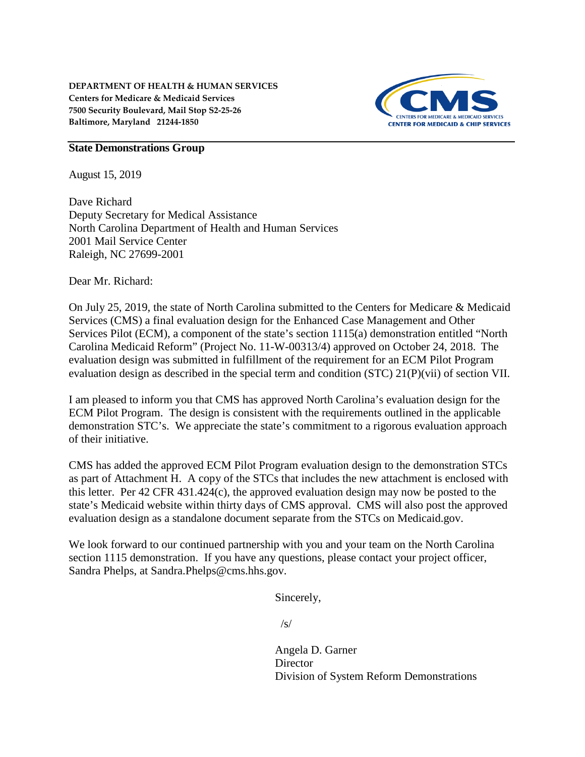**DEPARTMENT OF HEALTH & HUMAN SERVICES**
**Centers for Medicare & Medicaid Services**
**7500 Security Boulevard, Mail Stop S2-25-26**
**Baltimore, Maryland 21244-1850**

CMS
CENTERS FOR MEDICARE & MEDICAID SERVICES
CENTER FOR MEDICAID & CHIP SERVICES

**State Demonstrations Group**

August 15, 2019

Dave Richard
Deputy Secretary for Medical Assistance
North Carolina Department of Health and Human Services
2001 Mail Service Center
Raleigh, NC 27699-2001

Dear Mr. Richard:

On July 25, 2019, the state of North Carolina submitted to the Centers for Medicare & Medicaid Services (CMS) a final evaluation design for the Enhanced Case Management and Other Services Pilot (ECM), a component of the state's section 1115(a) demonstration entitled "North Carolina Medicaid Reform" (Project No. 11-W-00313/4) approved on October 24, 2018. The evaluation design was submitted in fulfillment of the requirement for an ECM Pilot Program evaluation design as described in the special term and condition (STC) 21(P)(vii) of section VII.

I am pleased to inform you that CMS has approved North Carolina's evaluation design for the ECM Pilot Program. The design is consistent with the requirements outlined in the applicable demonstration STC's. We appreciate the state's commitment to a rigorous evaluation approach of their initiative.

CMS has added the approved ECM Pilot Program evaluation design to the demonstration STCs as part of Attachment H. A copy of the STCs that includes the new attachment is enclosed with this letter. Per 42 CFR 431.424(c), the approved evaluation design may now be posted to the state's Medicaid website within thirty days of CMS approval. CMS will also post the approved evaluation design as a standalone document separate from the STCs on Medicaid.gov.

We look forward to our continued partnership with you and your team on the North Carolina section 1115 demonstration. If you have any questions, please contact your project officer, Sandra Phelps, at Sandra.Phelps@cms.hhs.gov.

Sincerely,

/s/

Angela D. Garner
Director
Division of System Reform Demonstrations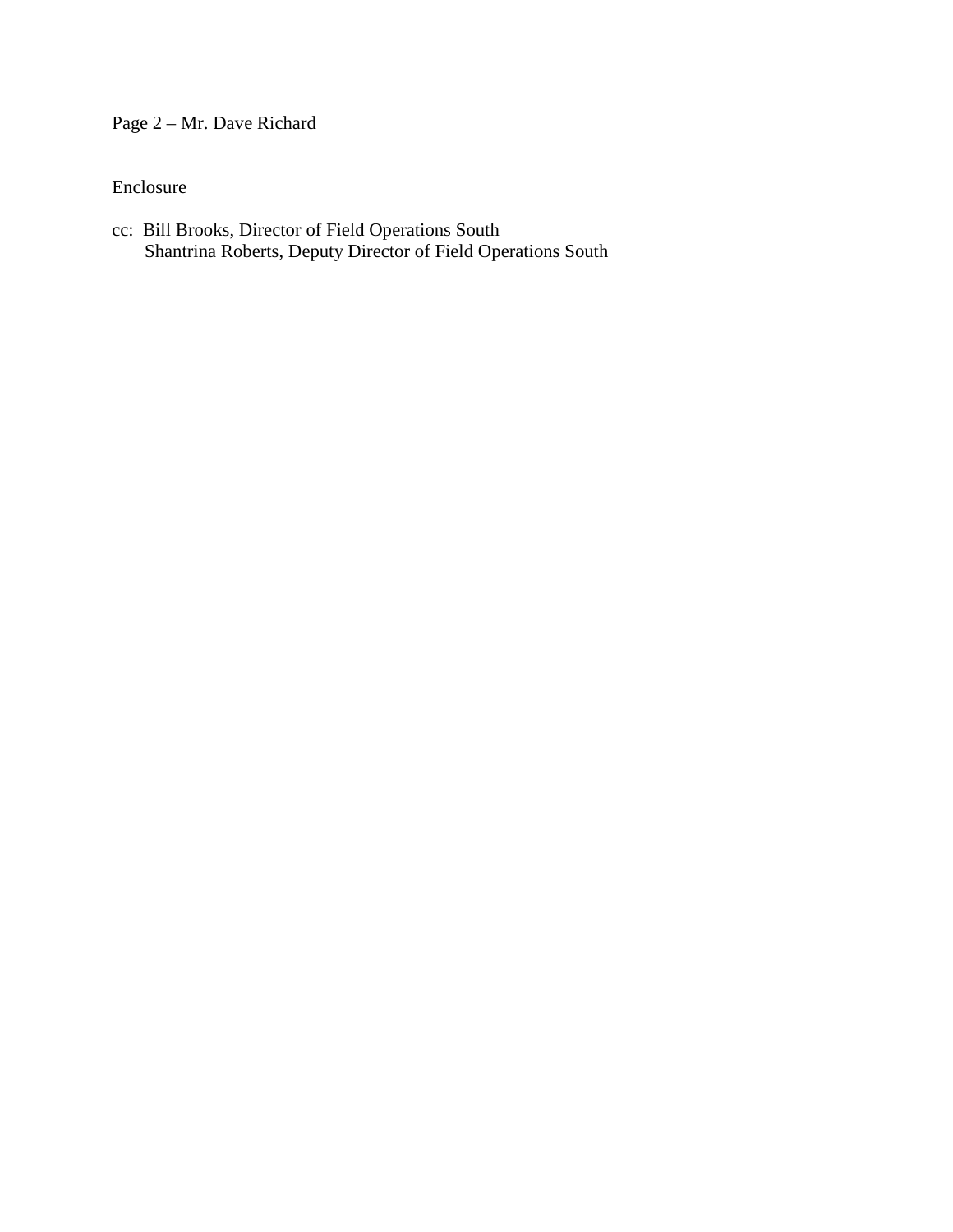Enclosure

cc: Bill Brooks, Director of Field Operations South
    Shantrina Roberts, Deputy Director of Field Operations South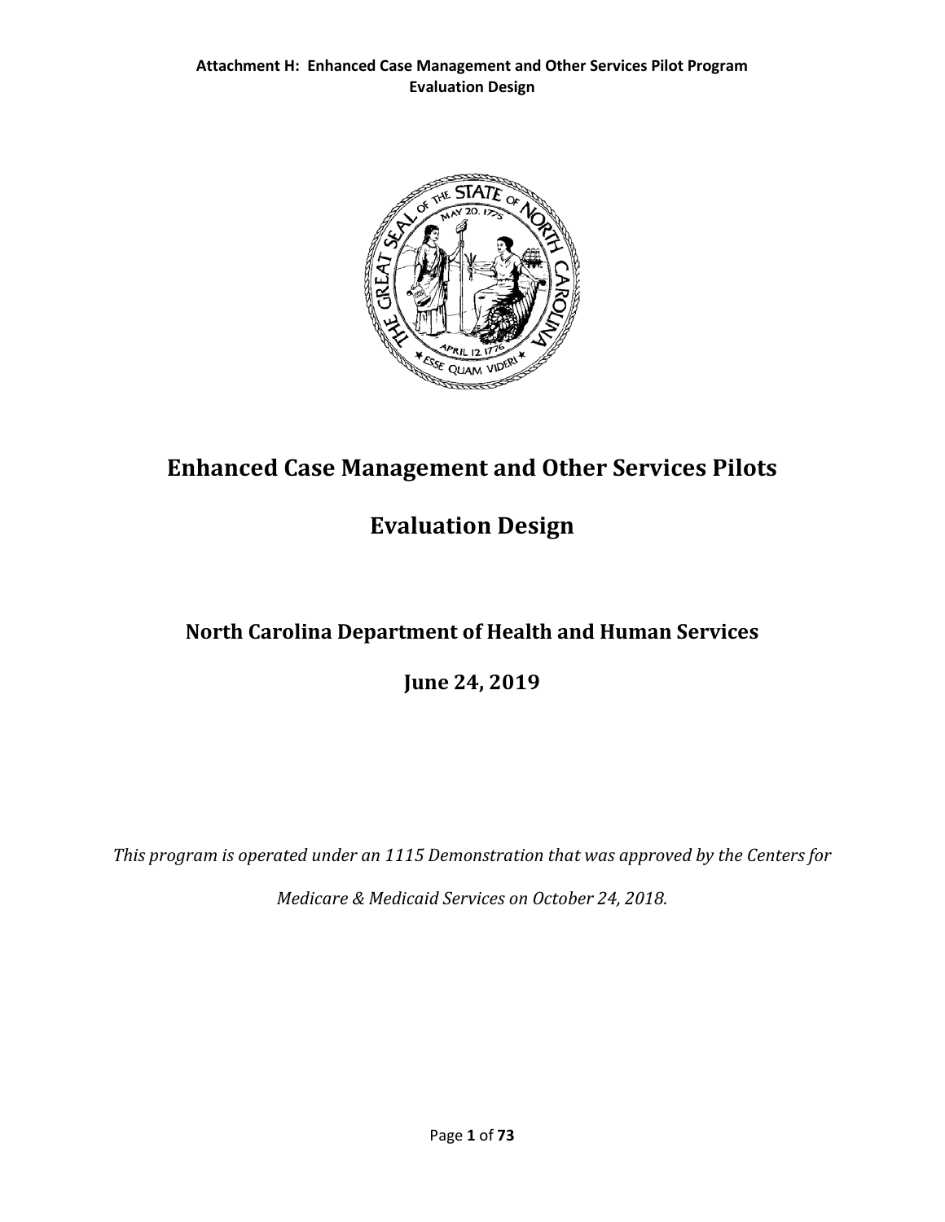**Attachment H: Enhanced Case Management and Other Services Pilot Program Evaluation Design**

# Enhanced Case Management and Other Services Pilots

# Evaluation Design

## North Carolina Department of Health and Human Services

## June 24, 2019

*This program is operated under an 1115 Demonstration that was approved by the Centers for Medicare & Medicaid Services on October 24, 2018.*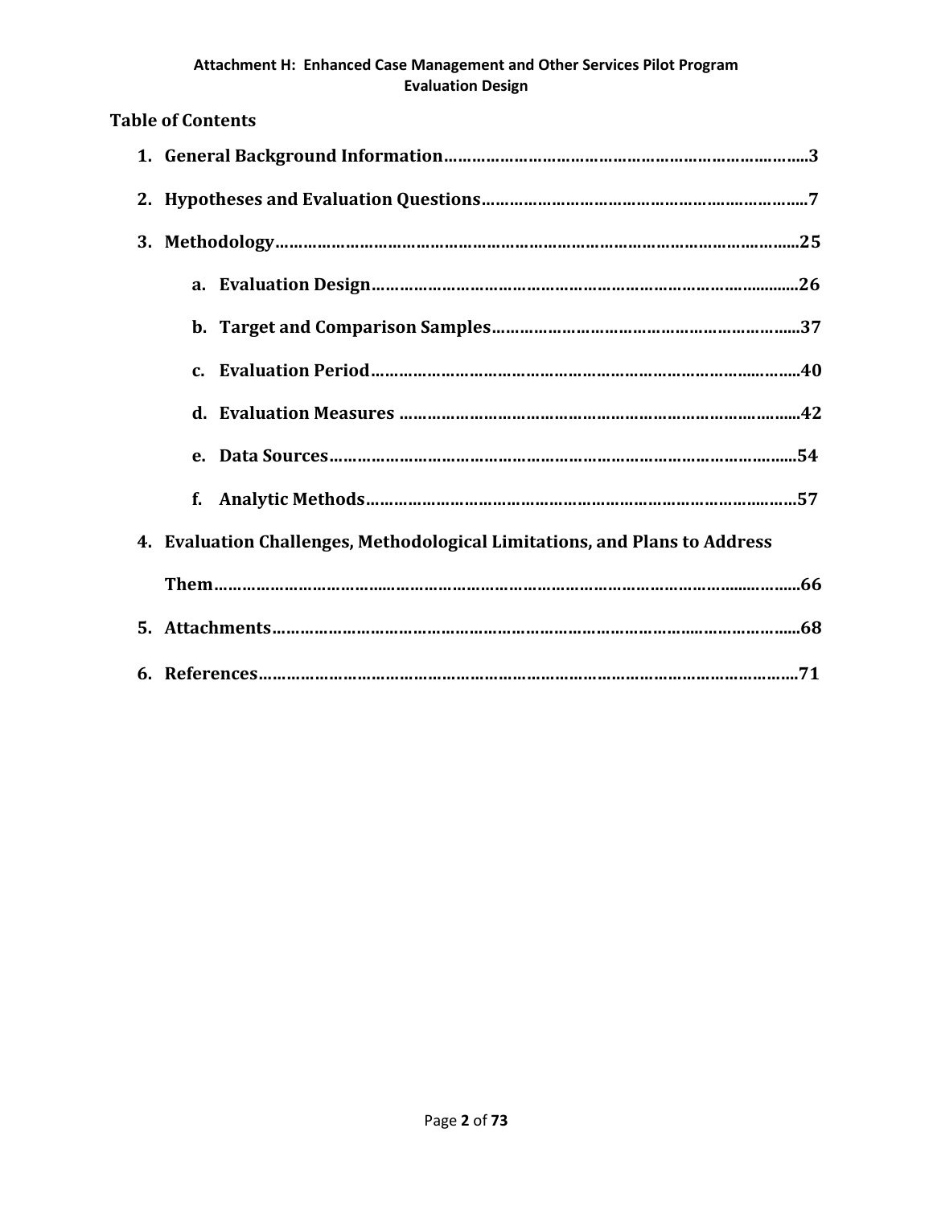## Table of Contents

1. **General Background Information**……………………………………………………………………..3
2. **Hypotheses and Evaluation Questions**…………………………………………………………..7
3. **Methodology**……………………………………………………………………………………………….25
   a. **Evaluation Design**………………………………………………………………………………26
   b. **Target and Comparison Samples**……………………………………………………….37
   c. **Evaluation Period**……………………………………………………………………………….40
   d. **Evaluation Measures** …………………………………………………………………………..42
   e. **Data Sources**……………………………………………………………………………………….54
   f. **Analytic Methods**…………………………………………………………………………………57
4. **Evaluation Challenges, Methodological Limitations, and Plans to Address Them**……………………………………………………………………………………………………..66
5. **Attachments**…………………………………………………………………………………………………68
6. **References**……………………………………………………………………………………………………71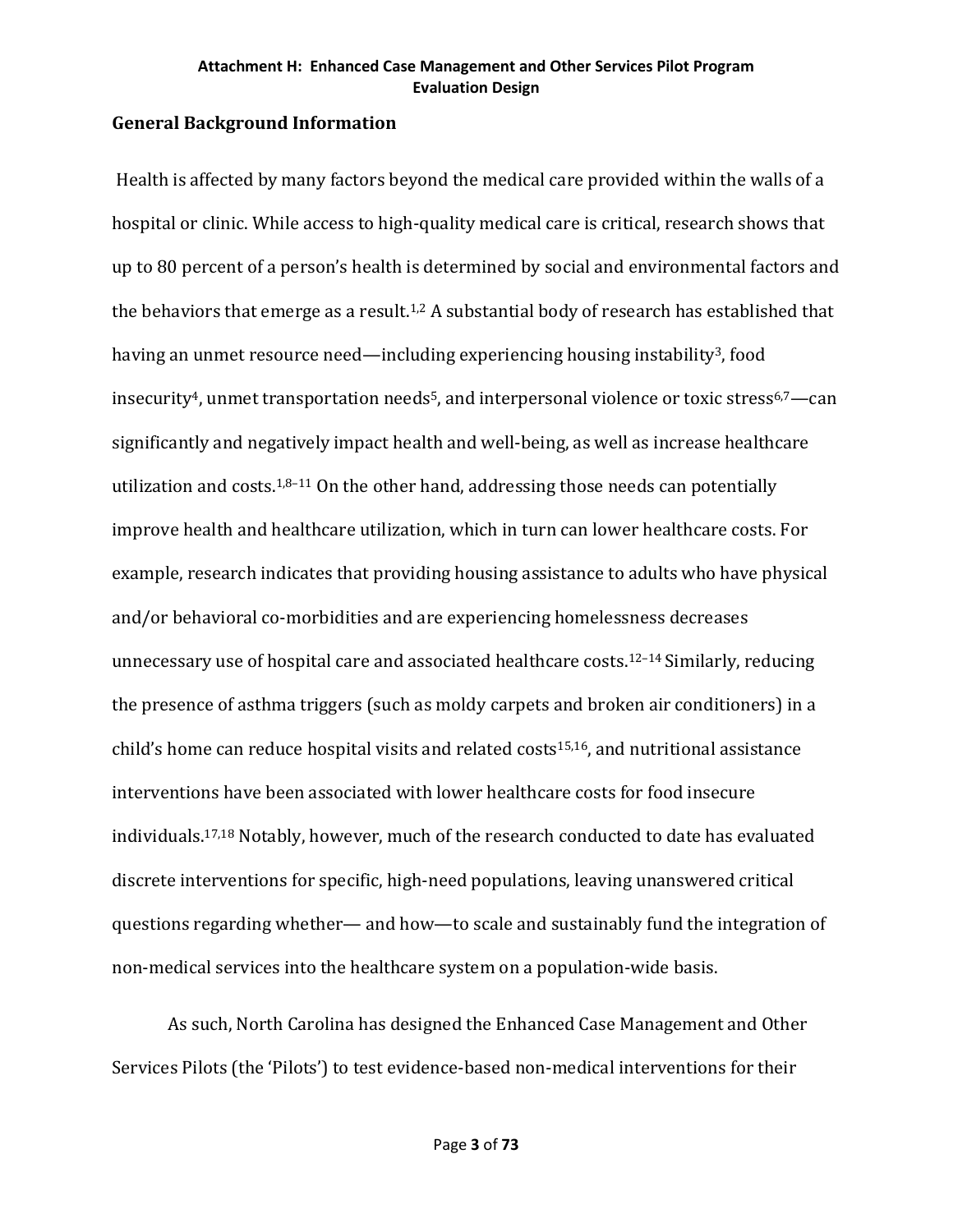# Attachment H: Enhanced Case Management and Other Services Pilot Program Evaluation Design

## General Background Information

Health is affected by many factors beyond the medical care provided within the walls of a hospital or clinic. While access to high-quality medical care is critical, research shows that up to 80 percent of a person's health is determined by social and environmental factors and the behaviors that emerge as a result.[1,2] A substantial body of research has established that having an unmet resource need—including experiencing housing instability[3], food insecurity[4], unmet transportation needs[5], and interpersonal violence or toxic stress[6,7]—can significantly and negatively impact health and well-being, as well as increase healthcare utilization and costs.[1,8–11] On the other hand, addressing those needs can potentially improve health and healthcare utilization, which in turn can lower healthcare costs. For example, research indicates that providing housing assistance to adults who have physical and/or behavioral co-morbidities and are experiencing homelessness decreases unnecessary use of hospital care and associated healthcare costs.[12–14] Similarly, reducing the presence of asthma triggers (such as moldy carpets and broken air conditioners) in a child's home can reduce hospital visits and related costs[15,16], and nutritional assistance interventions have been associated with lower healthcare costs for food insecure individuals.[17,18] Notably, however, much of the research conducted to date has evaluated discrete interventions for specific, high-need populations, leaving unanswered critical questions regarding whether— and how—to scale and sustainably fund the integration of non-medical services into the healthcare system on a population-wide basis.

As such, North Carolina has designed the Enhanced Case Management and Other Services Pilots (the 'Pilots') to test evidence-based non-medical interventions for their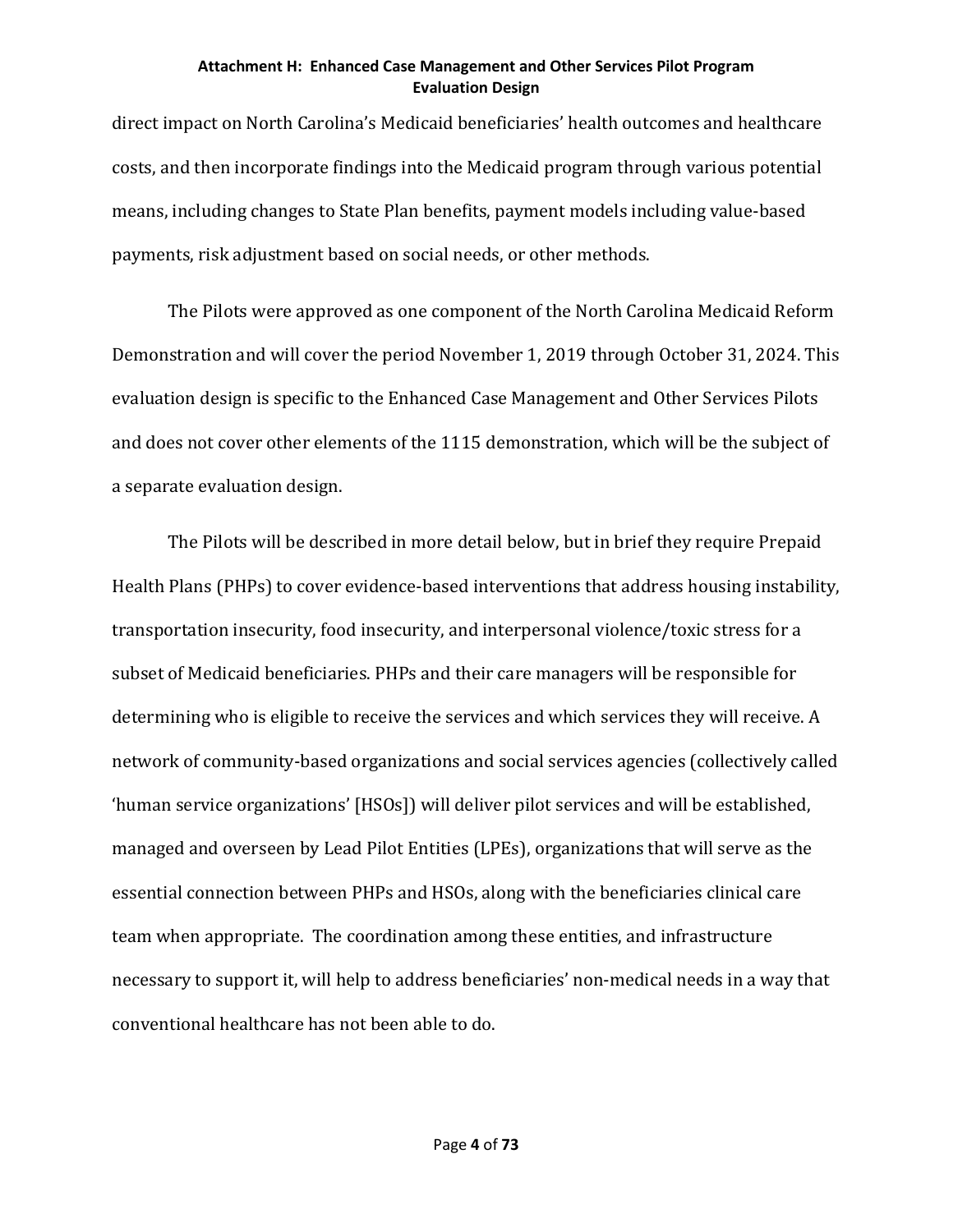direct impact on North Carolina's Medicaid beneficiaries' health outcomes and healthcare costs, and then incorporate findings into the Medicaid program through various potential means, including changes to State Plan benefits, payment models including value-based payments, risk adjustment based on social needs, or other methods.

The Pilots were approved as one component of the North Carolina Medicaid Reform Demonstration and will cover the period November 1, 2019 through October 31, 2024. This evaluation design is specific to the Enhanced Case Management and Other Services Pilots and does not cover other elements of the 1115 demonstration, which will be the subject of a separate evaluation design.

The Pilots will be described in more detail below, but in brief they require Prepaid Health Plans (PHPs) to cover evidence-based interventions that address housing instability, transportation insecurity, food insecurity, and interpersonal violence/toxic stress for a subset of Medicaid beneficiaries. PHPs and their care managers will be responsible for determining who is eligible to receive the services and which services they will receive. A network of community-based organizations and social services agencies (collectively called 'human service organizations' [HSOs]) will deliver pilot services and will be established, managed and overseen by Lead Pilot Entities (LPEs), organizations that will serve as the essential connection between PHPs and HSOs, along with the beneficiaries clinical care team when appropriate. The coordination among these entities, and infrastructure necessary to support it, will help to address beneficiaries' non-medical needs in a way that conventional healthcare has not been able to do.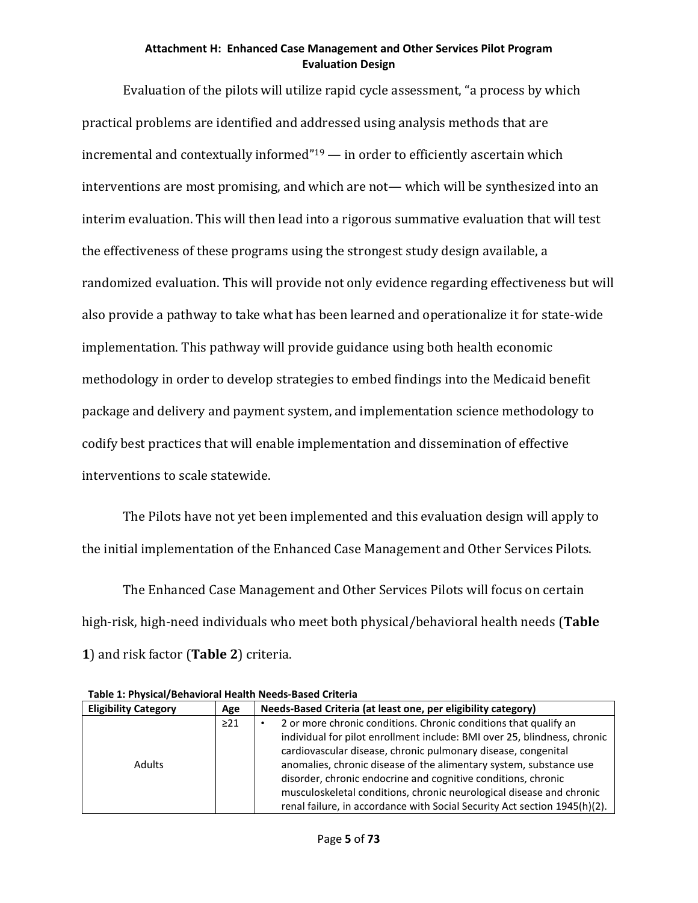## Attachment H: Enhanced Case Management and Other Services Pilot Program Evaluation Design

Evaluation of the pilots will utilize rapid cycle assessment, "a process by which practical problems are identified and addressed using analysis methods that are incremental and contextually informed"[19] — in order to efficiently ascertain which interventions are most promising, and which are not— which will be synthesized into an interim evaluation. This will then lead into a rigorous summative evaluation that will test the effectiveness of these programs using the strongest study design available, a randomized evaluation. This will provide not only evidence regarding effectiveness but will also provide a pathway to take what has been learned and operationalize it for state-wide implementation. This pathway will provide guidance using both health economic methodology in order to develop strategies to embed findings into the Medicaid benefit package and delivery and payment system, and implementation science methodology to codify best practices that will enable implementation and dissemination of effective interventions to scale statewide.

The Pilots have not yet been implemented and this evaluation design will apply to the initial implementation of the Enhanced Case Management and Other Services Pilots.

The Enhanced Case Management and Other Services Pilots will focus on certain high-risk, high-need individuals who meet both physical/behavioral health needs (**Table 1**) and risk factor (**Table 2**) criteria.

**Table 1: Physical/Behavioral Health Needs-Based Criteria**

| Eligibility Category | Age | Needs-Based Criteria (at least one, per eligibility category) |
|---|---|---|
| Adults | ≥21 | • 2 or more chronic conditions. Chronic conditions that qualify an individual for pilot enrollment include: BMI over 25, blindness, chronic cardiovascular disease, chronic pulmonary disease, congenital anomalies, chronic disease of the alimentary system, substance use disorder, chronic endocrine and cognitive conditions, chronic musculoskeletal conditions, chronic neurological disease and chronic renal failure, in accordance with Social Security Act section 1945(h)(2). |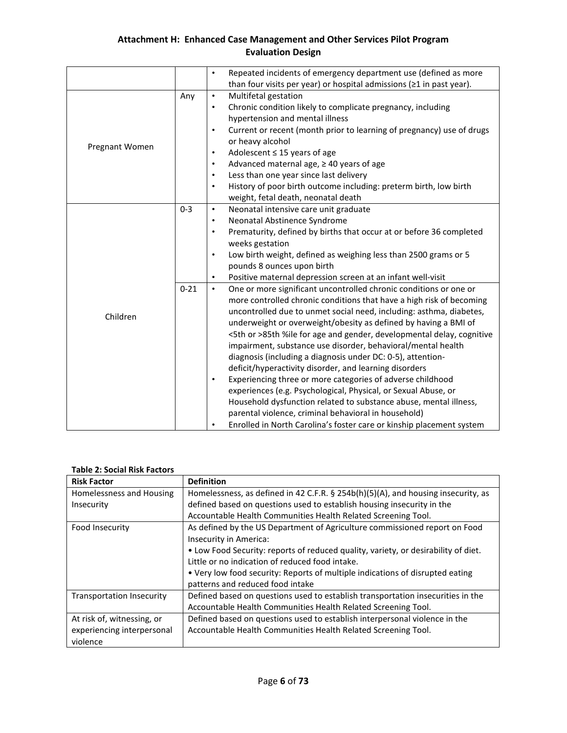| | | • Repeated incidents of emergency department use (defined as more than four visits per year) or hospital admissions (≥1 in past year). |
|---|---|---|
| Pregnant Women | Any | • Multifetal gestation<br>• Chronic condition likely to complicate pregnancy, including hypertension and mental illness<br>• Current or recent (month prior to learning of pregnancy) use of drugs or heavy alcohol<br>• Adolescent ≤ 15 years of age<br>• Advanced maternal age, ≥ 40 years of age<br>• Less than one year since last delivery<br>• History of poor birth outcome including: preterm birth, low birth weight, fetal death, neonatal death |
| Children | 0-3 | • Neonatal intensive care unit graduate<br>• Neonatal Abstinence Syndrome<br>• Prematurity, defined by births that occur at or before 36 completed weeks gestation<br>• Low birth weight, defined as weighing less than 2500 grams or 5 pounds 8 ounces upon birth<br>• Positive maternal depression screen at an infant well-visit |
| | 0-21 | • One or more significant uncontrolled chronic conditions or one or more controlled chronic conditions that have a high risk of becoming uncontrolled due to unmet social need, including: asthma, diabetes, underweight or overweight/obesity as defined by having a BMI of <5th or >85th %ile for age and gender, developmental delay, cognitive impairment, substance use disorder, behavioral/mental health diagnosis (including a diagnosis under DC: 0-5), attention-deficit/hyperactivity disorder, and learning disorders<br>• Experiencing three or more categories of adverse childhood experiences (e.g. Psychological, Physical, or Sexual Abuse, or Household dysfunction related to substance abuse, mental illness, parental violence, criminal behavioral in household)<br>• Enrolled in North Carolina's foster care or kinship placement system |

**Table 2: Social Risk Factors**

| Risk Factor | Definition |
|---|---|
| Homelessness and Housing Insecurity | Homelessness, as defined in 42 C.F.R. § 254b(h)(5)(A), and housing insecurity, as defined based on questions used to establish housing insecurity in the Accountable Health Communities Health Related Screening Tool. |
| Food Insecurity | As defined by the US Department of Agriculture commissioned report on Food Insecurity in America:<br>• Low Food Security: reports of reduced quality, variety, or desirability of diet. Little or no indication of reduced food intake.<br>• Very low food security: Reports of multiple indications of disrupted eating patterns and reduced food intake |
| Transportation Insecurity | Defined based on questions used to establish transportation insecurities in the Accountable Health Communities Health Related Screening Tool. |
| At risk of, witnessing, or experiencing interpersonal violence | Defined based on questions used to establish interpersonal violence in the Accountable Health Communities Health Related Screening Tool. |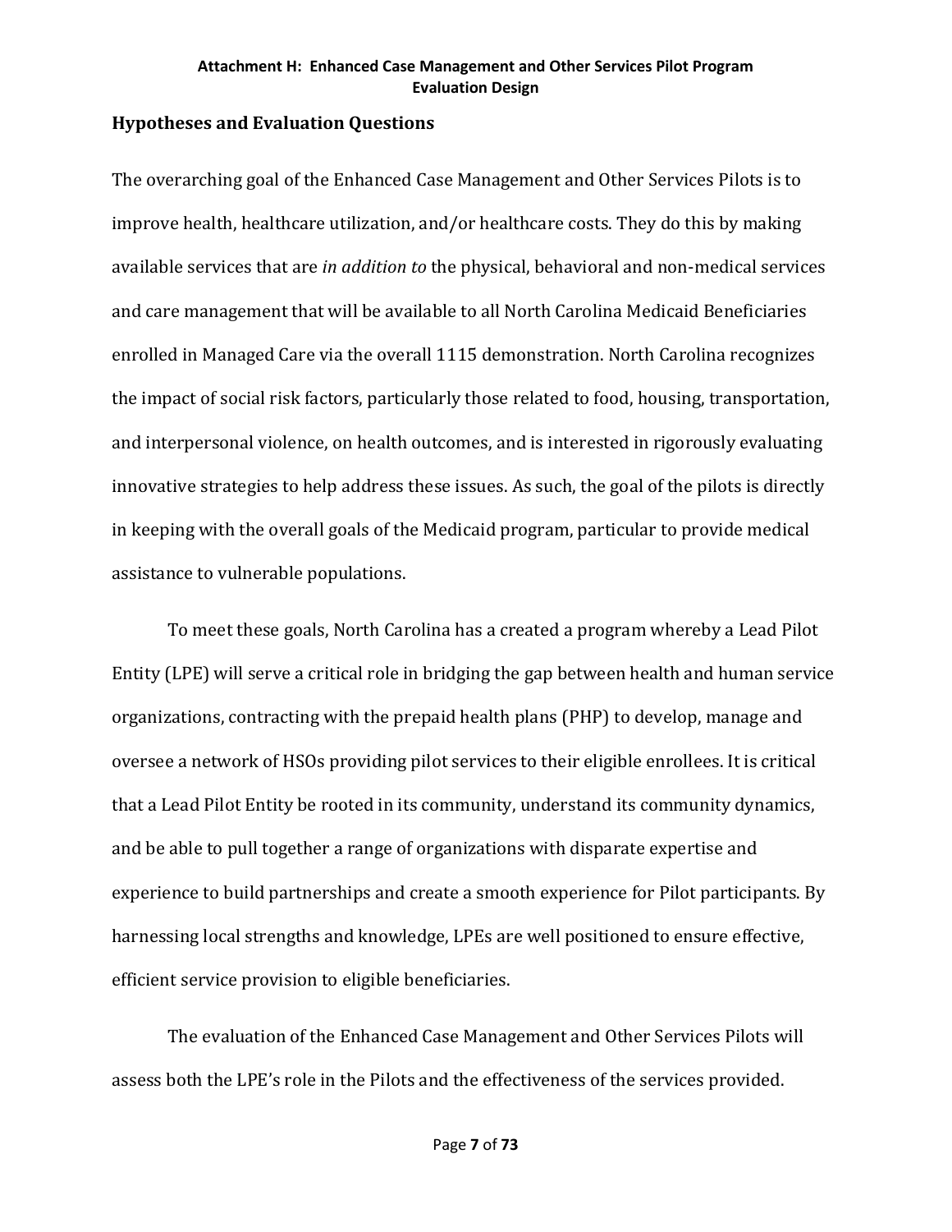## Hypotheses and Evaluation Questions

The overarching goal of the Enhanced Case Management and Other Services Pilots is to improve health, healthcare utilization, and/or healthcare costs. They do this by making available services that are *in addition to* the physical, behavioral and non-medical services and care management that will be available to all North Carolina Medicaid Beneficiaries enrolled in Managed Care via the overall 1115 demonstration. North Carolina recognizes the impact of social risk factors, particularly those related to food, housing, transportation, and interpersonal violence, on health outcomes, and is interested in rigorously evaluating innovative strategies to help address these issues. As such, the goal of the pilots is directly in keeping with the overall goals of the Medicaid program, particular to provide medical assistance to vulnerable populations.

To meet these goals, North Carolina has a created a program whereby a Lead Pilot Entity (LPE) will serve a critical role in bridging the gap between health and human service organizations, contracting with the prepaid health plans (PHP) to develop, manage and oversee a network of HSOs providing pilot services to their eligible enrollees. It is critical that a Lead Pilot Entity be rooted in its community, understand its community dynamics, and be able to pull together a range of organizations with disparate expertise and experience to build partnerships and create a smooth experience for Pilot participants. By harnessing local strengths and knowledge, LPEs are well positioned to ensure effective, efficient service provision to eligible beneficiaries.

The evaluation of the Enhanced Case Management and Other Services Pilots will assess both the LPE's role in the Pilots and the effectiveness of the services provided.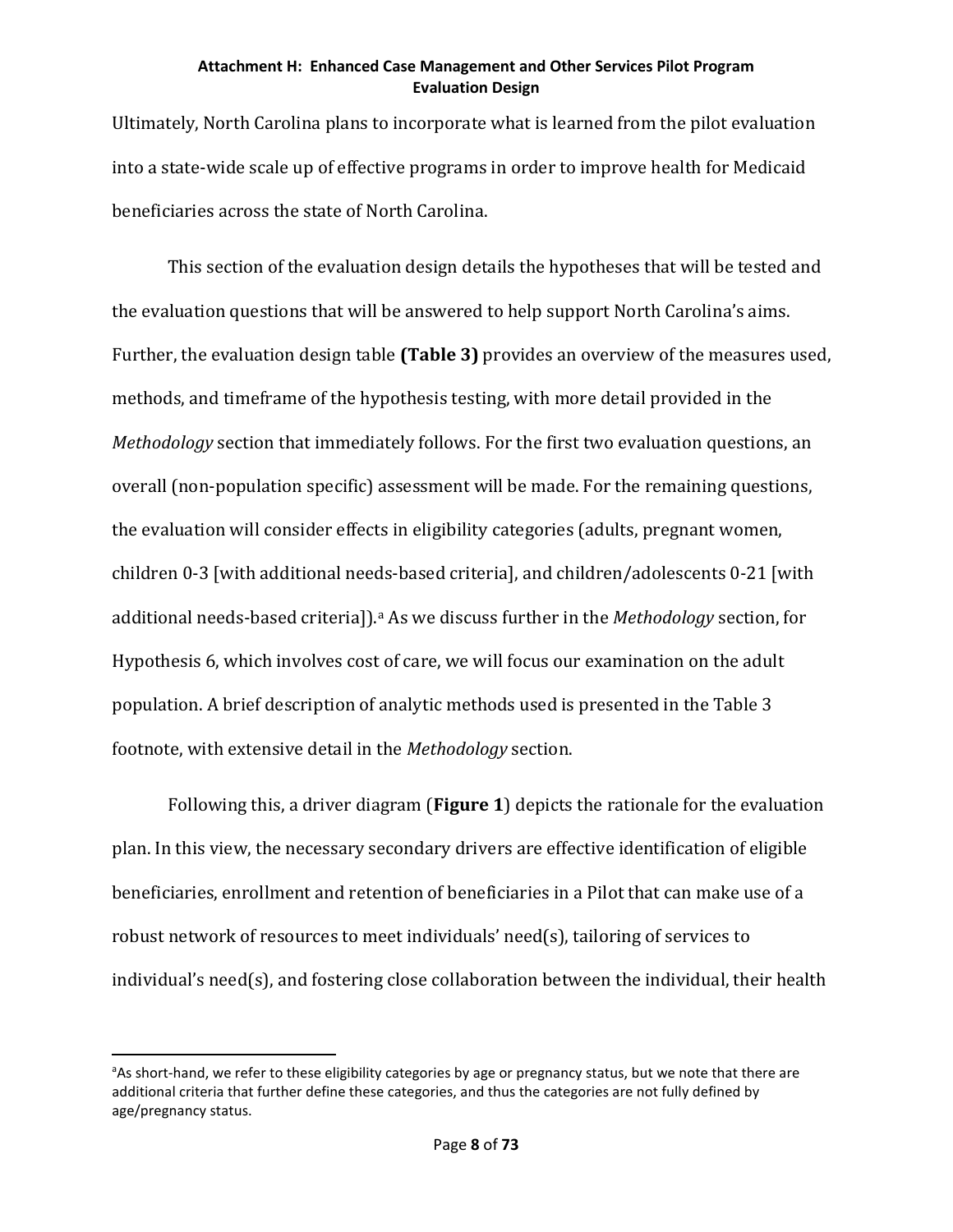Ultimately, North Carolina plans to incorporate what is learned from the pilot evaluation into a state-wide scale up of effective programs in order to improve health for Medicaid beneficiaries across the state of North Carolina.

This section of the evaluation design details the hypotheses that will be tested and the evaluation questions that will be answered to help support North Carolina's aims. Further, the evaluation design table **(Table 3)** provides an overview of the measures used, methods, and timeframe of the hypothesis testing, with more detail provided in the *Methodology* section that immediately follows. For the first two evaluation questions, an overall (non-population specific) assessment will be made. For the remaining questions, the evaluation will consider effects in eligibility categories (adults, pregnant women, children 0-3 [with additional needs-based criteria], and children/adolescents 0-21 [with additional needs-based criteria]).[a] As we discuss further in the *Methodology* section, for Hypothesis 6, which involves cost of care, we will focus our examination on the adult population. A brief description of analytic methods used is presented in the Table 3 footnote, with extensive detail in the *Methodology* section.

Following this, a driver diagram (**Figure 1**) depicts the rationale for the evaluation plan. In this view, the necessary secondary drivers are effective identification of eligible beneficiaries, enrollment and retention of beneficiaries in a Pilot that can make use of a robust network of resources to meet individuals' need(s), tailoring of services to individual's need(s), and fostering close collaboration between the individual, their health

[a]As short-hand, we refer to these eligibility categories by age or pregnancy status, but we note that there are additional criteria that further define these categories, and thus the categories are not fully defined by age/pregnancy status.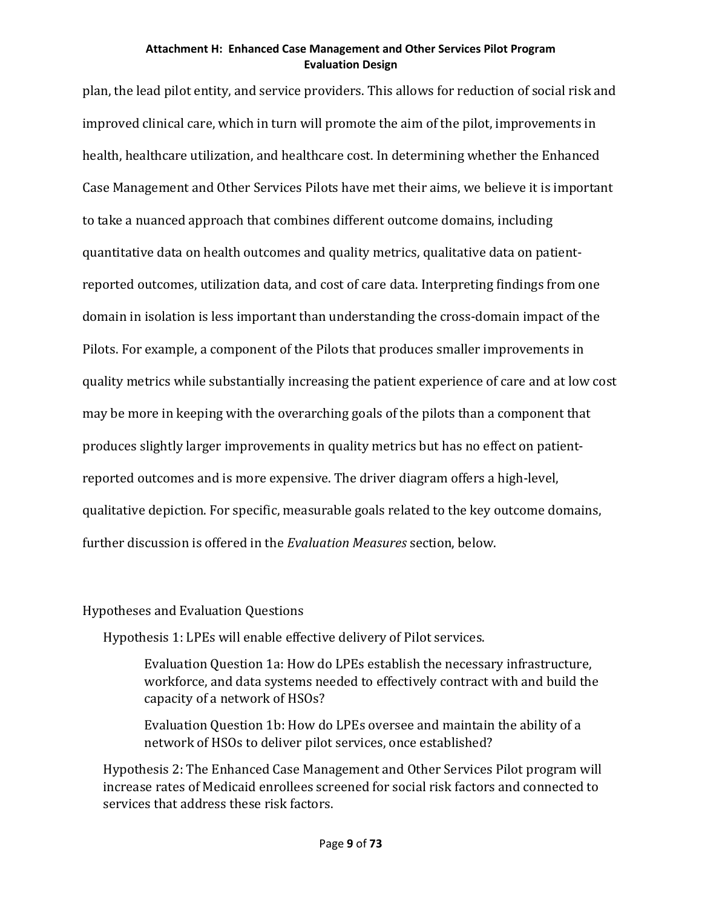plan, the lead pilot entity, and service providers. This allows for reduction of social risk and improved clinical care, which in turn will promote the aim of the pilot, improvements in health, healthcare utilization, and healthcare cost. In determining whether the Enhanced Case Management and Other Services Pilots have met their aims, we believe it is important to take a nuanced approach that combines different outcome domains, including quantitative data on health outcomes and quality metrics, qualitative data on patient-reported outcomes, utilization data, and cost of care data. Interpreting findings from one domain in isolation is less important than understanding the cross-domain impact of the Pilots. For example, a component of the Pilots that produces smaller improvements in quality metrics while substantially increasing the patient experience of care and at low cost may be more in keeping with the overarching goals of the pilots than a component that produces slightly larger improvements in quality metrics but has no effect on patient-reported outcomes and is more expensive. The driver diagram offers a high-level, qualitative depiction. For specific, measurable goals related to the key outcome domains, further discussion is offered in the *Evaluation Measures* section, below.

## Hypotheses and Evaluation Questions

Hypothesis 1: LPEs will enable effective delivery of Pilot services.

> Evaluation Question 1a: How do LPEs establish the necessary infrastructure, workforce, and data systems needed to effectively contract with and build the capacity of a network of HSOs?
>
> Evaluation Question 1b: How do LPEs oversee and maintain the ability of a network of HSOs to deliver pilot services, once established?

Hypothesis 2: The Enhanced Case Management and Other Services Pilot program will increase rates of Medicaid enrollees screened for social risk factors and connected to services that address these risk factors.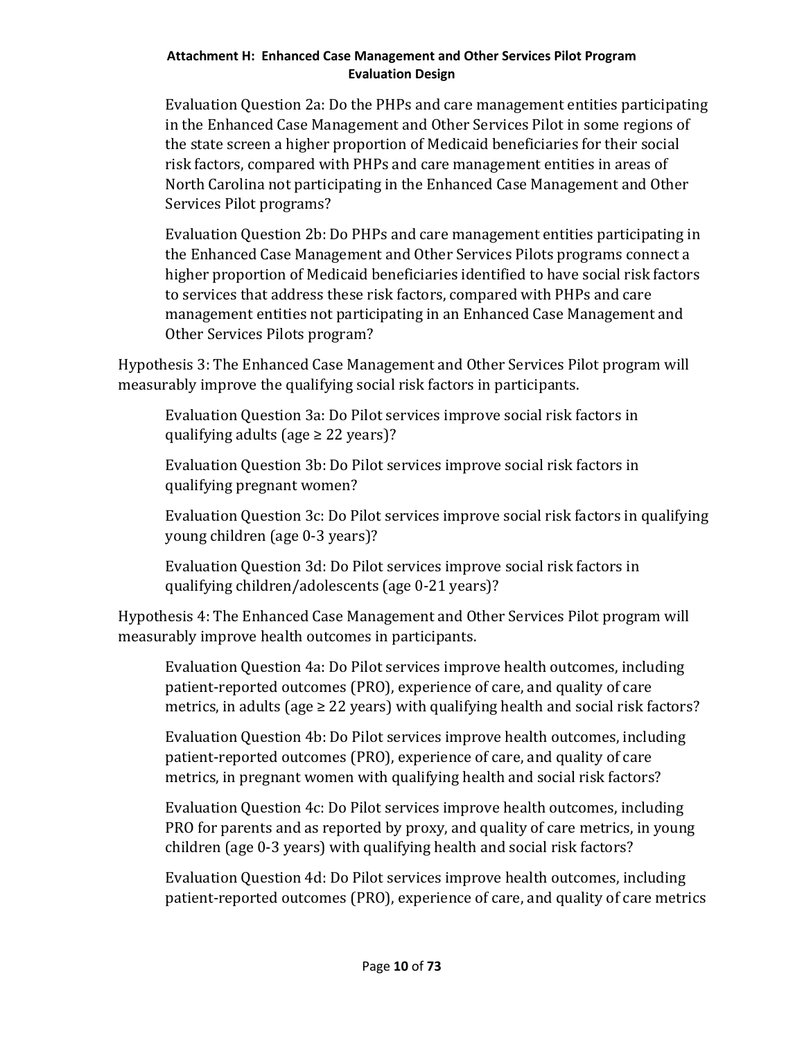Evaluation Question 2a: Do the PHPs and care management entities participating in the Enhanced Case Management and Other Services Pilot in some regions of the state screen a higher proportion of Medicaid beneficiaries for their social risk factors, compared with PHPs and care management entities in areas of North Carolina not participating in the Enhanced Case Management and Other Services Pilot programs?

Evaluation Question 2b: Do PHPs and care management entities participating in the Enhanced Case Management and Other Services Pilots programs connect a higher proportion of Medicaid beneficiaries identified to have social risk factors to services that address these risk factors, compared with PHPs and care management entities not participating in an Enhanced Case Management and Other Services Pilots program?

Hypothesis 3: The Enhanced Case Management and Other Services Pilot program will measurably improve the qualifying social risk factors in participants.

Evaluation Question 3a: Do Pilot services improve social risk factors in qualifying adults (age ≥ 22 years)?

Evaluation Question 3b: Do Pilot services improve social risk factors in qualifying pregnant women?

Evaluation Question 3c: Do Pilot services improve social risk factors in qualifying young children (age 0-3 years)?

Evaluation Question 3d: Do Pilot services improve social risk factors in qualifying children/adolescents (age 0-21 years)?

Hypothesis 4: The Enhanced Case Management and Other Services Pilot program will measurably improve health outcomes in participants.

Evaluation Question 4a: Do Pilot services improve health outcomes, including patient-reported outcomes (PRO), experience of care, and quality of care metrics, in adults (age ≥ 22 years) with qualifying health and social risk factors?

Evaluation Question 4b: Do Pilot services improve health outcomes, including patient-reported outcomes (PRO), experience of care, and quality of care metrics, in pregnant women with qualifying health and social risk factors?

Evaluation Question 4c: Do Pilot services improve health outcomes, including PRO for parents and as reported by proxy, and quality of care metrics, in young children (age 0-3 years) with qualifying health and social risk factors?

Evaluation Question 4d: Do Pilot services improve health outcomes, including patient-reported outcomes (PRO), experience of care, and quality of care metrics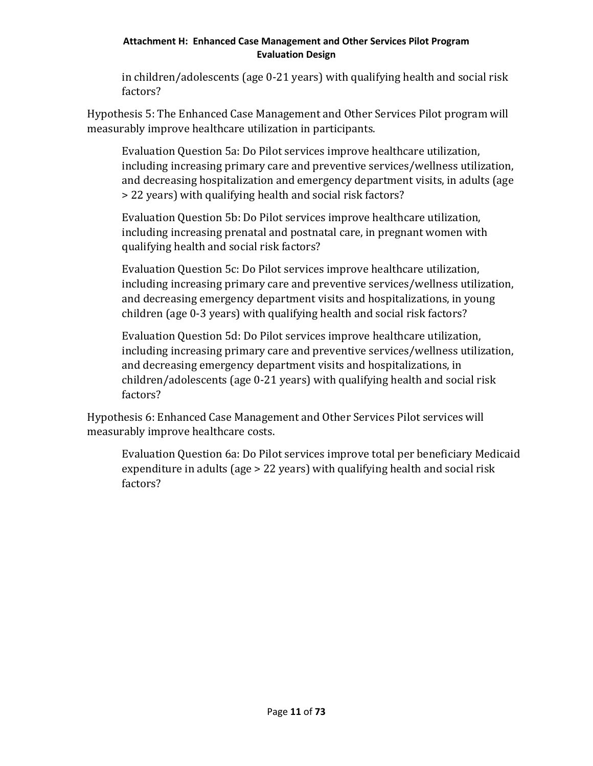in children/adolescents (age 0-21 years) with qualifying health and social risk factors?

Hypothesis 5: The Enhanced Case Management and Other Services Pilot program will measurably improve healthcare utilization in participants.

> Evaluation Question 5a: Do Pilot services improve healthcare utilization, including increasing primary care and preventive services/wellness utilization, and decreasing hospitalization and emergency department visits, in adults (age > 22 years) with qualifying health and social risk factors?

> Evaluation Question 5b: Do Pilot services improve healthcare utilization, including increasing prenatal and postnatal care, in pregnant women with qualifying health and social risk factors?

> Evaluation Question 5c: Do Pilot services improve healthcare utilization, including increasing primary care and preventive services/wellness utilization, and decreasing emergency department visits and hospitalizations, in young children (age 0-3 years) with qualifying health and social risk factors?

> Evaluation Question 5d: Do Pilot services improve healthcare utilization, including increasing primary care and preventive services/wellness utilization, and decreasing emergency department visits and hospitalizations, in children/adolescents (age 0-21 years) with qualifying health and social risk factors?

Hypothesis 6: Enhanced Case Management and Other Services Pilot services will measurably improve healthcare costs.

> Evaluation Question 6a: Do Pilot services improve total per beneficiary Medicaid expenditure in adults (age > 22 years) with qualifying health and social risk factors?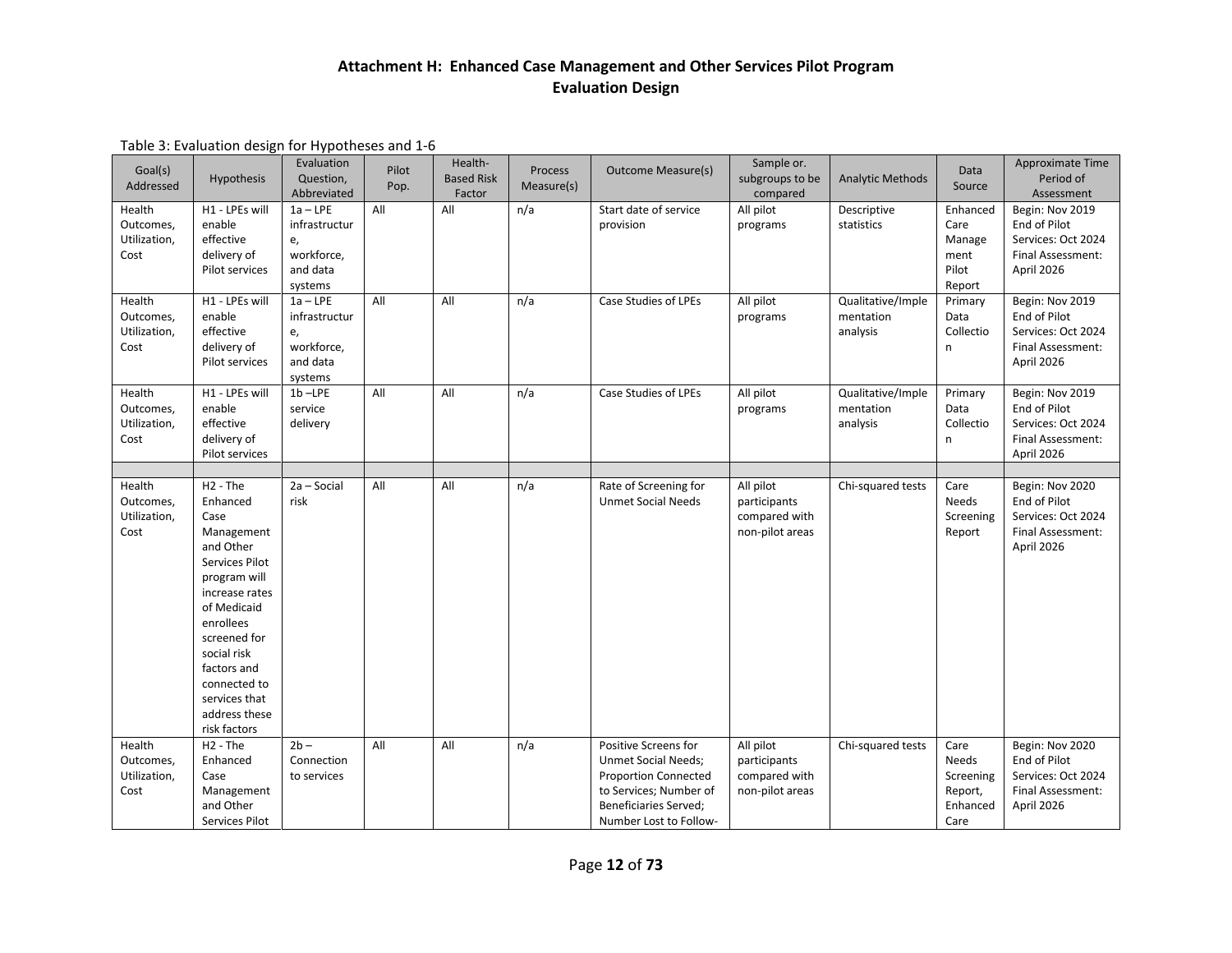## Attachment H: Enhanced Case Management and Other Services Pilot Program Evaluation Design

Table 3: Evaluation design for Hypotheses and 1-6

| Goal(s) Addressed | Hypothesis | Evaluation Question, Abbreviated | Pilot Pop. | Health-Based Risk Factor | Process Measure(s) | Outcome Measure(s) | Sample or. subgroups to be compared | Analytic Methods | Data Source | Approximate Time Period of Assessment |
|---|---|---|---|---|---|---|---|---|---|---|
| Health Outcomes, Utilization, Cost | H1 - LPEs will enable effective delivery of Pilot services | 1a – LPE infrastructure, workforce, and data systems | All | All | n/a | Start date of service provision | All pilot programs | Descriptive statistics | Enhanced Care Management Pilot Report | Begin: Nov 2019 End of Pilot Services: Oct 2024 Final Assessment: April 2026 |
| Health Outcomes, Utilization, Cost | H1 - LPEs will enable effective delivery of Pilot services | 1a – LPE infrastructure, workforce, and data systems | All | All | n/a | Case Studies of LPEs | All pilot programs | Qualitative/Implementation analysis | Primary Data Collection | Begin: Nov 2019 End of Pilot Services: Oct 2024 Final Assessment: April 2026 |
| Health Outcomes, Utilization, Cost | H1 - LPEs will enable effective delivery of Pilot services | 1b –LPE service delivery | All | All | n/a | Case Studies of LPEs | All pilot programs | Qualitative/Implementation analysis | Primary Data Collection | Begin: Nov 2019 End of Pilot Services: Oct 2024 Final Assessment: April 2026 |
| | | | | | | | | | | |
| Health Outcomes, Utilization, Cost | H2 - The Enhanced Case Management and Other Services Pilot program will increase rates of Medicaid enrollees screened for social risk factors and connected to services that address these risk factors | 2a – Social risk | All | All | n/a | Rate of Screening for Unmet Social Needs | All pilot participants compared with non-pilot areas | Chi-squared tests | Care Needs Screening Report | Begin: Nov 2020 End of Pilot Services: Oct 2024 Final Assessment: April 2026 |
| Health Outcomes, Utilization, Cost | H2 - The Enhanced Case Management and Other Services Pilot | 2b – Connection to services | All | All | n/a | Positive Screens for Unmet Social Needs; Proportion Connected to Services; Number of Beneficiaries Served; Number Lost to Follow- | All pilot participants compared with non-pilot areas | Chi-squared tests | Care Needs Screening Report, Enhanced Care | Begin: Nov 2020 End of Pilot Services: Oct 2024 Final Assessment: April 2026 |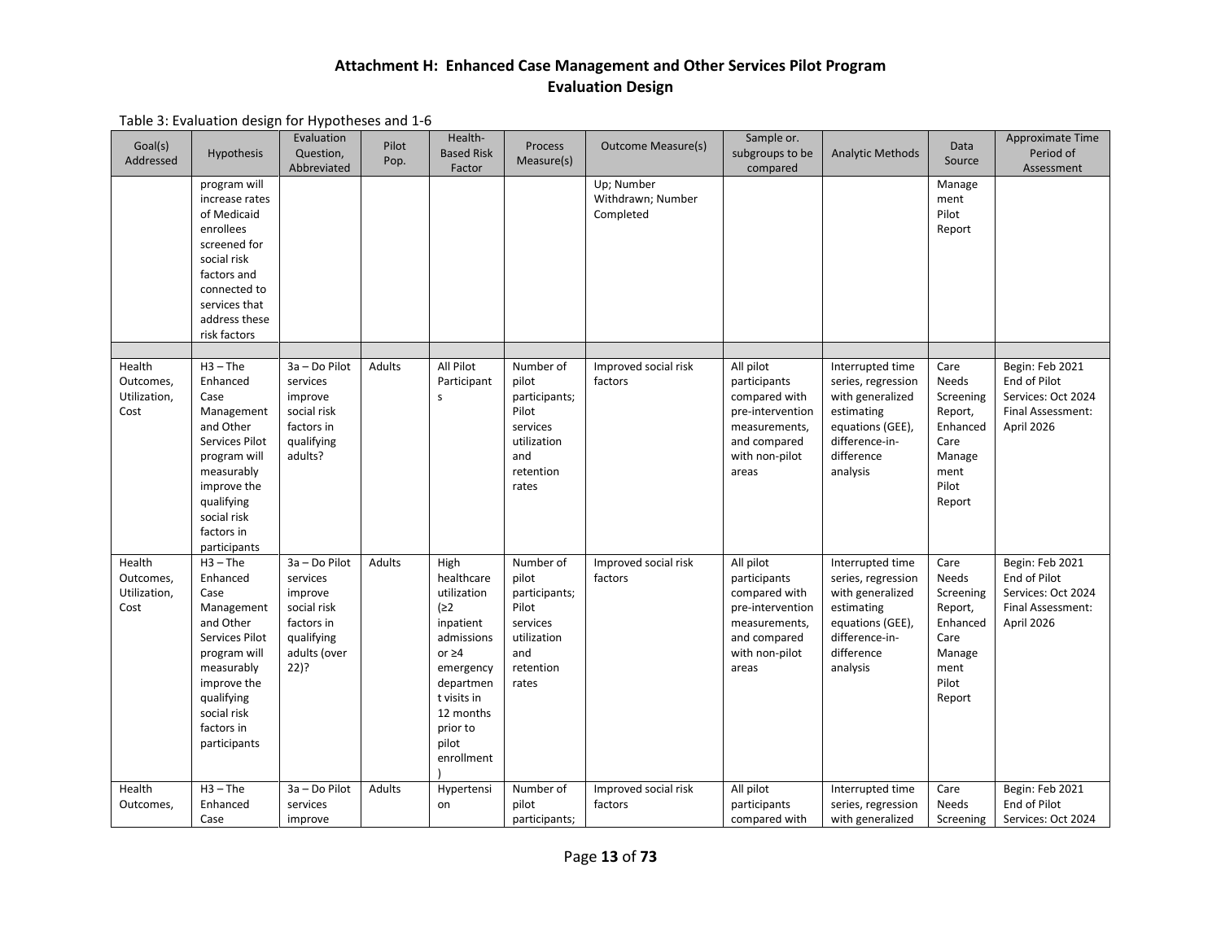## Attachment H: Enhanced Case Management and Other Services Pilot Program
## Evaluation Design

Table 3: Evaluation design for Hypotheses and 1-6

| Goal(s) Addressed | Hypothesis | Evaluation Question, Abbreviated | Pilot Pop. | Health-Based Risk Factor | Process Measure(s) | Outcome Measure(s) | Sample or. subgroups to be compared | Analytic Methods | Data Source | Approximate Time Period of Assessment |
|---|---|---|---|---|---|---|---|---|---|---|
| | program will increase rates of Medicaid enrollees screened for social risk factors and connected to services that address these risk factors | | | | | Up; Number Withdrawn; Number Completed | | | Management Pilot Report | |
| | | | | | | | | | | |
| Health Outcomes, Utilization, Cost | H3 – The Enhanced Case Management and Other Services Pilot program will measurably improve the qualifying social risk factors in participants | 3a – Do Pilot services improve social risk factors in qualifying adults? | Adults | All Pilot Participants | Number of pilot participants; Pilot services utilization and retention rates | Improved social risk factors | All pilot participants compared with pre-intervention measurements, and compared with non-pilot areas | Interrupted time series, regression with generalized estimating equations (GEE), difference-in-difference analysis | Care Needs Screening Report, Enhanced Care Management Pilot Report | Begin: Feb 2021 End of Pilot Services: Oct 2024 Final Assessment: April 2026 |
| Health Outcomes, Utilization, Cost | H3 – The Enhanced Case Management and Other Services Pilot program will measurably improve the qualifying social risk factors in participants | 3a – Do Pilot services improve social risk factors in qualifying adults (over 22)? | Adults | High healthcare utilization (≥2 inpatient admissions or ≥4 emergency department visits in 12 months prior to pilot enrollment) | Number of pilot participants; Pilot services utilization and retention rates | Improved social risk factors | All pilot participants compared with pre-intervention measurements, and compared with non-pilot areas | Interrupted time series, regression with generalized estimating equations (GEE), difference-in-difference analysis | Care Needs Screening Report, Enhanced Care Management Pilot Report | Begin: Feb 2021 End of Pilot Services: Oct 2024 Final Assessment: April 2026 |
| Health Outcomes, | H3 – The Enhanced Case | 3a – Do Pilot services improve | Adults | Hypertension | Number of pilot participants; | Improved social risk factors | All pilot participants compared with | Interrupted time series, regression with generalized | Care Needs Screening | Begin: Feb 2021 End of Pilot Services: Oct 2024 |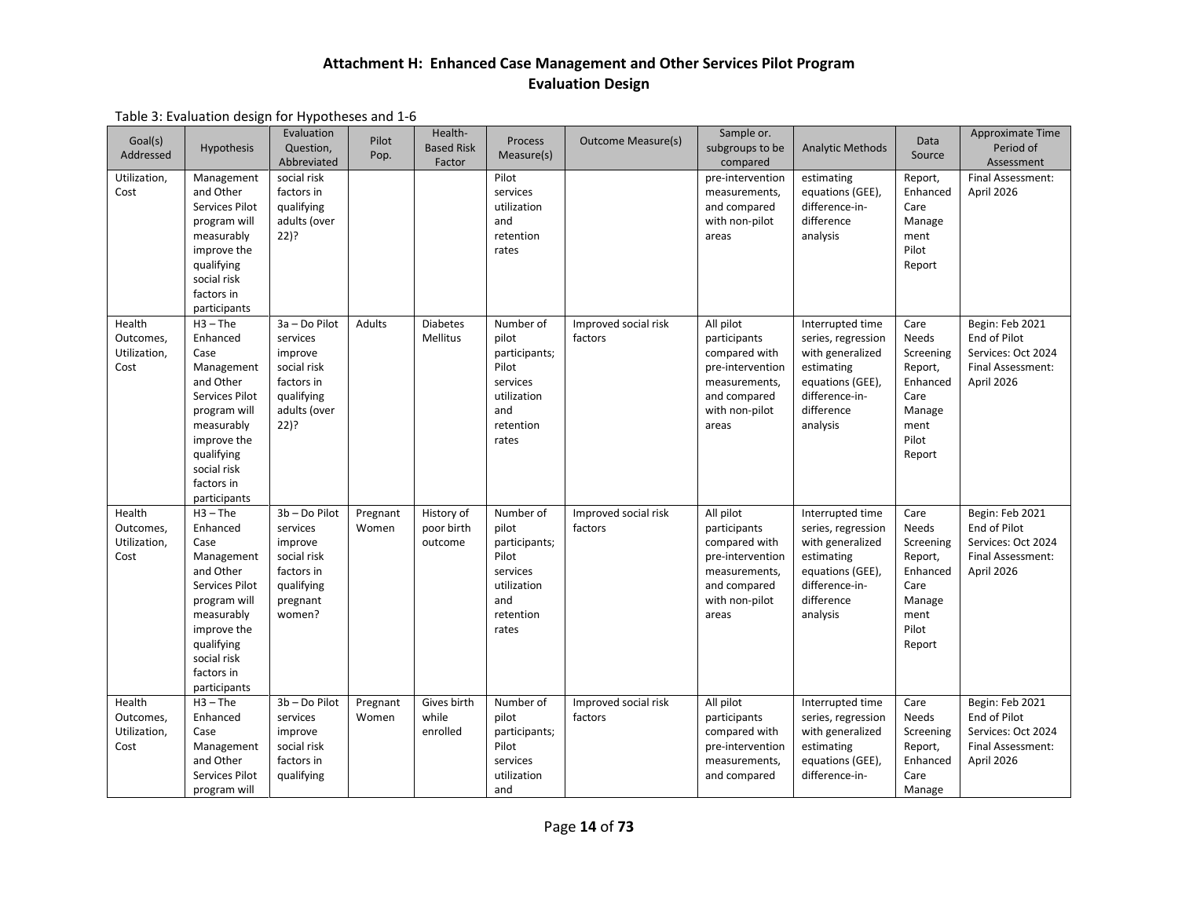# Attachment H: Enhanced Case Management and Other Services Pilot Program Evaluation Design

Table 3: Evaluation design for Hypotheses and 1-6

| Goal(s) Addressed | Hypothesis | Evaluation Question, Abbreviated | Pilot Pop. | Health-Based Risk Factor | Process Measure(s) | Outcome Measure(s) | Sample or. subgroups to be compared | Analytic Methods | Data Source | Approximate Time Period of Assessment |
|---|---|---|---|---|---|---|---|---|---|---|
| Utilization, Cost | Management and Other Services Pilot program will measurably improve the qualifying social risk factors in participants | social risk factors in qualifying adults (over 22)? | | | Pilot services utilization and retention rates | | pre-intervention measurements, and compared with non-pilot areas | estimating equations (GEE), difference-in-difference analysis | Report, Enhanced Care Management Pilot Report | Final Assessment: April 2026 |
| Health Outcomes, Utilization, Cost | H3 – The Enhanced Case Management and Other Services Pilot program will measurably improve the qualifying social risk factors in participants | 3a – Do Pilot services improve social risk factors in qualifying adults (over 22)? | Adults | Diabetes Mellitus | Number of pilot participants; Pilot services utilization and retention rates | Improved social risk factors | All pilot participants compared with pre-intervention measurements, and compared with non-pilot areas | Interrupted time series, regression with generalized estimating equations (GEE), difference-in-difference analysis | Care Needs Screening Report, Enhanced Care Management Pilot Report | Begin: Feb 2021 End of Pilot Services: Oct 2024 Final Assessment: April 2026 |
| Health Outcomes, Utilization, Cost | H3 – The Enhanced Case Management and Other Services Pilot program will measurably improve the qualifying social risk factors in participants | 3b – Do Pilot services improve social risk factors in qualifying pregnant women? | Pregnant Women | History of poor birth outcome | Number of pilot participants; Pilot services utilization and retention rates | Improved social risk factors | All pilot participants compared with pre-intervention measurements, and compared with non-pilot areas | Interrupted time series, regression with generalized estimating equations (GEE), difference-in-difference analysis | Care Needs Screening Report, Enhanced Care Management Pilot Report | Begin: Feb 2021 End of Pilot Services: Oct 2024 Final Assessment: April 2026 |
| Health Outcomes, Utilization, Cost | H3 – The Enhanced Case Management and Other Services Pilot program will | 3b – Do Pilot services improve social risk factors in qualifying | Pregnant Women | Gives birth while enrolled | Number of pilot participants; Pilot services utilization and | Improved social risk factors | All pilot participants compared with pre-intervention measurements, and compared | Interrupted time series, regression with generalized estimating equations (GEE), difference-in- | Care Needs Screening Report, Enhanced Care Manage | Begin: Feb 2021 End of Pilot Services: Oct 2024 Final Assessment: April 2026 |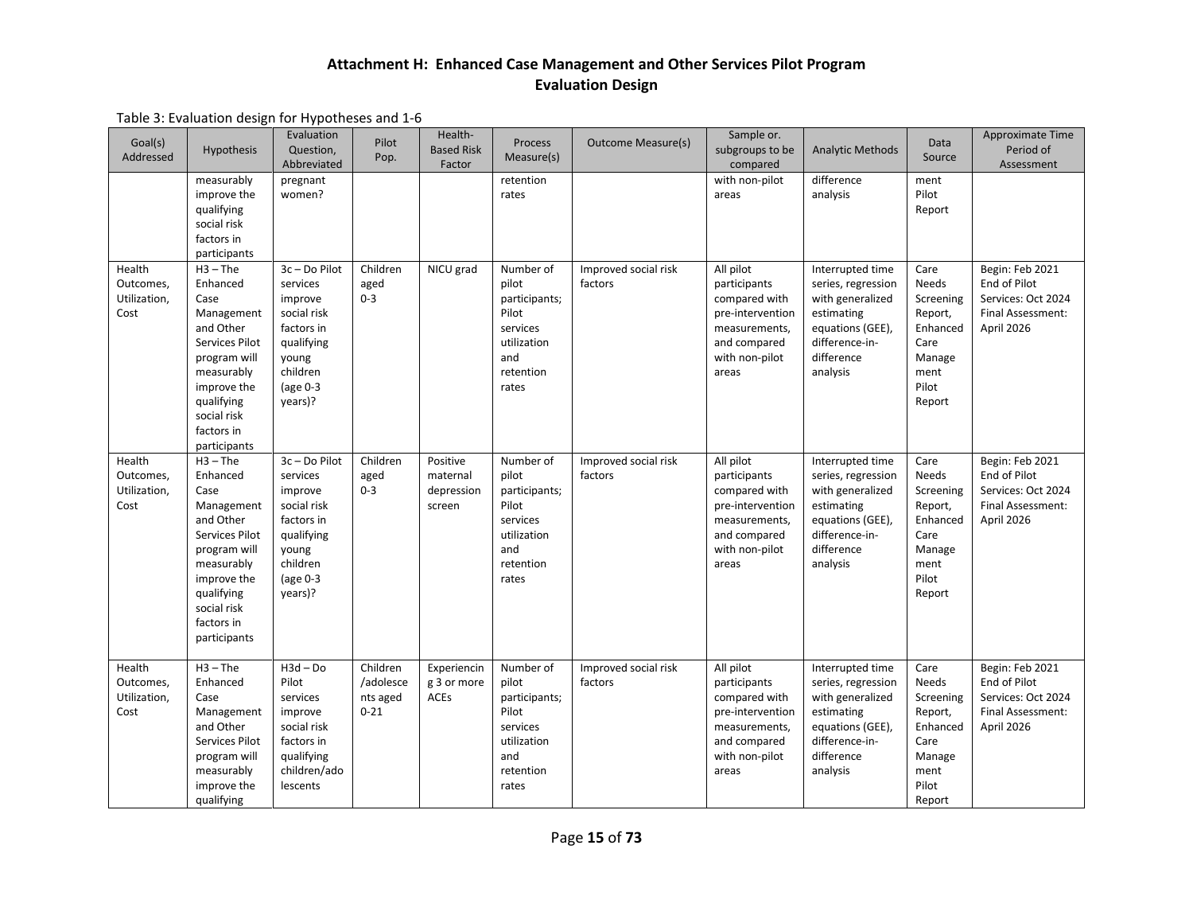# Attachment H: Enhanced Case Management and Other Services Pilot Program Evaluation Design

Table 3: Evaluation design for Hypotheses and 1-6

| Goal(s) Addressed | Hypothesis | Evaluation Question, Abbreviated | Pilot Pop. | Health-Based Risk Factor | Process Measure(s) | Outcome Measure(s) | Sample or. subgroups to be compared | Analytic Methods | Data Source | Approximate Time Period of Assessment |
|---|---|---|---|---|---|---|---|---|---|---|
| | measurably improve the qualifying social risk factors in participants | pregnant women? | | | retention rates | | with non-pilot areas | difference analysis | ment Pilot Report | |
| Health Outcomes, Utilization, Cost | H3 – The Enhanced Case Management and Other Services Pilot program will measurably improve the qualifying social risk factors in participants | 3c – Do Pilot services improve social risk factors in qualifying young children (age 0-3 years)? | Children aged 0-3 | NICU grad | Number of pilot participants; Pilot services utilization and retention rates | Improved social risk factors | All pilot participants compared with pre-intervention measurements, and compared with non-pilot areas | Interrupted time series, regression with generalized estimating equations (GEE), difference-in-difference analysis | Care Needs Screening Report, Enhanced Care Management Pilot Report | Begin: Feb 2021 End of Pilot Services: Oct 2024 Final Assessment: April 2026 |
| Health Outcomes, Utilization, Cost | H3 – The Enhanced Case Management and Other Services Pilot program will measurably improve the qualifying social risk factors in participants | 3c – Do Pilot services improve social risk factors in qualifying young children (age 0-3 years)? | Children aged 0-3 | Positive maternal depression screen | Number of pilot participants; Pilot services utilization and retention rates | Improved social risk factors | All pilot participants compared with pre-intervention measurements, and compared with non-pilot areas | Interrupted time series, regression with generalized estimating equations (GEE), difference-in-difference analysis | Care Needs Screening Report, Enhanced Care Management Pilot Report | Begin: Feb 2021 End of Pilot Services: Oct 2024 Final Assessment: April 2026 |
| Health Outcomes, Utilization, Cost | H3 – The Enhanced Case Management and Other Services Pilot program will measurably improve the qualifying | H3d – Do Pilot services improve social risk factors in qualifying children/adolescents | Children/adolescents aged 0-21 | Experiencing 3 or more ACEs | Number of pilot participants; Pilot services utilization and retention rates | Improved social risk factors | All pilot participants compared with pre-intervention measurements, and compared with non-pilot areas | Interrupted time series, regression with generalized estimating equations (GEE), difference-in-difference analysis | Care Needs Screening Report, Enhanced Care Management Pilot Report | Begin: Feb 2021 End of Pilot Services: Oct 2024 Final Assessment: April 2026 |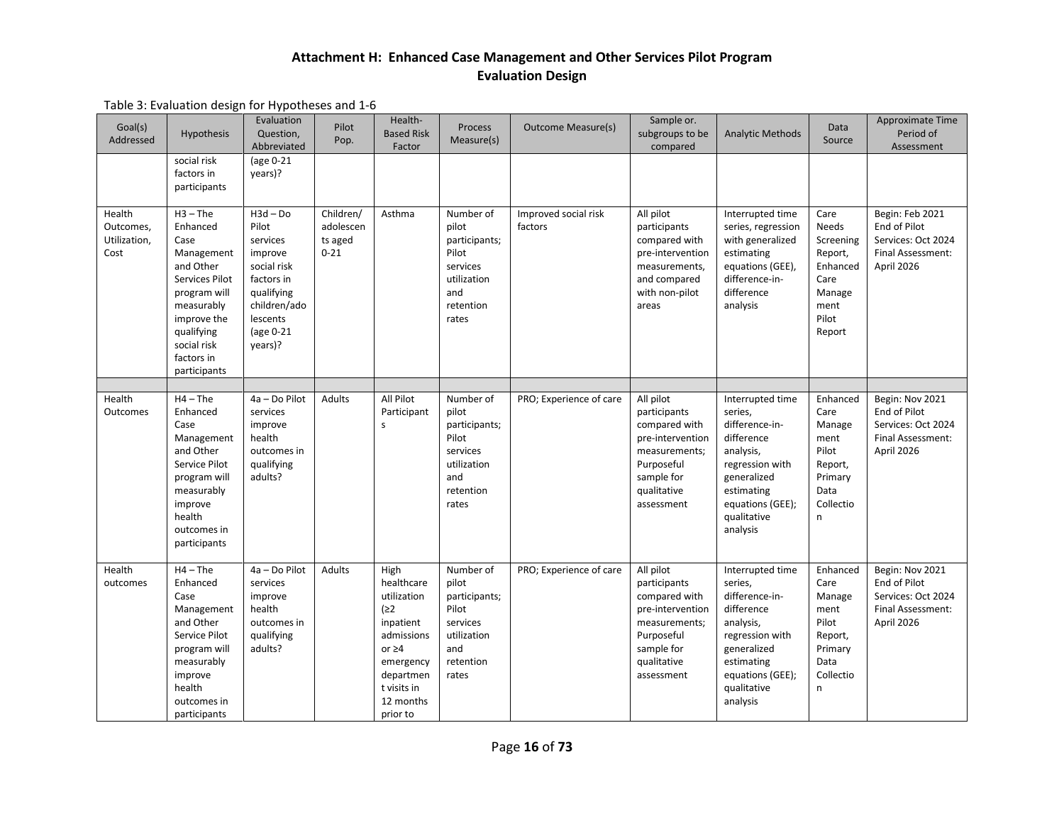## Attachment H: Enhanced Case Management and Other Services Pilot Program Evaluation Design

Table 3: Evaluation design for Hypotheses and 1-6

| Goal(s) Addressed | Hypothesis | Evaluation Question, Abbreviated | Pilot Pop. | Health-Based Risk Factor | Process Measure(s) | Outcome Measure(s) | Sample or. subgroups to be compared | Analytic Methods | Data Source | Approximate Time Period of Assessment |
|---|---|---|---|---|---|---|---|---|---|---|
| | social risk factors in participants | (age 0-21 years)? | | | | | | | | |
| Health Outcomes, Utilization, Cost | H3 – The Enhanced Case Management and Other Services Pilot program will measurably improve the qualifying social risk factors in participants | H3d – Do Pilot services improve social risk factors in qualifying children/adolescents (age 0-21 years)? | Children/ adolescents aged 0-21 | Asthma | Number of pilot participants; Pilot services utilization and retention rates | Improved social risk factors | All pilot participants compared with pre-intervention measurements, and compared with non-pilot areas | Interrupted time series, regression with generalized estimating equations (GEE), difference-in-difference analysis | Care Needs Screening Report, Enhanced Care Management Pilot Report | Begin: Feb 2021 End of Pilot Services: Oct 2024 Final Assessment: April 2026 |
| | | | | | | | | | | |
| Health Outcomes | H4 – The Enhanced Case Management and Other Service Pilot program will measurably improve health outcomes in participants | 4a – Do Pilot services improve health outcomes in qualifying adults? | Adults | All Pilot Participants | Number of pilot participants; Pilot services utilization and retention rates | PRO; Experience of care | All pilot participants compared with pre-intervention measurements; Purposeful sample for qualitative assessment | Interrupted time series, difference-in-difference analysis, regression with generalized estimating equations (GEE); qualitative analysis | Enhanced Care Management Pilot Report, Primary Data Collection | Begin: Nov 2021 End of Pilot Services: Oct 2024 Final Assessment: April 2026 |
| Health outcomes | H4 – The Enhanced Case Management and Other Service Pilot program will measurably improve health outcomes in participants | 4a – Do Pilot services improve health outcomes in qualifying adults? | Adults | High healthcare utilization (≥2 inpatient admissions or ≥4 emergency department visits in 12 months prior to | Number of pilot participants; Pilot services utilization and retention rates | PRO; Experience of care | All pilot participants compared with pre-intervention measurements; Purposeful sample for qualitative assessment | Interrupted time series, difference-in-difference analysis, regression with generalized estimating equations (GEE); qualitative analysis | Enhanced Care Management Pilot Report, Primary Data Collection | Begin: Nov 2021 End of Pilot Services: Oct 2024 Final Assessment: April 2026 |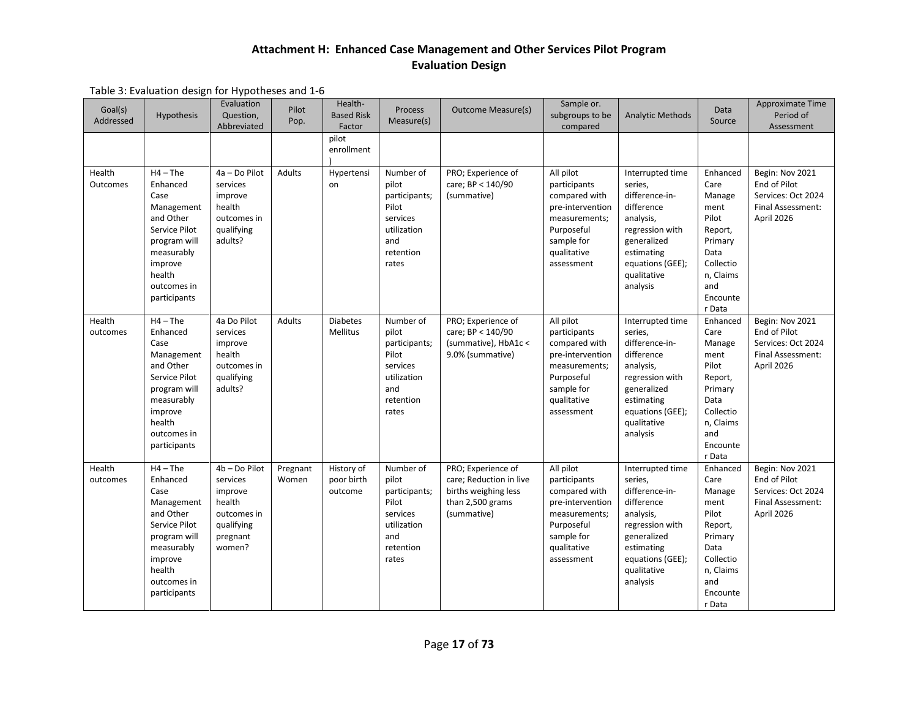# Attachment H: Enhanced Case Management and Other Services Pilot Program Evaluation Design

Table 3: Evaluation design for Hypotheses and 1-6

| Goal(s) Addressed | Hypothesis | Evaluation Question, Abbreviated | Pilot Pop. | Health-Based Risk Factor | Process Measure(s) | Outcome Measure(s) | Sample or. subgroups to be compared | Analytic Methods | Data Source | Approximate Time Period of Assessment |
|---|---|---|---|---|---|---|---|---|---|---|
| | | | | pilot enrollment ) | | | | | | |
| Health Outcomes | H4 – The Enhanced Case Management and Other Service Pilot program will measurably improve health outcomes in participants | 4a – Do Pilot services improve health outcomes in qualifying adults? | Adults | Hypertension | Number of pilot participants; Pilot services utilization and retention rates | PRO; Experience of care; BP < 140/90 (summative) | All pilot participants compared with pre-intervention measurements; Purposeful sample for qualitative assessment | Interrupted time series, difference-in-difference analysis, regression with generalized estimating equations (GEE); qualitative analysis | Enhanced Care Management Pilot Report, Primary Data Collection, Claims and Encounter Data | Begin: Nov 2021 End of Pilot Services: Oct 2024 Final Assessment: April 2026 |
| Health outcomes | H4 – The Enhanced Case Management and Other Service Pilot program will measurably improve health outcomes in participants | 4a Do Pilot services improve health outcomes in qualifying adults? | Adults | Diabetes Mellitus | Number of pilot participants; Pilot services utilization and retention rates | PRO; Experience of care; BP < 140/90 (summative), HbA1c < 9.0% (summative) | All pilot participants compared with pre-intervention measurements; Purposeful sample for qualitative assessment | Interrupted time series, difference-in-difference analysis, regression with generalized estimating equations (GEE); qualitative analysis | Enhanced Care Management Pilot Report, Primary Data Collection, Claims and Encounter Data | Begin: Nov 2021 End of Pilot Services: Oct 2024 Final Assessment: April 2026 |
| Health outcomes | H4 – The Enhanced Case Management and Other Service Pilot program will measurably improve health outcomes in participants | 4b – Do Pilot services improve health outcomes in qualifying pregnant women? | Pregnant Women | History of poor birth outcome | Number of pilot participants; Pilot services utilization and retention rates | PRO; Experience of care; Reduction in live births weighing less than 2,500 grams (summative) | All pilot participants compared with pre-intervention measurements; Purposeful sample for qualitative assessment | Interrupted time series, difference-in-difference analysis, regression with generalized estimating equations (GEE); qualitative analysis | Enhanced Care Management Pilot Report, Primary Data Collection, Claims and Encounter Data | Begin: Nov 2021 End of Pilot Services: Oct 2024 Final Assessment: April 2026 |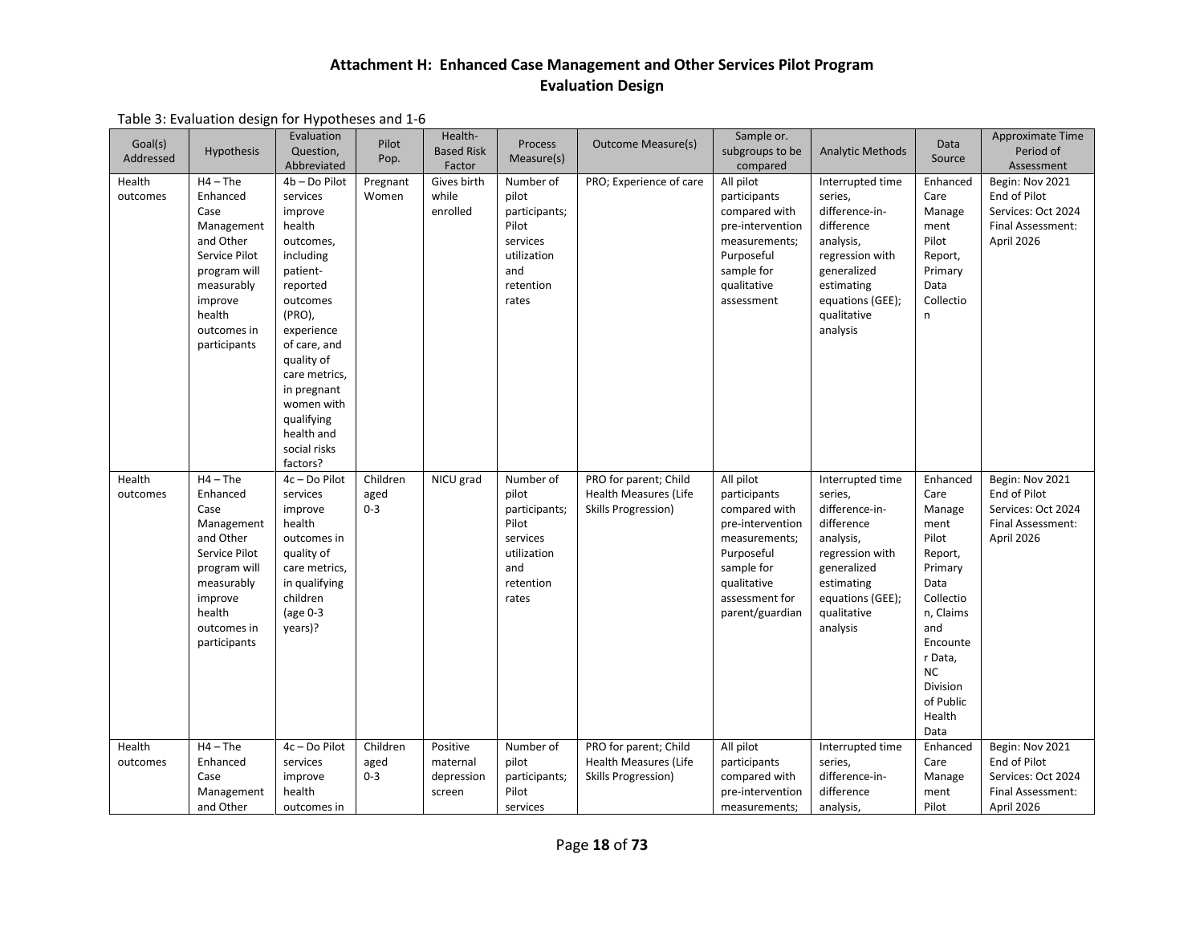### Attachment H: Enhanced Case Management and Other Services Pilot Program Evaluation Design

Table 3: Evaluation design for Hypotheses and 1-6

| Goal(s) Addressed | Hypothesis | Evaluation Question, Abbreviated | Pilot Pop. | Health-Based Risk Factor | Process Measure(s) | Outcome Measure(s) | Sample or. subgroups to be compared | Analytic Methods | Data Source | Approximate Time Period of Assessment |
|---|---|---|---|---|---|---|---|---|---|---|
| Health outcomes | H4 – The Enhanced Case Management and Other Service Pilot program will measurably improve health outcomes in participants | 4b – Do Pilot services improve health outcomes, including patient-reported outcomes (PRO), experience of care, and quality of care metrics, in pregnant women with qualifying health and social risks factors? | Pregnant Women | Gives birth while enrolled | Number of pilot participants; Pilot services utilization and retention rates | PRO; Experience of care | All pilot participants compared with pre-intervention measurements; Purposeful sample for qualitative assessment | Interrupted time series, difference-in-difference analysis, regression with generalized estimating equations (GEE); qualitative analysis | Enhanced Care Management Pilot Report, Primary Data Collection | Begin: Nov 2021 End of Pilot Services: Oct 2024 Final Assessment: April 2026 |
| Health outcomes | H4 – The Enhanced Case Management and Other Service Pilot program will measurably improve health outcomes in participants | 4c – Do Pilot services improve health outcomes in quality of care metrics, in qualifying children (age 0-3 years)? | Children aged 0-3 | NICU grad | Number of pilot participants; Pilot services utilization and retention rates | PRO for parent; Child Health Measures (Life Skills Progression) | All pilot participants compared with pre-intervention measurements; Purposeful sample for qualitative assessment for parent/guardian | Interrupted time series, difference-in-difference analysis, regression with generalized estimating equations (GEE); qualitative analysis | Enhanced Care Management Pilot Report, Primary Data Collection, Claims and Encounter Data, NC Division of Public Health Data | Begin: Nov 2021 End of Pilot Services: Oct 2024 Final Assessment: April 2026 |
| Health outcomes | H4 – The Enhanced Case Management and Other | 4c – Do Pilot services improve health outcomes in | Children aged 0-3 | Positive maternal depression screen | Number of pilot participants; Pilot services | PRO for parent; Child Health Measures (Life Skills Progression) | All pilot participants compared with pre-intervention measurements; | Interrupted time series, difference-in-difference analysis, | Enhanced Care Management Pilot | Begin: Nov 2021 End of Pilot Services: Oct 2024 Final Assessment: April 2026 |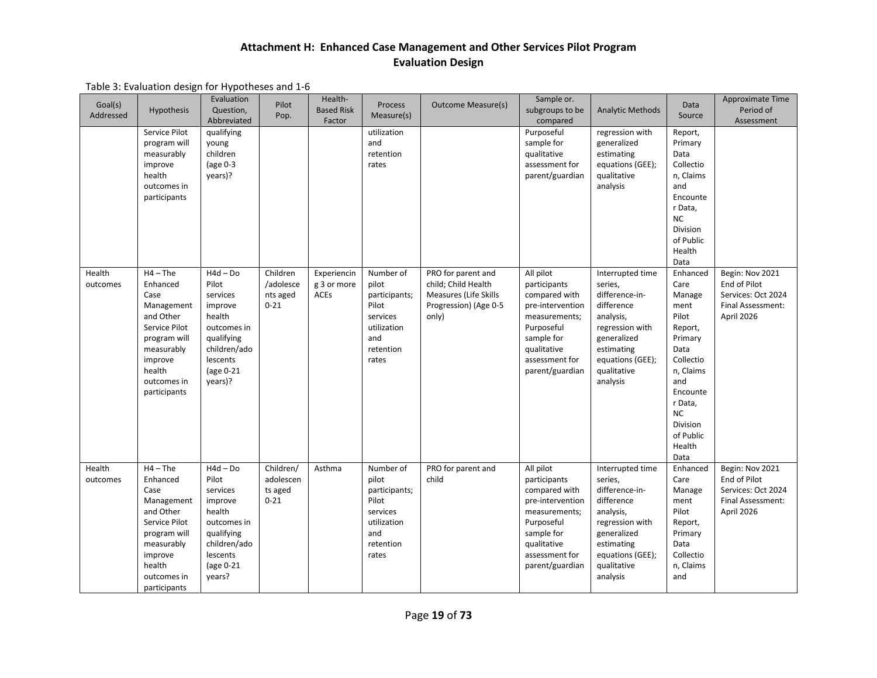## Attachment H: Enhanced Case Management and Other Services Pilot Program Evaluation Design

Table 3: Evaluation design for Hypotheses and 1-6

| Goal(s) Addressed | Hypothesis | Evaluation Question, Abbreviated | Pilot Pop. | Health-Based Risk Factor | Process Measure(s) | Outcome Measure(s) | Sample or. subgroups to be compared | Analytic Methods | Data Source | Approximate Time Period of Assessment |
|---|---|---|---|---|---|---|---|---|---|---|
| | Service Pilot program will measurably improve health outcomes in participants | qualifying young children (age 0-3 years)? | | | utilization and retention rates | | Purposeful sample for qualitative assessment for parent/guardian | regression with generalized estimating equations (GEE); qualitative analysis | Report, Primary Data Collection, Claims and Encounter Data, NC Division of Public Health Data | |
| Health outcomes | H4 – The Enhanced Case Management and Other Service Pilot program will measurably improve health outcomes in participants | H4d – Do Pilot services improve health outcomes in qualifying children/adolescents (age 0-21 years)? | Children /adolescents aged 0-21 | Experiencing 3 or more ACEs | Number of pilot participants; Pilot services utilization and retention rates | PRO for parent and child; Child Health Measures (Life Skills Progression) (Age 0-5 only) | All pilot participants compared with pre-intervention measurements; Purposeful sample for qualitative assessment for parent/guardian | Interrupted time series, difference-in-difference analysis, regression with generalized estimating equations (GEE); qualitative analysis | Enhanced Care Management Pilot Report, Primary Data Collection, Claims and Encounter Data, NC Division of Public Health Data | Begin: Nov 2021 End of Pilot Services: Oct 2024 Final Assessment: April 2026 |
| Health outcomes | H4 – The Enhanced Case Management and Other Service Pilot program will measurably improve health outcomes in participants | H4d – Do Pilot services improve health outcomes in qualifying children/adolescents (age 0-21 years? | Children/ adolescents aged 0-21 | Asthma | Number of pilot participants; Pilot services utilization and retention rates | PRO for parent and child | All pilot participants compared with pre-intervention measurements; Purposeful sample for qualitative assessment for parent/guardian | Interrupted time series, difference-in-difference analysis, regression with generalized estimating equations (GEE); qualitative analysis | Enhanced Care Management Pilot Report, Primary Data Collection, Claims and | Begin: Nov 2021 End of Pilot Services: Oct 2024 Final Assessment: April 2026 |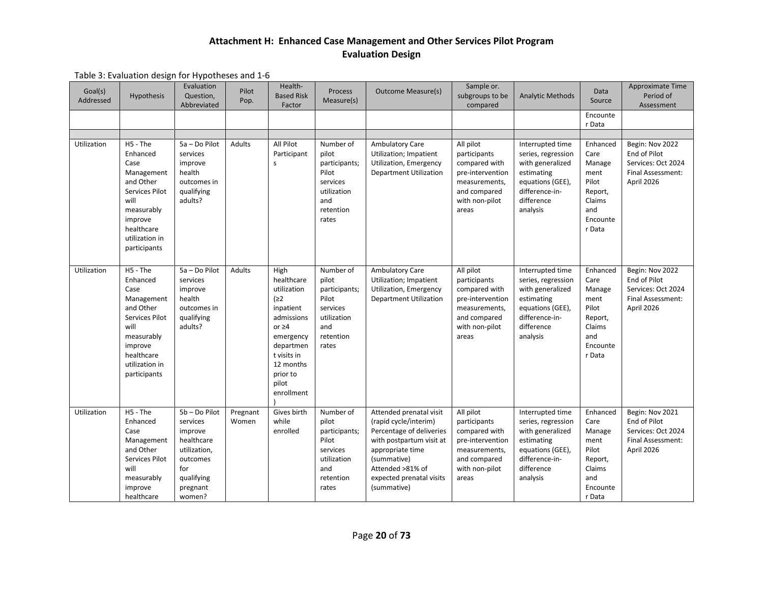# Attachment H: Enhanced Case Management and Other Services Pilot Program Evaluation Design

Table 3: Evaluation design for Hypotheses and 1-6

| Goal(s) Addressed | Hypothesis | Evaluation Question, Abbreviated | Pilot Pop. | Health-Based Risk Factor | Process Measure(s) | Outcome Measure(s) | Sample or. subgroups to be compared | Analytic Methods | Data Source | Approximate Time Period of Assessment |
|---|---|---|---|---|---|---|---|---|---|---|
| | | | | | | | | | Encounter Data | |
| | | | | | | | | | | |
| Utilization | H5 - The Enhanced Case Management and Other Services Pilot will measurably improve healthcare utilization in participants | 5a – Do Pilot services improve health outcomes in qualifying adults? | Adults | All Pilot Participants | Number of pilot participants; Pilot services utilization and retention rates | Ambulatory Care Utilization; Impatient Utilization, Emergency Department Utilization | All pilot participants compared with pre-intervention measurements, and compared with non-pilot areas | Interrupted time series, regression with generalized estimating equations (GEE), difference-in-difference analysis | Enhanced Care Management Pilot Report, Claims and Encounter Data | Begin: Nov 2022<br>End of Pilot Services: Oct 2024<br>Final Assessment: April 2026 |
| Utilization | H5 - The Enhanced Case Management and Other Services Pilot will measurably improve healthcare utilization in participants | 5a – Do Pilot services improve health outcomes in qualifying adults? | Adults | High healthcare utilization (≥2 inpatient admissions or ≥4 emergency department visits in 12 months prior to pilot enrollment) | Number of pilot participants; Pilot services utilization and retention rates | Ambulatory Care Utilization; Impatient Utilization, Emergency Department Utilization | All pilot participants compared with pre-intervention measurements, and compared with non-pilot areas | Interrupted time series, regression with generalized estimating equations (GEE), difference-in-difference analysis | Enhanced Care Management Pilot Report, Claims and Encounter Data | Begin: Nov 2022<br>End of Pilot Services: Oct 2024<br>Final Assessment: April 2026 |
| Utilization | H5 - The Enhanced Case Management and Other Services Pilot will measurably improve healthcare | 5b – Do Pilot services improve healthcare utilization, outcomes for qualifying pregnant women? | Pregnant Women | Gives birth while enrolled | Number of pilot participants; Pilot services utilization and retention rates | Attended prenatal visit (rapid cycle/interim)<br>Percentage of deliveries with postpartum visit at appropriate time (summative)<br>Attended >81% of expected prenatal visits (summative) | All pilot participants compared with pre-intervention measurements, and compared with non-pilot areas | Interrupted time series, regression with generalized estimating equations (GEE), difference-in-difference analysis | Enhanced Care Management Pilot Report, Claims and Encounter Data | Begin: Nov 2021<br>End of Pilot Services: Oct 2024<br>Final Assessment: April 2026 |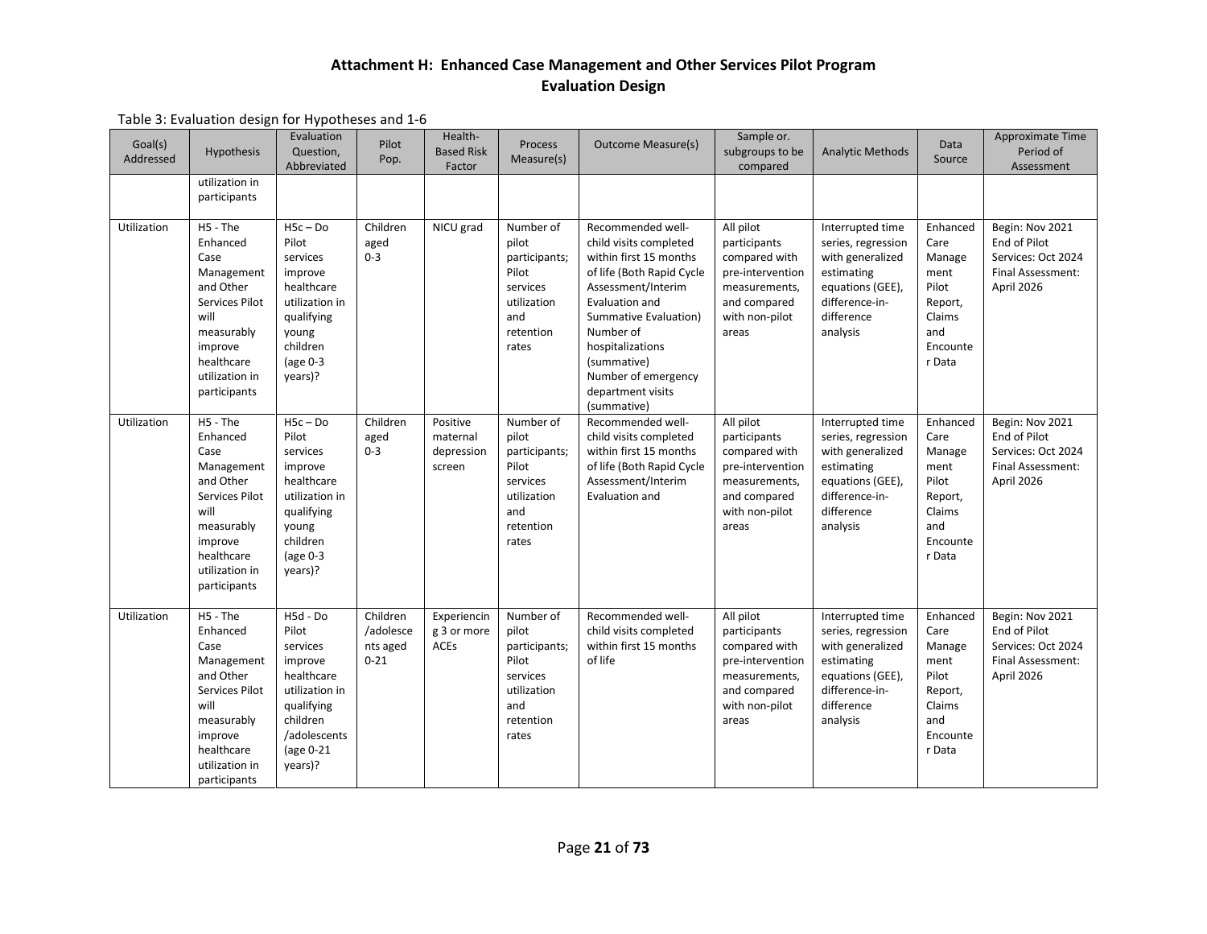**Attachment H: Enhanced Case Management and Other Services Pilot Program Evaluation Design**

Table 3: Evaluation design for Hypotheses and 1-6

| Goal(s) Addressed | Hypothesis | Evaluation Question, Abbreviated | Pilot Pop. | Health-Based Risk Factor | Process Measure(s) | Outcome Measure(s) | Sample or. subgroups to be compared | Analytic Methods | Data Source | Approximate Time Period of Assessment |
|---|---|---|---|---|---|---|---|---|---|---|
| | utilization in participants | | | | | | | | | |
| Utilization | H5 - The Enhanced Case Management and Other Services Pilot will measurably improve healthcare utilization in participants | H5c – Do Pilot services improve healthcare utilization in qualifying young children (age 0-3 years)? | Children aged 0-3 | NICU grad | Number of pilot participants; Pilot services utilization and retention rates | Recommended well-child visits completed within first 15 months of life (Both Rapid Cycle Assessment/Interim Evaluation and Summative Evaluation)<br>Number of hospitalizations (summative)<br>Number of emergency department visits (summative) | All pilot participants compared with pre-intervention measurements, and compared with non-pilot areas | Interrupted time series, regression with generalized estimating equations (GEE), difference-in-difference analysis | Enhanced Care Management Pilot Report, Claims and Encounter Data | Begin: Nov 2021<br>End of Pilot Services: Oct 2024<br>Final Assessment: April 2026 |
| Utilization | H5 - The Enhanced Case Management and Other Services Pilot will measurably improve healthcare utilization in participants | H5c – Do Pilot services improve healthcare utilization in qualifying young children (age 0-3 years)? | Children aged 0-3 | Positive maternal depression screen | Number of pilot participants; Pilot services utilization and retention rates | Recommended well-child visits completed within first 15 months of life (Both Rapid Cycle Assessment/Interim Evaluation and | All pilot participants compared with pre-intervention measurements, and compared with non-pilot areas | Interrupted time series, regression with generalized estimating equations (GEE), difference-in-difference analysis | Enhanced Care Management Pilot Report, Claims and Encounter Data | Begin: Nov 2021<br>End of Pilot Services: Oct 2024<br>Final Assessment: April 2026 |
| Utilization | H5 - The Enhanced Case Management and Other Services Pilot will measurably improve healthcare utilization in participants | H5d - Do Pilot services improve healthcare utilization in qualifying children /adolescents (age 0-21 years)? | Children /adolescents aged 0-21 | Experiencing 3 or more ACEs | Number of pilot participants; Pilot services utilization and retention rates | Recommended well-child visits completed within first 15 months of life | All pilot participants compared with pre-intervention measurements, and compared with non-pilot areas | Interrupted time series, regression with generalized estimating equations (GEE), difference-in-difference analysis | Enhanced Care Management Pilot Report, Claims and Encounter Data | Begin: Nov 2021<br>End of Pilot Services: Oct 2024<br>Final Assessment: April 2026 |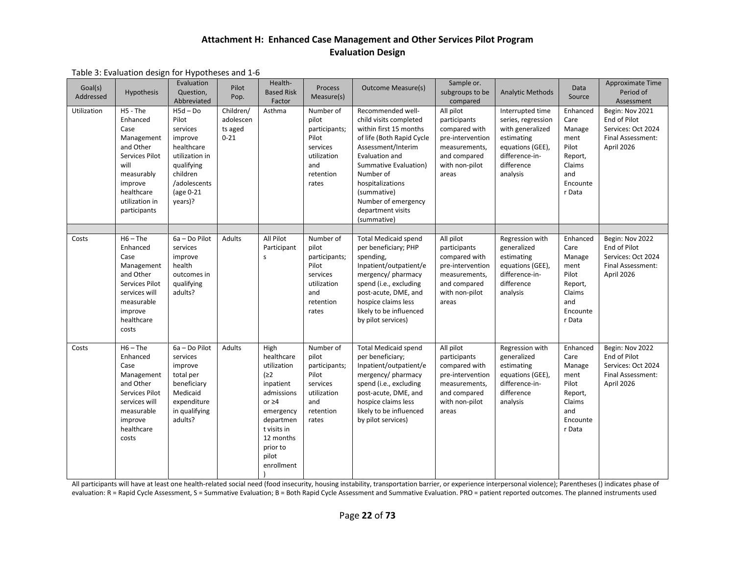## Attachment H: Enhanced Case Management and Other Services Pilot Program Evaluation Design

Table 3: Evaluation design for Hypotheses and 1-6

| Goal(s) Addressed | Hypothesis | Evaluation Question, Abbreviated | Pilot Pop. | Health-Based Risk Factor | Process Measure(s) | Outcome Measure(s) | Sample or. subgroups to be compared | Analytic Methods | Data Source | Approximate Time Period of Assessment |
|---|---|---|---|---|---|---|---|---|---|---|
| Utilization | H5 - The Enhanced Case Management and Other Services Pilot will measurably improve healthcare utilization in participants | H5d – Do Pilot services improve healthcare utilization in qualifying children /adolescents (age 0-21 years)? | Children/ adolescents aged 0-21 | Asthma | Number of pilot participants; Pilot services utilization and retention rates | Recommended well-child visits completed within first 15 months of life (Both Rapid Cycle Assessment/Interim Evaluation and Summative Evaluation)<br>Number of hospitalizations (summative)<br>Number of emergency department visits (summative) | All pilot participants compared with pre-intervention measurements, and compared with non-pilot areas | Interrupted time series, regression with generalized estimating equations (GEE), difference-in-difference analysis | Enhanced Care Management Pilot Report, Claims and Encounter Data | Begin: Nov 2021<br>End of Pilot Services: Oct 2024<br>Final Assessment: April 2026 |
| | | | | | | | | | | |
| Costs | H6 – The Enhanced Case Management and Other Services Pilot services will measurable improve healthcare costs | 6a – Do Pilot services improve health outcomes in qualifying adults? | Adults | All Pilot Participants | Number of pilot participants; Pilot services utilization and retention rates | Total Medicaid spend per beneficiary; PHP spending, Inpatient/outpatient/emergency/ pharmacy spend (i.e., excluding post-acute, DME, and hospice claims less likely to be influenced by pilot services) | All pilot participants compared with pre-intervention measurements, and compared with non-pilot areas | Regression with generalized estimating equations (GEE), difference-in-difference analysis | Enhanced Care Management Pilot Report, Claims and Encounter Data | Begin: Nov 2022<br>End of Pilot Services: Oct 2024<br>Final Assessment: April 2026 |
| Costs | H6 – The Enhanced Case Management and Other Services Pilot services will measurable improve healthcare costs | 6a – Do Pilot services improve total per beneficiary Medicaid expenditure in qualifying adults? | Adults | High healthcare utilization (≥2 inpatient admissions or ≥4 emergency department visits in 12 months prior to pilot enrollment) | Number of pilot participants; Pilot services utilization and retention rates | Total Medicaid spend per beneficiary; Inpatient/outpatient/emergency/ pharmacy spend (i.e., excluding post-acute, DME, and hospice claims less likely to be influenced by pilot services) | All pilot participants compared with pre-intervention measurements, and compared with non-pilot areas | Regression with generalized estimating equations (GEE), difference-in-difference analysis | Enhanced Care Management Pilot Report, Claims and Encounter Data | Begin: Nov 2022<br>End of Pilot Services: Oct 2024<br>Final Assessment: April 2026 |

All participants will have at least one health-related social need (food insecurity, housing instability, transportation barrier, or experience interpersonal violence); Parentheses () indicates phase of evaluation: R = Rapid Cycle Assessment, S = Summative Evaluation; B = Both Rapid Cycle Assessment and Summative Evaluation. PRO = patient reported outcomes. The planned instruments used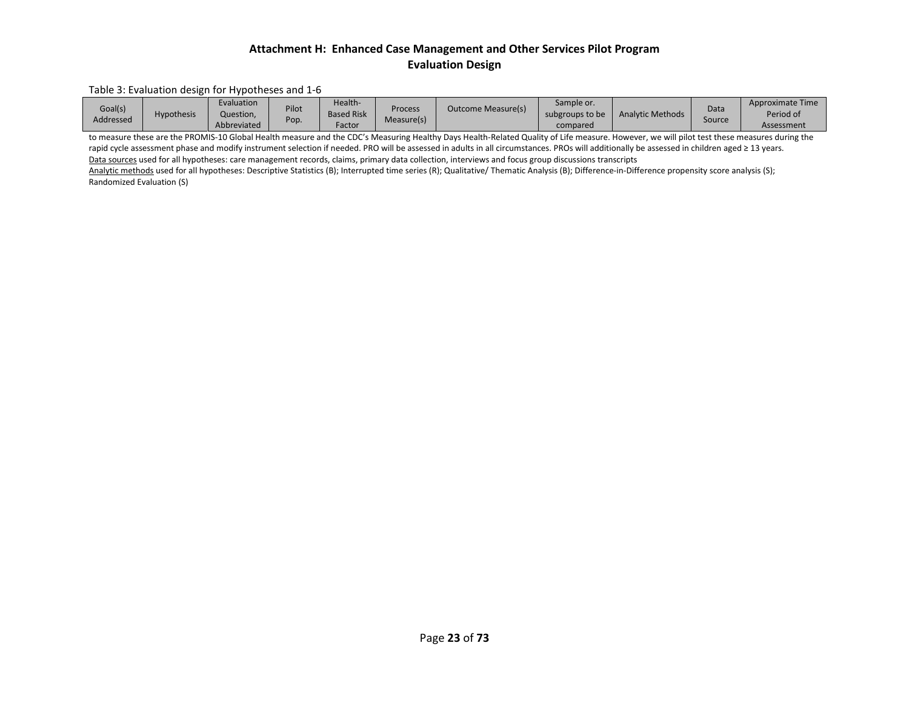## Attachment H: Enhanced Case Management and Other Services Pilot Program Evaluation Design

Table 3: Evaluation design for Hypotheses and 1-6

| Goal(s) Addressed | Hypothesis | Evaluation Question, Abbreviated | Pilot Pop. | Health-Based Risk Factor | Process Measure(s) | Outcome Measure(s) | Sample or. subgroups to be compared | Analytic Methods | Data Source | Approximate Time Period of Assessment |
|---|---|---|---|---|---|---|---|---|---|---|

to measure these are the PROMIS-10 Global Health measure and the CDC's Measuring Healthy Days Health-Related Quality of Life measure. However, we will pilot test these measures during the rapid cycle assessment phase and modify instrument selection if needed. PRO will be assessed in adults in all circumstances. PROs will additionally be assessed in children aged ≥ 13 years.

Data sources used for all hypotheses: care management records, claims, primary data collection, interviews and focus group discussions transcripts

Analytic methods used for all hypotheses: Descriptive Statistics (B); Interrupted time series (R); Qualitative/ Thematic Analysis (B); Difference-in-Difference propensity score analysis (S); Randomized Evaluation (S)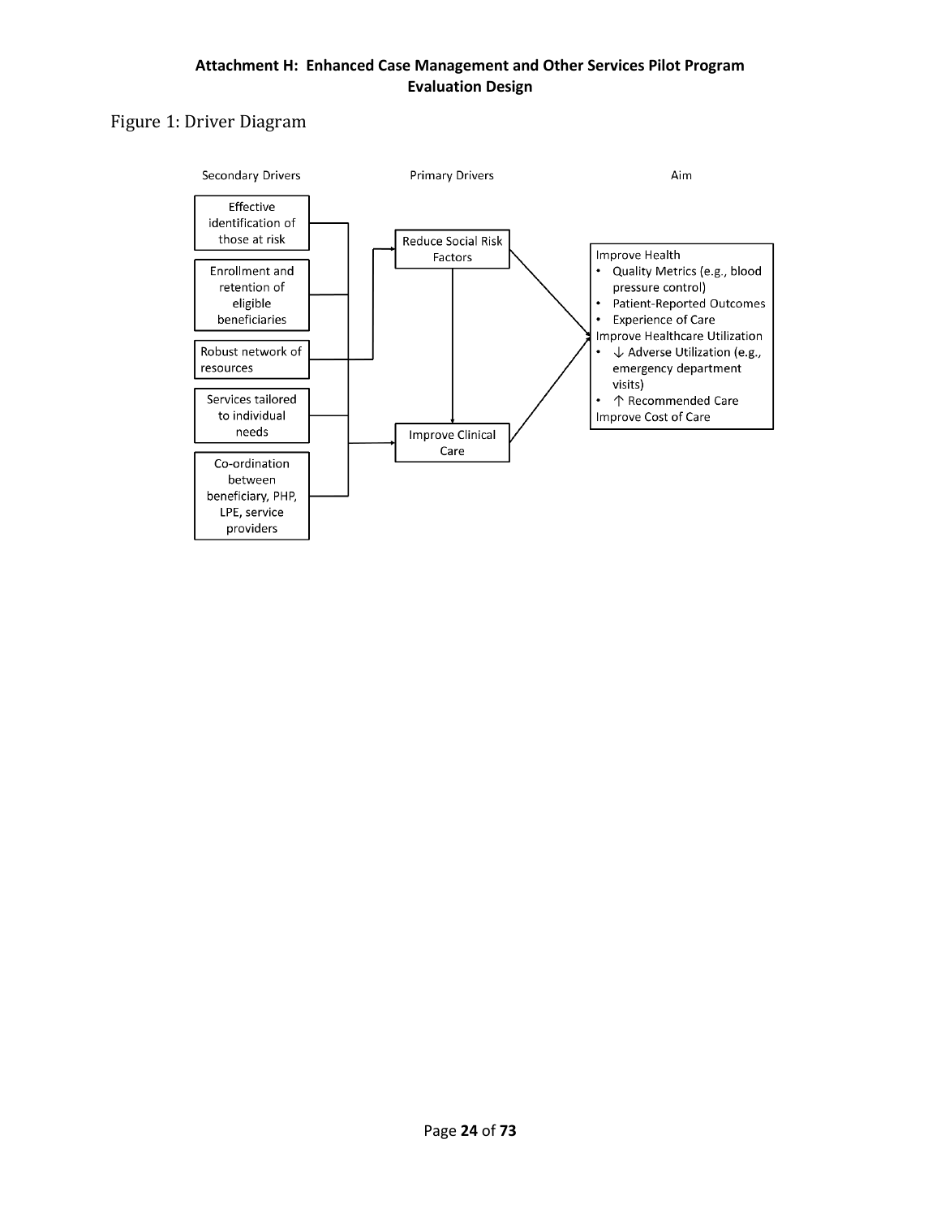Figure 1: Driver Diagram

Secondary Drivers

- Effective identification of those at risk
- Enrollment and retention of eligible beneficiaries
- Robust network of resources
- Services tailored to individual needs
- Co-ordination between beneficiary, PHP, LPE, service providers

Primary Drivers

- Reduce Social Risk Factors
- Improve Clinical Care

Aim

Improve Health
- Quality Metrics (e.g., blood pressure control)
- Patient-Reported Outcomes
- Experience of Care

Improve Healthcare Utilization
- ↓ Adverse Utilization (e.g., emergency department visits)
- ↑ Recommended Care

Improve Cost of Care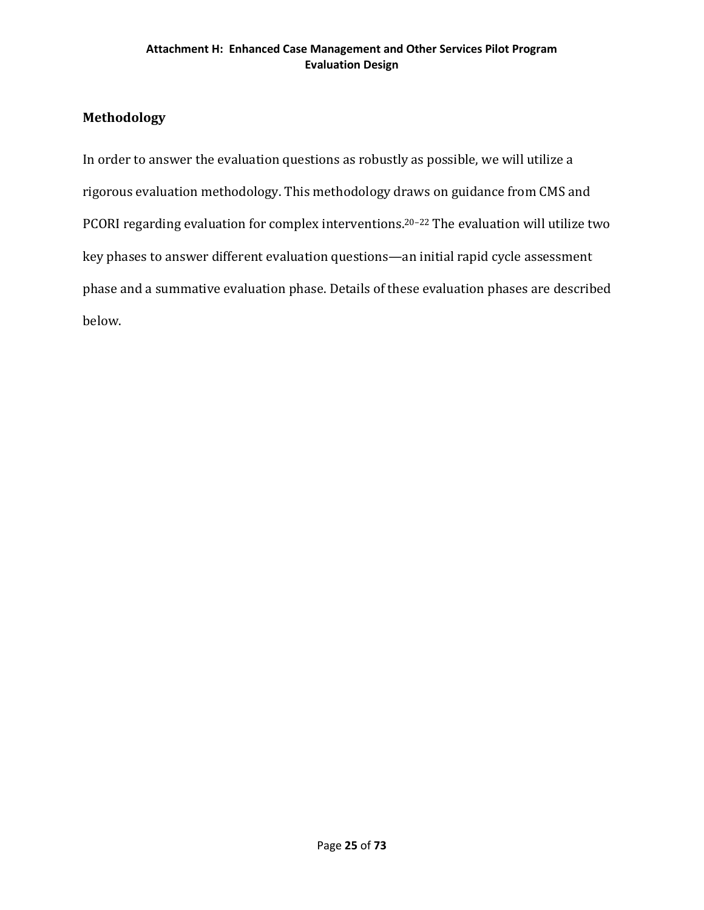## Methodology

In order to answer the evaluation questions as robustly as possible, we will utilize a rigorous evaluation methodology. This methodology draws on guidance from CMS and PCORI regarding evaluation for complex interventions.[20–22] The evaluation will utilize two key phases to answer different evaluation questions—an initial rapid cycle assessment phase and a summative evaluation phase. Details of these evaluation phases are described below.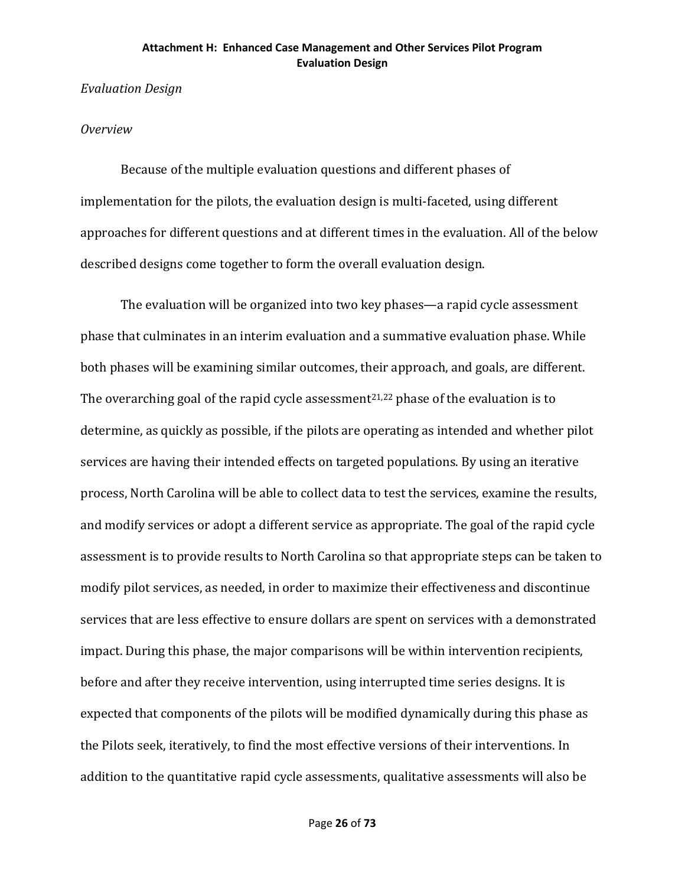*Evaluation Design*

*Overview*

Because of the multiple evaluation questions and different phases of implementation for the pilots, the evaluation design is multi-faceted, using different approaches for different questions and at different times in the evaluation. All of the below described designs come together to form the overall evaluation design.

The evaluation will be organized into two key phases—a rapid cycle assessment phase that culminates in an interim evaluation and a summative evaluation phase. While both phases will be examining similar outcomes, their approach, and goals, are different. The overarching goal of the rapid cycle assessment[21,22] phase of the evaluation is to determine, as quickly as possible, if the pilots are operating as intended and whether pilot services are having their intended effects on targeted populations. By using an iterative process, North Carolina will be able to collect data to test the services, examine the results, and modify services or adopt a different service as appropriate. The goal of the rapid cycle assessment is to provide results to North Carolina so that appropriate steps can be taken to modify pilot services, as needed, in order to maximize their effectiveness and discontinue services that are less effective to ensure dollars are spent on services with a demonstrated impact. During this phase, the major comparisons will be within intervention recipients, before and after they receive intervention, using interrupted time series designs. It is expected that components of the pilots will be modified dynamically during this phase as the Pilots seek, iteratively, to find the most effective versions of their interventions. In addition to the quantitative rapid cycle assessments, qualitative assessments will also be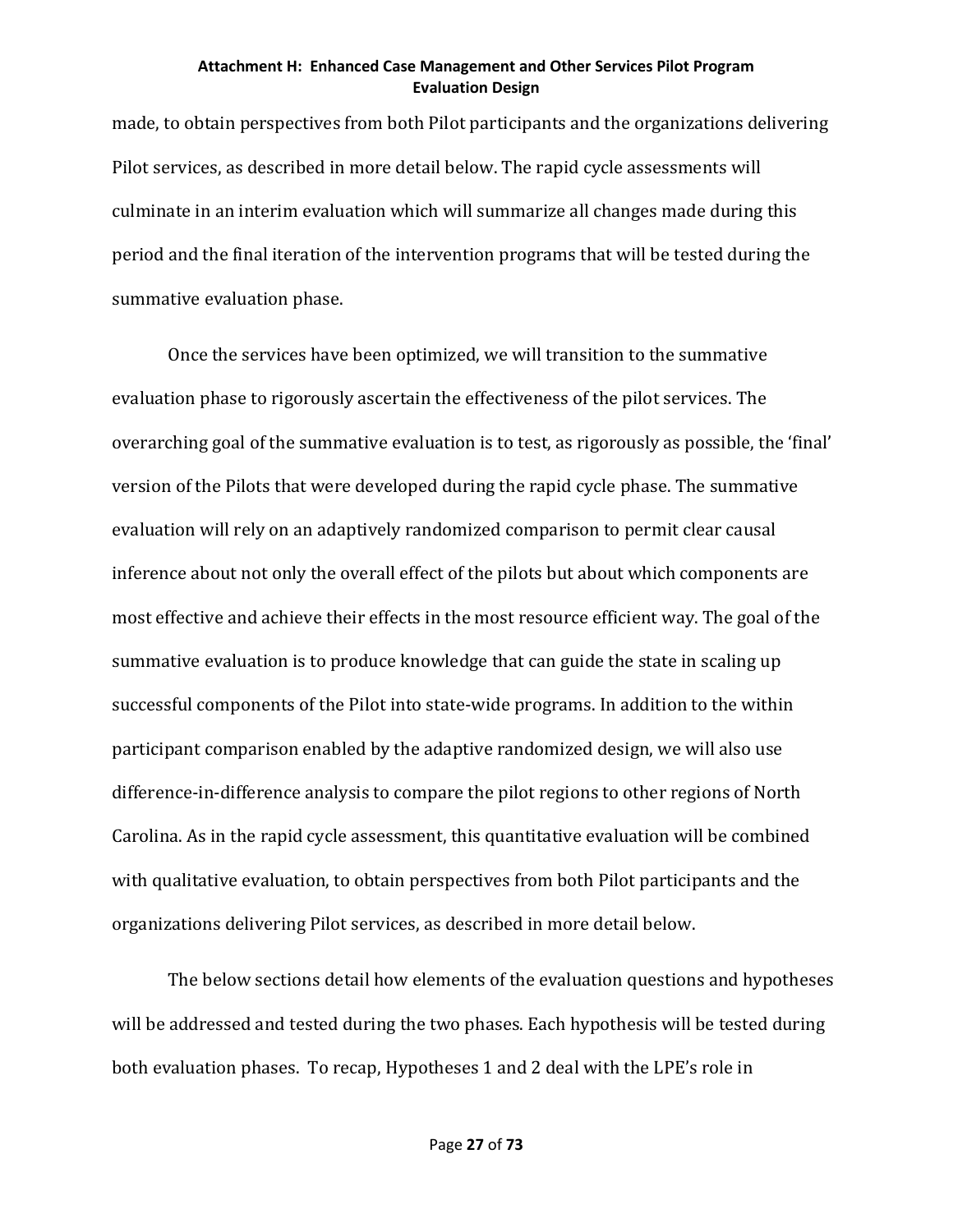made, to obtain perspectives from both Pilot participants and the organizations delivering Pilot services, as described in more detail below. The rapid cycle assessments will culminate in an interim evaluation which will summarize all changes made during this period and the final iteration of the intervention programs that will be tested during the summative evaluation phase.

Once the services have been optimized, we will transition to the summative evaluation phase to rigorously ascertain the effectiveness of the pilot services. The overarching goal of the summative evaluation is to test, as rigorously as possible, the 'final' version of the Pilots that were developed during the rapid cycle phase. The summative evaluation will rely on an adaptively randomized comparison to permit clear causal inference about not only the overall effect of the pilots but about which components are most effective and achieve their effects in the most resource efficient way. The goal of the summative evaluation is to produce knowledge that can guide the state in scaling up successful components of the Pilot into state-wide programs. In addition to the within participant comparison enabled by the adaptive randomized design, we will also use difference-in-difference analysis to compare the pilot regions to other regions of North Carolina. As in the rapid cycle assessment, this quantitative evaluation will be combined with qualitative evaluation, to obtain perspectives from both Pilot participants and the organizations delivering Pilot services, as described in more detail below.

The below sections detail how elements of the evaluation questions and hypotheses will be addressed and tested during the two phases. Each hypothesis will be tested during both evaluation phases. To recap, Hypotheses 1 and 2 deal with the LPE's role in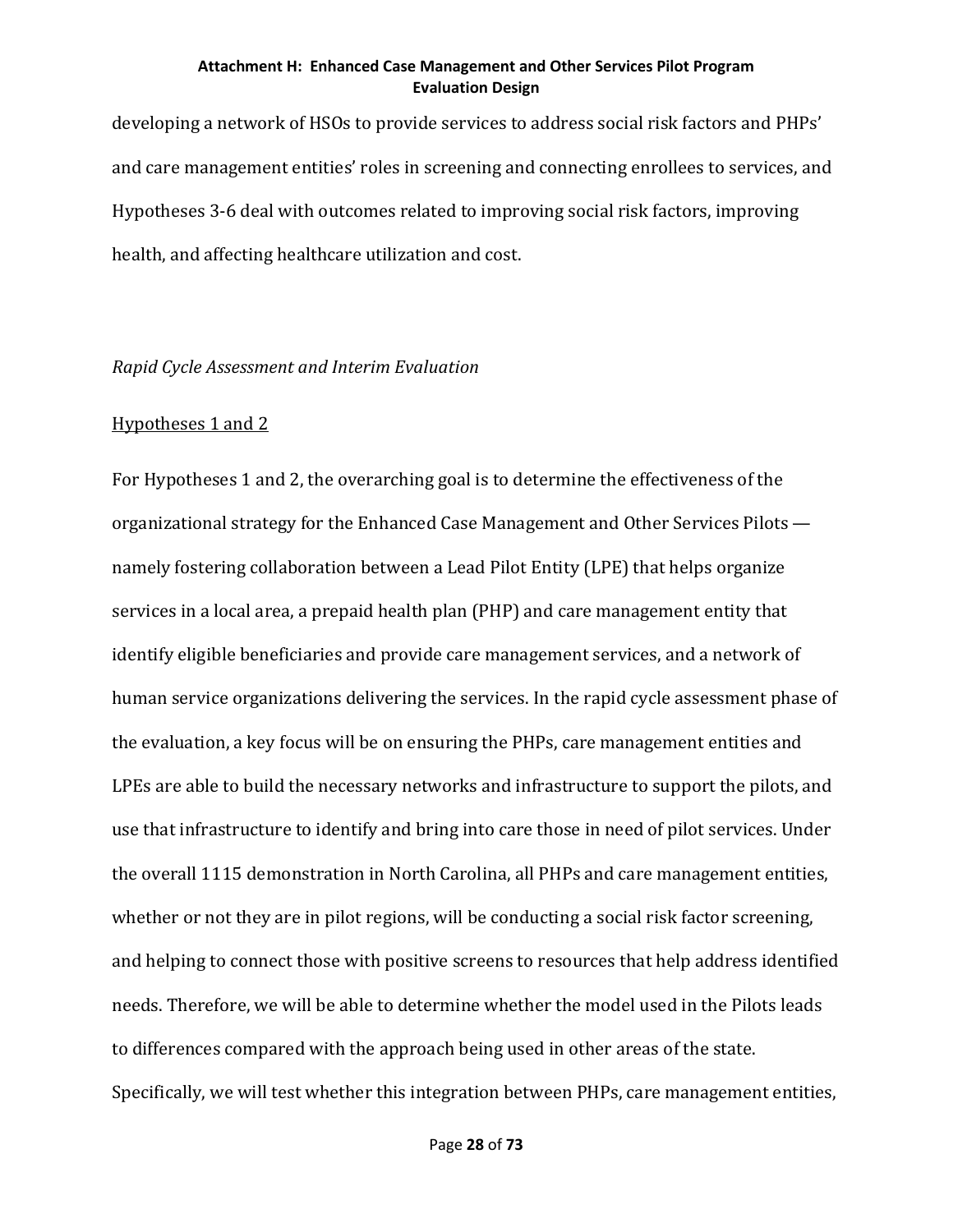developing a network of HSOs to provide services to address social risk factors and PHPs' and care management entities' roles in screening and connecting enrollees to services, and Hypotheses 3-6 deal with outcomes related to improving social risk factors, improving health, and affecting healthcare utilization and cost.

*Rapid Cycle Assessment and Interim Evaluation*

<u>Hypotheses 1 and 2</u>

For Hypotheses 1 and 2, the overarching goal is to determine the effectiveness of the organizational strategy for the Enhanced Case Management and Other Services Pilots — namely fostering collaboration between a Lead Pilot Entity (LPE) that helps organize services in a local area, a prepaid health plan (PHP) and care management entity that identify eligible beneficiaries and provide care management services, and a network of human service organizations delivering the services. In the rapid cycle assessment phase of the evaluation, a key focus will be on ensuring the PHPs, care management entities and LPEs are able to build the necessary networks and infrastructure to support the pilots, and use that infrastructure to identify and bring into care those in need of pilot services. Under the overall 1115 demonstration in North Carolina, all PHPs and care management entities, whether or not they are in pilot regions, will be conducting a social risk factor screening, and helping to connect those with positive screens to resources that help address identified needs. Therefore, we will be able to determine whether the model used in the Pilots leads to differences compared with the approach being used in other areas of the state. Specifically, we will test whether this integration between PHPs, care management entities,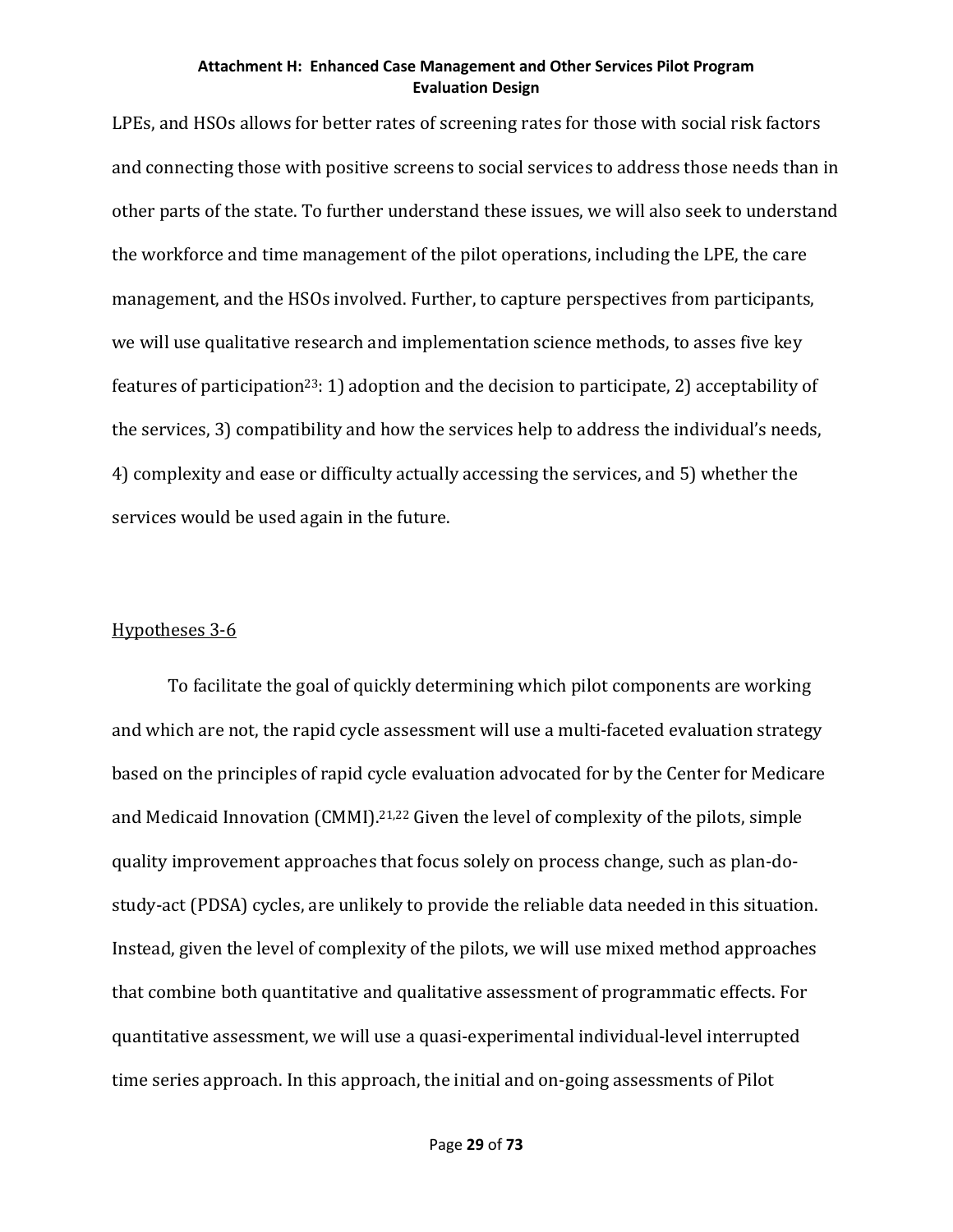LPEs, and HSOs allows for better rates of screening rates for those with social risk factors and connecting those with positive screens to social services to address those needs than in other parts of the state. To further understand these issues, we will also seek to understand the workforce and time management of the pilot operations, including the LPE, the care management, and the HSOs involved. Further, to capture perspectives from participants, we will use qualitative research and implementation science methods, to asses five key features of participation[23]: 1) adoption and the decision to participate, 2) acceptability of the services, 3) compatibility and how the services help to address the individual's needs, 4) complexity and ease or difficulty actually accessing the services, and 5) whether the services would be used again in the future.

Hypotheses 3-6

To facilitate the goal of quickly determining which pilot components are working and which are not, the rapid cycle assessment will use a multi-faceted evaluation strategy based on the principles of rapid cycle evaluation advocated for by the Center for Medicare and Medicaid Innovation (CMMI).[21,22] Given the level of complexity of the pilots, simple quality improvement approaches that focus solely on process change, such as plan-do-study-act (PDSA) cycles, are unlikely to provide the reliable data needed in this situation. Instead, given the level of complexity of the pilots, we will use mixed method approaches that combine both quantitative and qualitative assessment of programmatic effects. For quantitative assessment, we will use a quasi-experimental individual-level interrupted time series approach. In this approach, the initial and on-going assessments of Pilot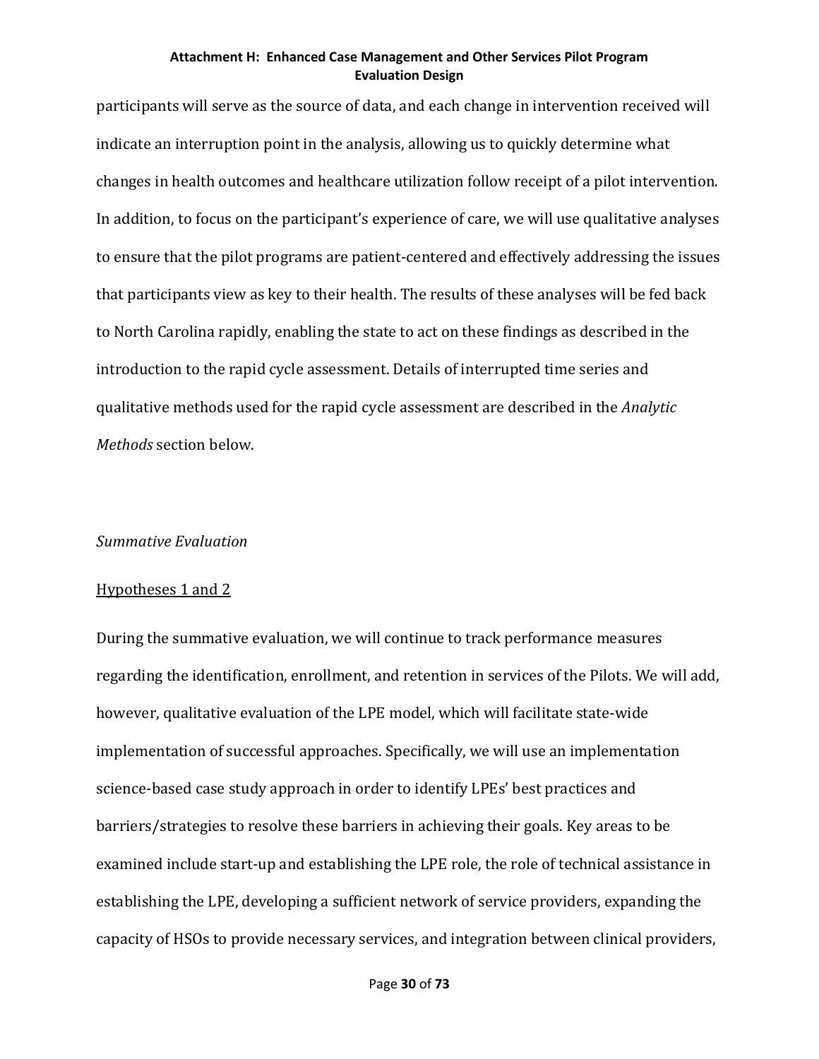participants will serve as the source of data, and each change in intervention received will indicate an interruption point in the analysis, allowing us to quickly determine what changes in health outcomes and healthcare utilization follow receipt of a pilot intervention. In addition, to focus on the participant's experience of care, we will use qualitative analyses to ensure that the pilot programs are patient-centered and effectively addressing the issues that participants view as key to their health. The results of these analyses will be fed back to North Carolina rapidly, enabling the state to act on these findings as described in the introduction to the rapid cycle assessment. Details of interrupted time series and qualitative methods used for the rapid cycle assessment are described in the *Analytic Methods* section below.

*Summative Evaluation*

<u>Hypotheses 1 and 2</u>

During the summative evaluation, we will continue to track performance measures regarding the identification, enrollment, and retention in services of the Pilots. We will add, however, qualitative evaluation of the LPE model, which will facilitate state-wide implementation of successful approaches. Specifically, we will use an implementation science-based case study approach in order to identify LPEs' best practices and barriers/strategies to resolve these barriers in achieving their goals. Key areas to be examined include start-up and establishing the LPE role, the role of technical assistance in establishing the LPE, developing a sufficient network of service providers, expanding the capacity of HSOs to provide necessary services, and integration between clinical providers,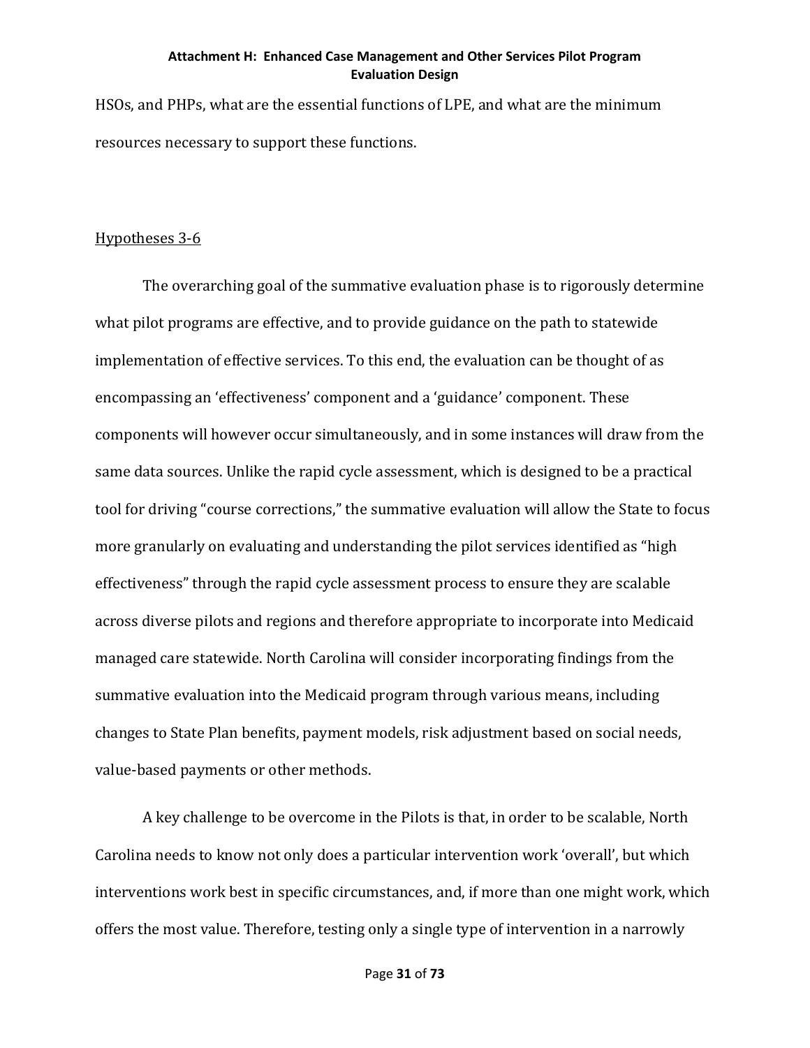HSOs, and PHPs, what are the essential functions of LPE, and what are the minimum resources necessary to support these functions.

Hypotheses 3-6

The overarching goal of the summative evaluation phase is to rigorously determine what pilot programs are effective, and to provide guidance on the path to statewide implementation of effective services. To this end, the evaluation can be thought of as encompassing an 'effectiveness' component and a 'guidance' component. These components will however occur simultaneously, and in some instances will draw from the same data sources. Unlike the rapid cycle assessment, which is designed to be a practical tool for driving "course corrections," the summative evaluation will allow the State to focus more granularly on evaluating and understanding the pilot services identified as "high effectiveness" through the rapid cycle assessment process to ensure they are scalable across diverse pilots and regions and therefore appropriate to incorporate into Medicaid managed care statewide. North Carolina will consider incorporating findings from the summative evaluation into the Medicaid program through various means, including changes to State Plan benefits, payment models, risk adjustment based on social needs, value-based payments or other methods.

A key challenge to be overcome in the Pilots is that, in order to be scalable, North Carolina needs to know not only does a particular intervention work 'overall', but which interventions work best in specific circumstances, and, if more than one might work, which offers the most value. Therefore, testing only a single type of intervention in a narrowly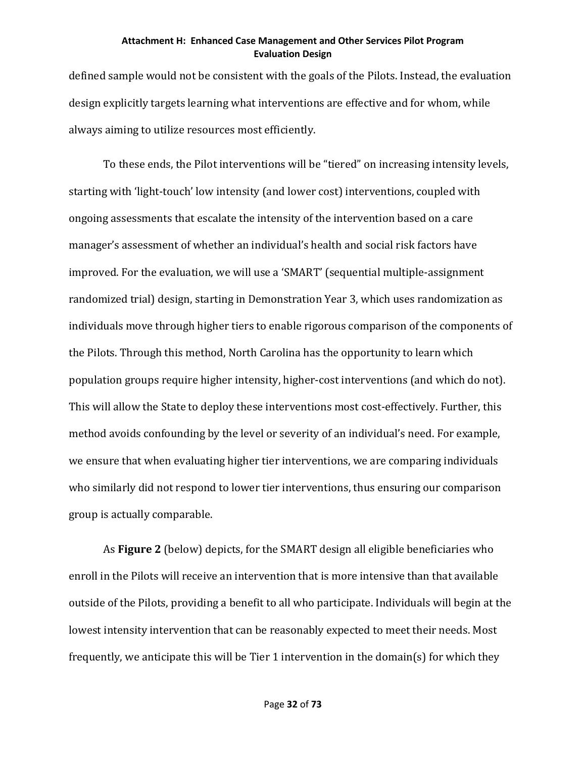defined sample would not be consistent with the goals of the Pilots. Instead, the evaluation design explicitly targets learning what interventions are effective and for whom, while always aiming to utilize resources most efficiently.

To these ends, the Pilot interventions will be "tiered" on increasing intensity levels, starting with 'light-touch' low intensity (and lower cost) interventions, coupled with ongoing assessments that escalate the intensity of the intervention based on a care manager's assessment of whether an individual's health and social risk factors have improved. For the evaluation, we will use a 'SMART' (sequential multiple-assignment randomized trial) design, starting in Demonstration Year 3, which uses randomization as individuals move through higher tiers to enable rigorous comparison of the components of the Pilots. Through this method, North Carolina has the opportunity to learn which population groups require higher intensity, higher-cost interventions (and which do not). This will allow the State to deploy these interventions most cost-effectively. Further, this method avoids confounding by the level or severity of an individual's need. For example, we ensure that when evaluating higher tier interventions, we are comparing individuals who similarly did not respond to lower tier interventions, thus ensuring our comparison group is actually comparable.

As **Figure 2** (below) depicts, for the SMART design all eligible beneficiaries who enroll in the Pilots will receive an intervention that is more intensive than that available outside of the Pilots, providing a benefit to all who participate. Individuals will begin at the lowest intensity intervention that can be reasonably expected to meet their needs. Most frequently, we anticipate this will be Tier 1 intervention in the domain(s) for which they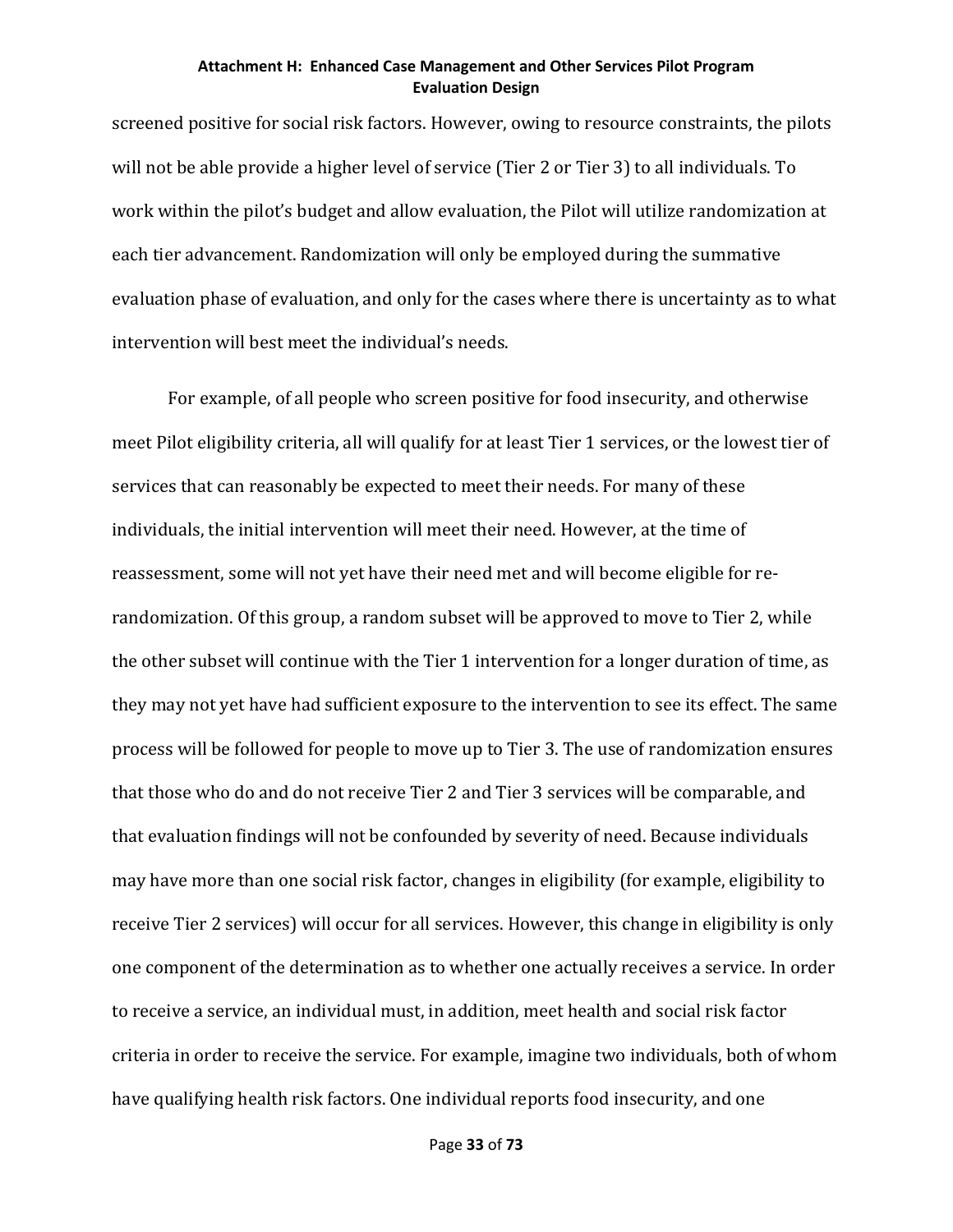screened positive for social risk factors. However, owing to resource constraints, the pilots will not be able provide a higher level of service (Tier 2 or Tier 3) to all individuals. To work within the pilot's budget and allow evaluation, the Pilot will utilize randomization at each tier advancement. Randomization will only be employed during the summative evaluation phase of evaluation, and only for the cases where there is uncertainty as to what intervention will best meet the individual's needs.

For example, of all people who screen positive for food insecurity, and otherwise meet Pilot eligibility criteria, all will qualify for at least Tier 1 services, or the lowest tier of services that can reasonably be expected to meet their needs. For many of these individuals, the initial intervention will meet their need. However, at the time of reassessment, some will not yet have their need met and will become eligible for re-randomization. Of this group, a random subset will be approved to move to Tier 2, while the other subset will continue with the Tier 1 intervention for a longer duration of time, as they may not yet have had sufficient exposure to the intervention to see its effect. The same process will be followed for people to move up to Tier 3. The use of randomization ensures that those who do and do not receive Tier 2 and Tier 3 services will be comparable, and that evaluation findings will not be confounded by severity of need. Because individuals may have more than one social risk factor, changes in eligibility (for example, eligibility to receive Tier 2 services) will occur for all services. However, this change in eligibility is only one component of the determination as to whether one actually receives a service. In order to receive a service, an individual must, in addition, meet health and social risk factor criteria in order to receive the service. For example, imagine two individuals, both of whom have qualifying health risk factors. One individual reports food insecurity, and one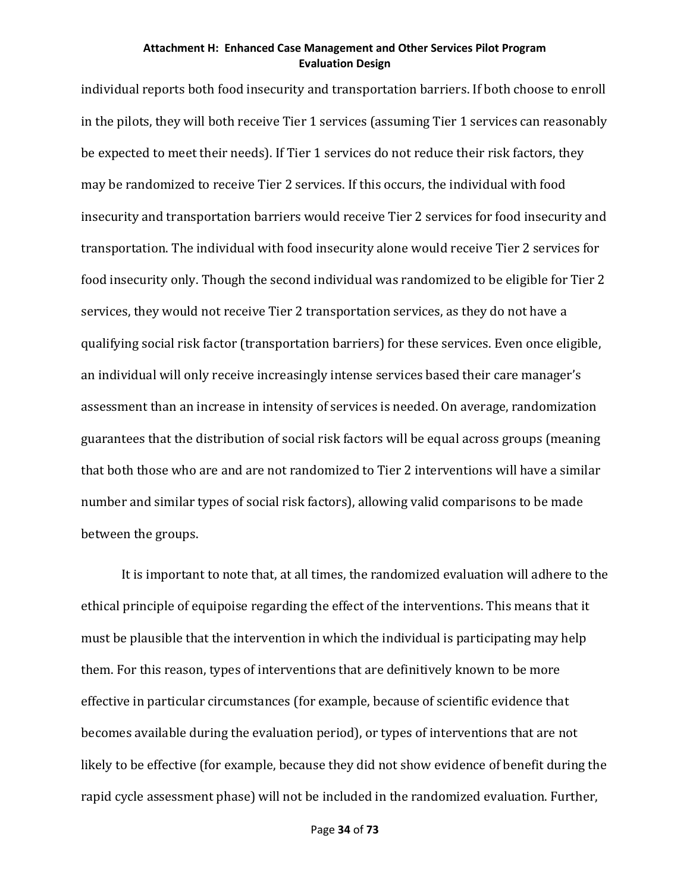individual reports both food insecurity and transportation barriers. If both choose to enroll in the pilots, they will both receive Tier 1 services (assuming Tier 1 services can reasonably be expected to meet their needs). If Tier 1 services do not reduce their risk factors, they may be randomized to receive Tier 2 services. If this occurs, the individual with food insecurity and transportation barriers would receive Tier 2 services for food insecurity and transportation. The individual with food insecurity alone would receive Tier 2 services for food insecurity only. Though the second individual was randomized to be eligible for Tier 2 services, they would not receive Tier 2 transportation services, as they do not have a qualifying social risk factor (transportation barriers) for these services. Even once eligible, an individual will only receive increasingly intense services based their care manager's assessment than an increase in intensity of services is needed. On average, randomization guarantees that the distribution of social risk factors will be equal across groups (meaning that both those who are and are not randomized to Tier 2 interventions will have a similar number and similar types of social risk factors), allowing valid comparisons to be made between the groups.

It is important to note that, at all times, the randomized evaluation will adhere to the ethical principle of equipoise regarding the effect of the interventions. This means that it must be plausible that the intervention in which the individual is participating may help them. For this reason, types of interventions that are definitively known to be more effective in particular circumstances (for example, because of scientific evidence that becomes available during the evaluation period), or types of interventions that are not likely to be effective (for example, because they did not show evidence of benefit during the rapid cycle assessment phase) will not be included in the randomized evaluation. Further,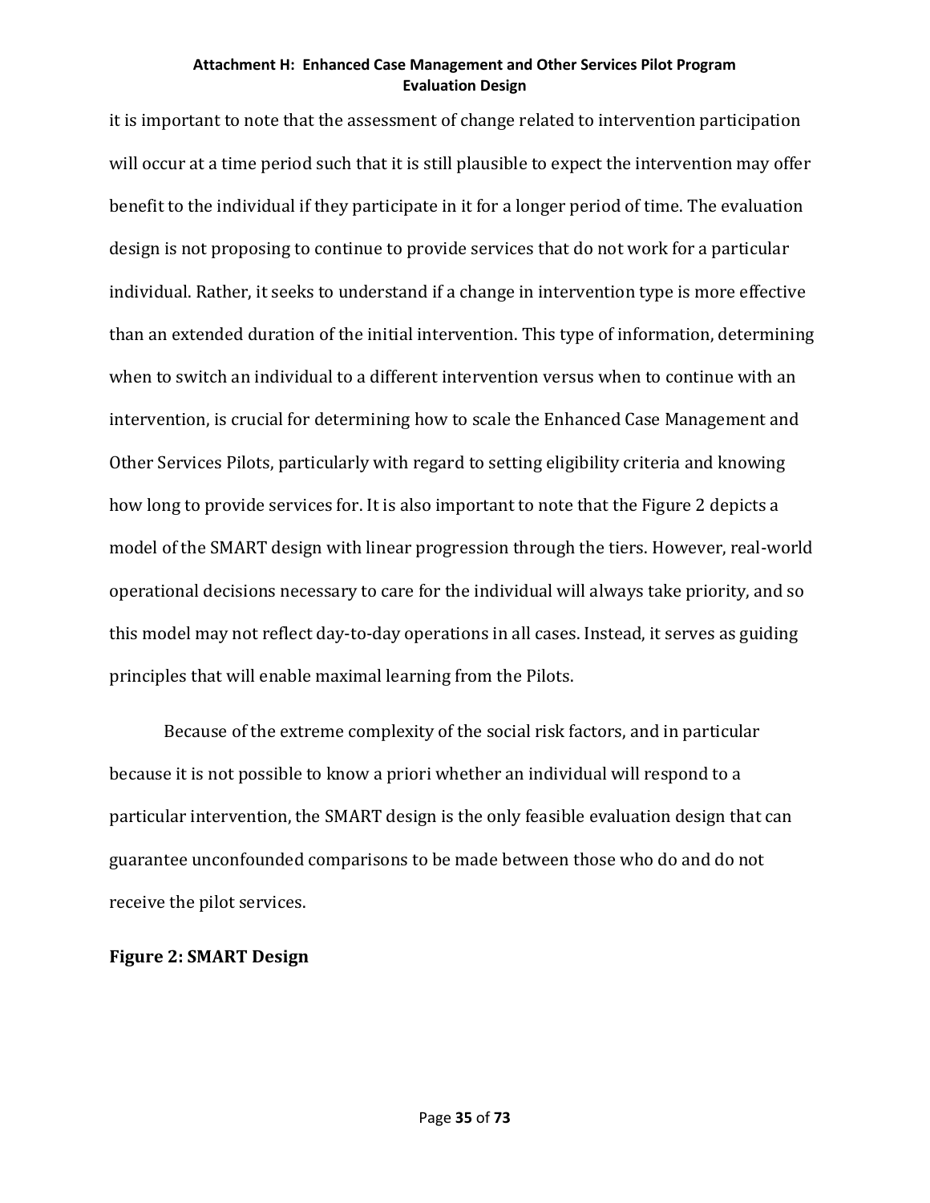it is important to note that the assessment of change related to intervention participation will occur at a time period such that it is still plausible to expect the intervention may offer benefit to the individual if they participate in it for a longer period of time. The evaluation design is not proposing to continue to provide services that do not work for a particular individual. Rather, it seeks to understand if a change in intervention type is more effective than an extended duration of the initial intervention. This type of information, determining when to switch an individual to a different intervention versus when to continue with an intervention, is crucial for determining how to scale the Enhanced Case Management and Other Services Pilots, particularly with regard to setting eligibility criteria and knowing how long to provide services for. It is also important to note that the Figure 2 depicts a model of the SMART design with linear progression through the tiers. However, real-world operational decisions necessary to care for the individual will always take priority, and so this model may not reflect day-to-day operations in all cases. Instead, it serves as guiding principles that will enable maximal learning from the Pilots.

Because of the extreme complexity of the social risk factors, and in particular because it is not possible to know a priori whether an individual will respond to a particular intervention, the SMART design is the only feasible evaluation design that can guarantee unconfounded comparisons to be made between those who do and do not receive the pilot services.

**Figure 2: SMART Design**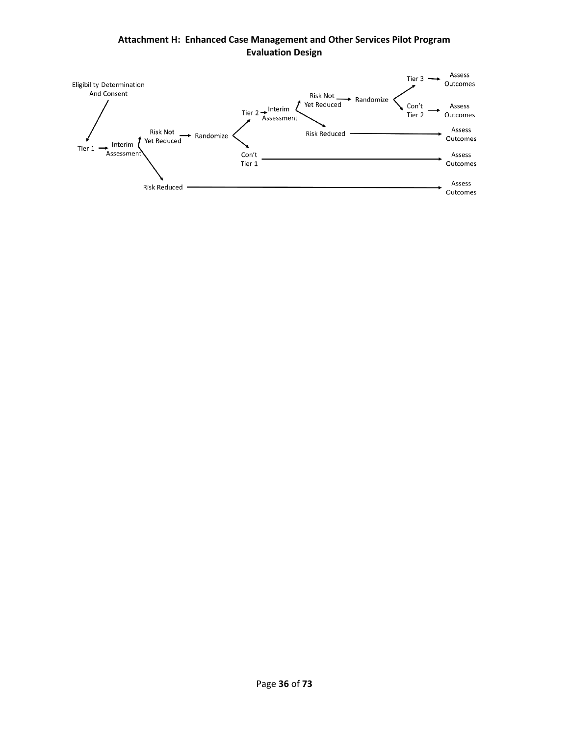## Attachment H: Enhanced Case Management and Other Services Pilot Program Evaluation Design

- Eligibility Determination And Consent → Tier 1 → Interim Assessment
  - Risk Not Yet Reduced → Randomize
    - Tier 2 → Interim Assessment
      - Risk Not Yet Reduced → Randomize
        - Tier 3 → Assess Outcomes
        - Con't Tier 2 → Assess Outcomes
      - Risk Reduced → Assess Outcomes
    - Con't Tier 1 → Assess Outcomes
  - Risk Reduced → Assess Outcomes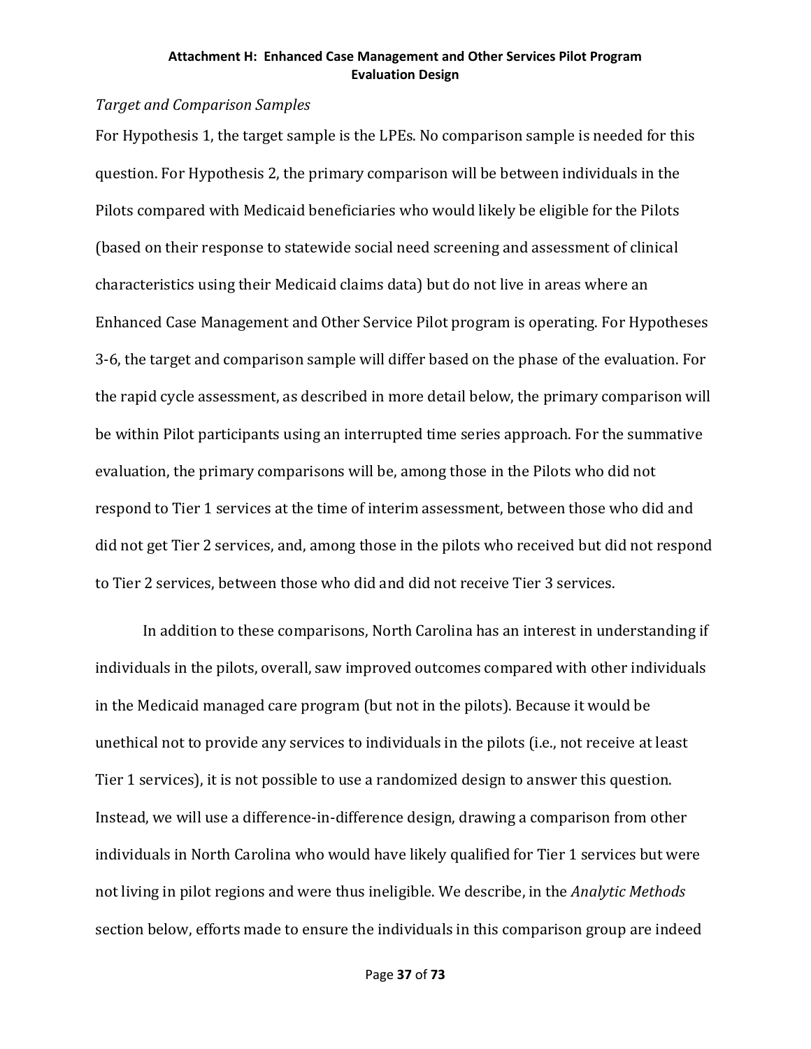*Target and Comparison Samples*

For Hypothesis 1, the target sample is the LPEs. No comparison sample is needed for this question. For Hypothesis 2, the primary comparison will be between individuals in the Pilots compared with Medicaid beneficiaries who would likely be eligible for the Pilots (based on their response to statewide social need screening and assessment of clinical characteristics using their Medicaid claims data) but do not live in areas where an Enhanced Case Management and Other Service Pilot program is operating. For Hypotheses 3-6, the target and comparison sample will differ based on the phase of the evaluation. For the rapid cycle assessment, as described in more detail below, the primary comparison will be within Pilot participants using an interrupted time series approach. For the summative evaluation, the primary comparisons will be, among those in the Pilots who did not respond to Tier 1 services at the time of interim assessment, between those who did and did not get Tier 2 services, and, among those in the pilots who received but did not respond to Tier 2 services, between those who did and did not receive Tier 3 services.

In addition to these comparisons, North Carolina has an interest in understanding if individuals in the pilots, overall, saw improved outcomes compared with other individuals in the Medicaid managed care program (but not in the pilots). Because it would be unethical not to provide any services to individuals in the pilots (i.e., not receive at least Tier 1 services), it is not possible to use a randomized design to answer this question. Instead, we will use a difference-in-difference design, drawing a comparison from other individuals in North Carolina who would have likely qualified for Tier 1 services but were not living in pilot regions and were thus ineligible. We describe, in the *Analytic Methods* section below, efforts made to ensure the individuals in this comparison group are indeed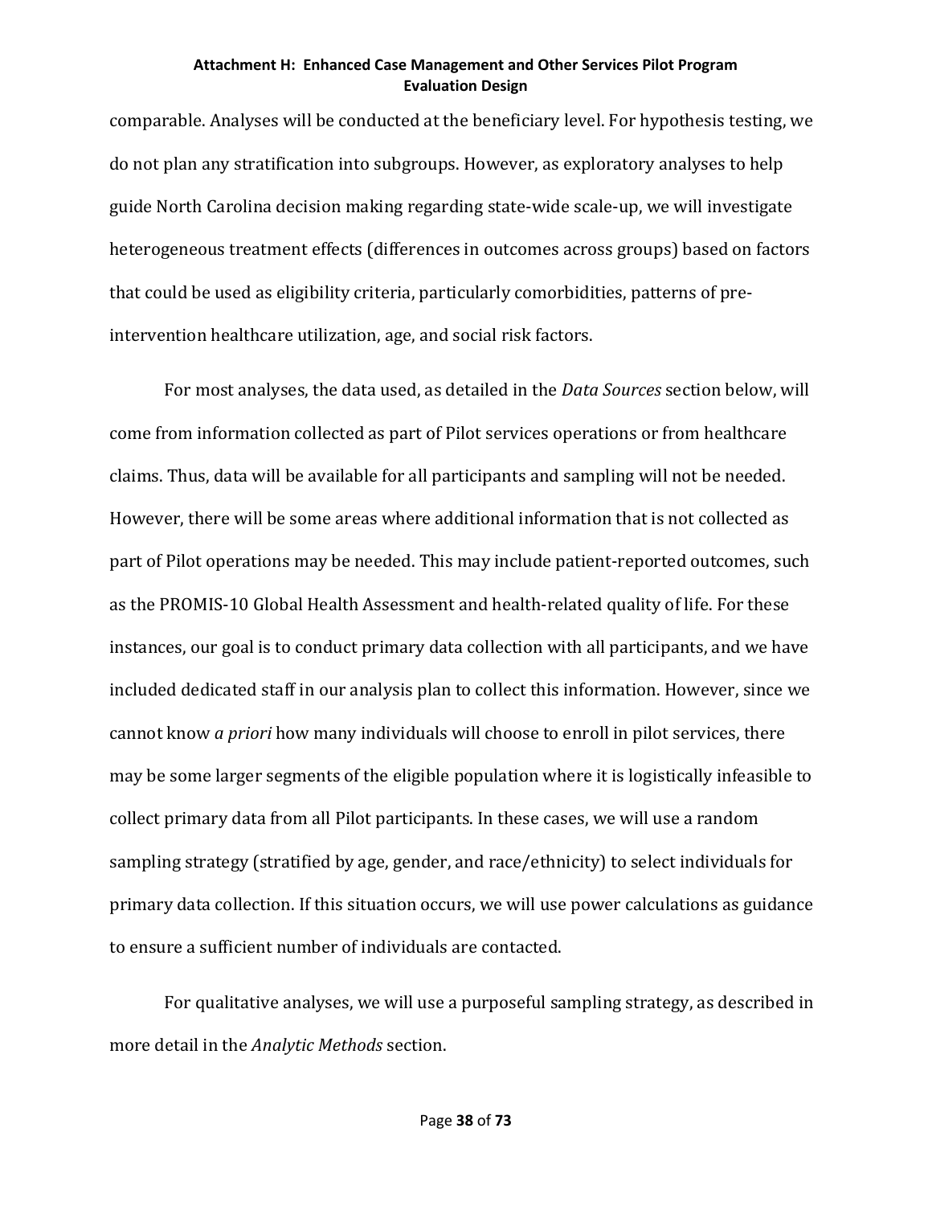comparable. Analyses will be conducted at the beneficiary level. For hypothesis testing, we do not plan any stratification into subgroups. However, as exploratory analyses to help guide North Carolina decision making regarding state-wide scale-up, we will investigate heterogeneous treatment effects (differences in outcomes across groups) based on factors that could be used as eligibility criteria, particularly comorbidities, patterns of pre-intervention healthcare utilization, age, and social risk factors.

For most analyses, the data used, as detailed in the *Data Sources* section below, will come from information collected as part of Pilot services operations or from healthcare claims. Thus, data will be available for all participants and sampling will not be needed. However, there will be some areas where additional information that is not collected as part of Pilot operations may be needed. This may include patient-reported outcomes, such as the PROMIS-10 Global Health Assessment and health-related quality of life. For these instances, our goal is to conduct primary data collection with all participants, and we have included dedicated staff in our analysis plan to collect this information. However, since we cannot know *a priori* how many individuals will choose to enroll in pilot services, there may be some larger segments of the eligible population where it is logistically infeasible to collect primary data from all Pilot participants. In these cases, we will use a random sampling strategy (stratified by age, gender, and race/ethnicity) to select individuals for primary data collection. If this situation occurs, we will use power calculations as guidance to ensure a sufficient number of individuals are contacted.

For qualitative analyses, we will use a purposeful sampling strategy, as described in more detail in the *Analytic Methods* section.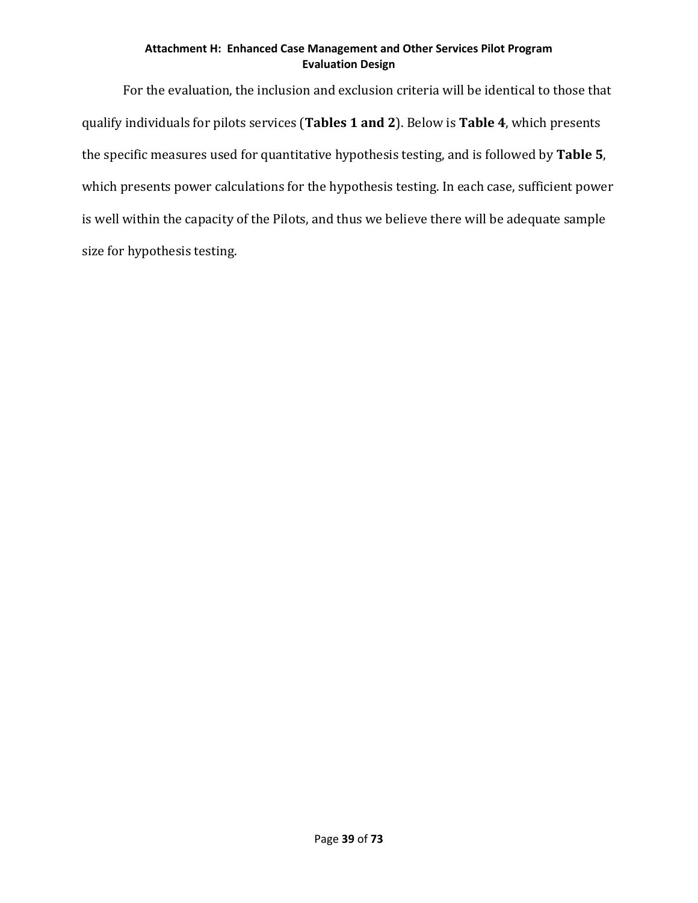For the evaluation, the inclusion and exclusion criteria will be identical to those that qualify individuals for pilots services (**Tables 1 and 2**). Below is **Table 4**, which presents the specific measures used for quantitative hypothesis testing, and is followed by **Table 5**, which presents power calculations for the hypothesis testing. In each case, sufficient power is well within the capacity of the Pilots, and thus we believe there will be adequate sample size for hypothesis testing.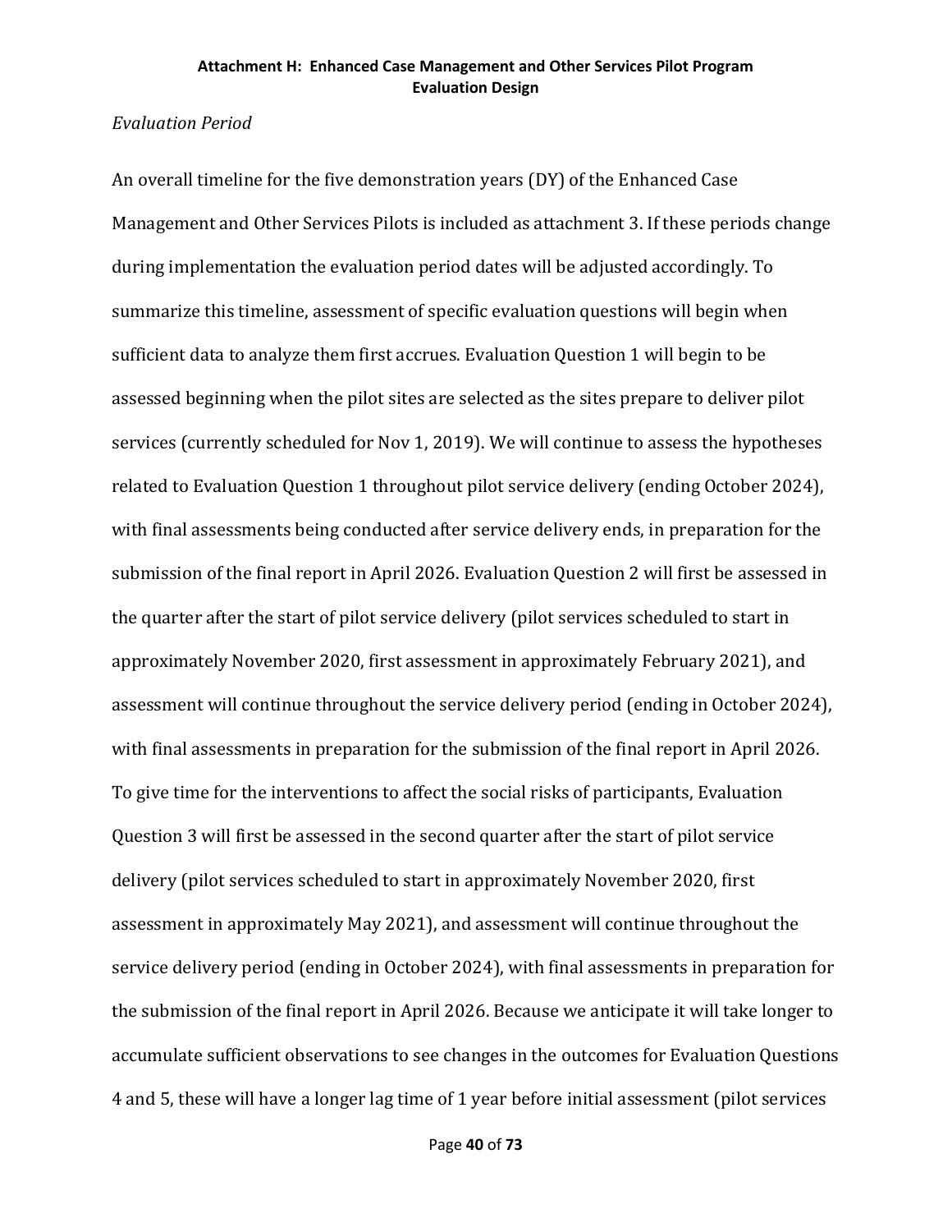*Evaluation Period*

An overall timeline for the five demonstration years (DY) of the Enhanced Case Management and Other Services Pilots is included as attachment 3. If these periods change during implementation the evaluation period dates will be adjusted accordingly. To summarize this timeline, assessment of specific evaluation questions will begin when sufficient data to analyze them first accrues. Evaluation Question 1 will begin to be assessed beginning when the pilot sites are selected as the sites prepare to deliver pilot services (currently scheduled for Nov 1, 2019). We will continue to assess the hypotheses related to Evaluation Question 1 throughout pilot service delivery (ending October 2024), with final assessments being conducted after service delivery ends, in preparation for the submission of the final report in April 2026. Evaluation Question 2 will first be assessed in the quarter after the start of pilot service delivery (pilot services scheduled to start in approximately November 2020, first assessment in approximately February 2021), and assessment will continue throughout the service delivery period (ending in October 2024), with final assessments in preparation for the submission of the final report in April 2026. To give time for the interventions to affect the social risks of participants, Evaluation Question 3 will first be assessed in the second quarter after the start of pilot service delivery (pilot services scheduled to start in approximately November 2020, first assessment in approximately May 2021), and assessment will continue throughout the service delivery period (ending in October 2024), with final assessments in preparation for the submission of the final report in April 2026. Because we anticipate it will take longer to accumulate sufficient observations to see changes in the outcomes for Evaluation Questions 4 and 5, these will have a longer lag time of 1 year before initial assessment (pilot services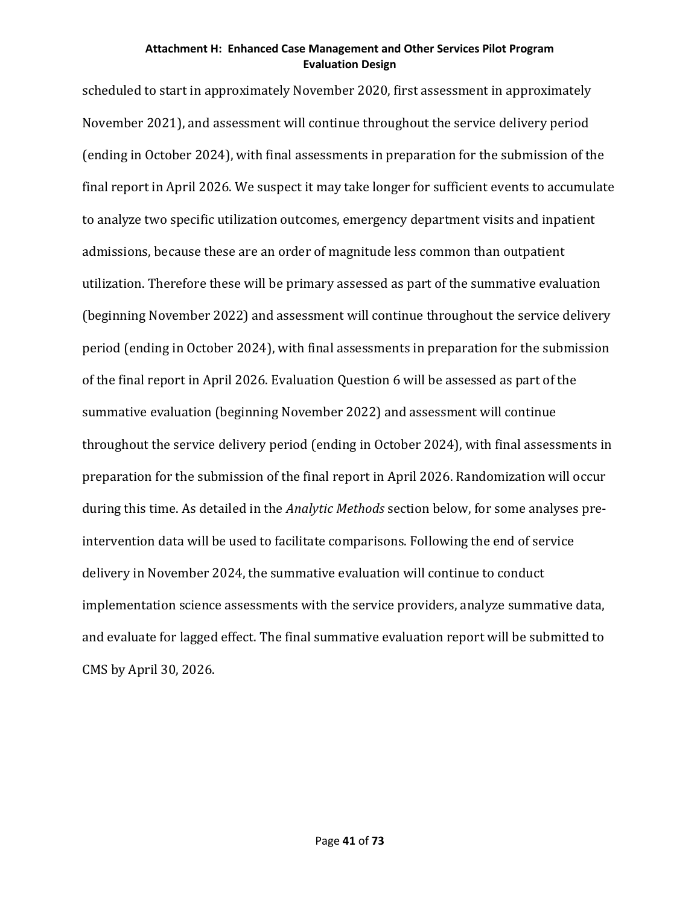scheduled to start in approximately November 2020, first assessment in approximately November 2021), and assessment will continue throughout the service delivery period (ending in October 2024), with final assessments in preparation for the submission of the final report in April 2026. We suspect it may take longer for sufficient events to accumulate to analyze two specific utilization outcomes, emergency department visits and inpatient admissions, because these are an order of magnitude less common than outpatient utilization. Therefore these will be primary assessed as part of the summative evaluation (beginning November 2022) and assessment will continue throughout the service delivery period (ending in October 2024), with final assessments in preparation for the submission of the final report in April 2026. Evaluation Question 6 will be assessed as part of the summative evaluation (beginning November 2022) and assessment will continue throughout the service delivery period (ending in October 2024), with final assessments in preparation for the submission of the final report in April 2026. Randomization will occur during this time. As detailed in the *Analytic Methods* section below, for some analyses pre-intervention data will be used to facilitate comparisons. Following the end of service delivery in November 2024, the summative evaluation will continue to conduct implementation science assessments with the service providers, analyze summative data, and evaluate for lagged effect. The final summative evaluation report will be submitted to CMS by April 30, 2026.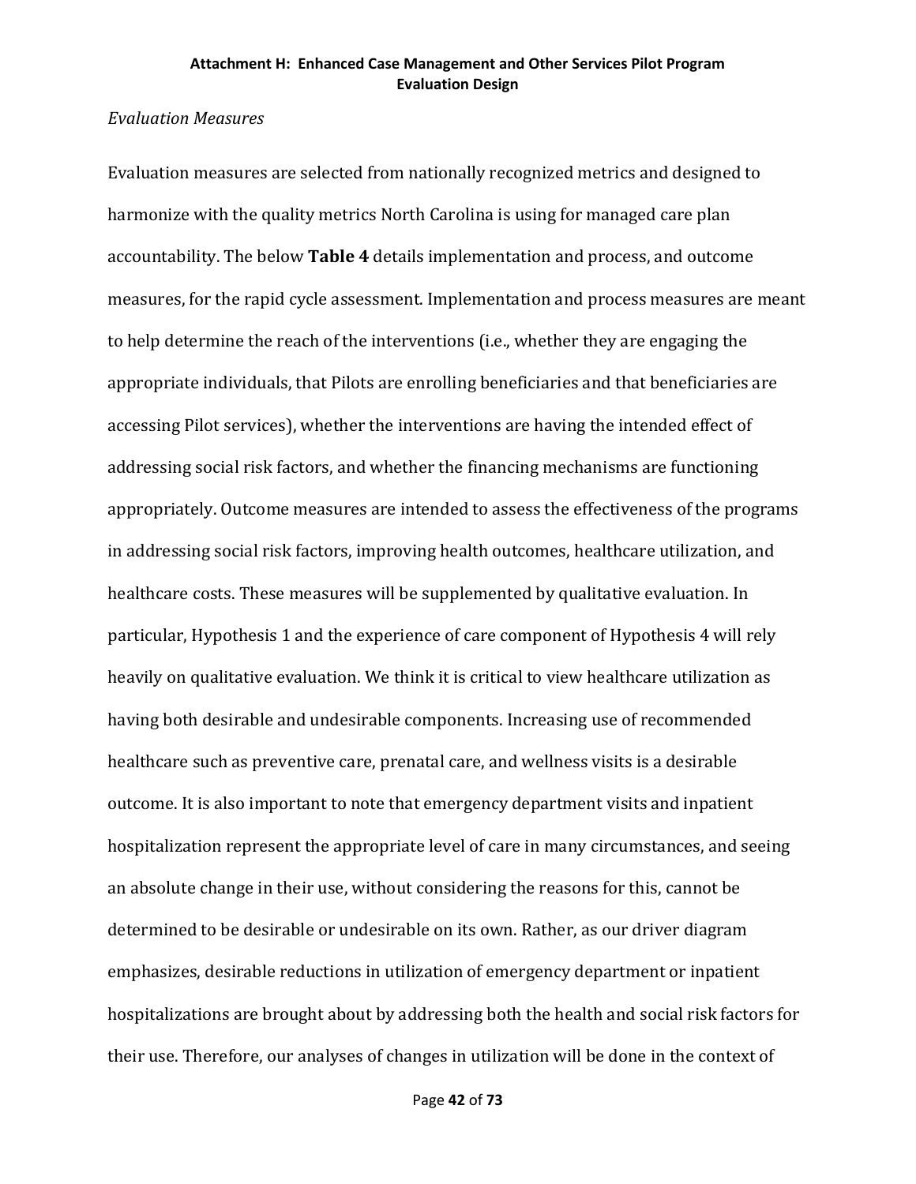*Evaluation Measures*

Evaluation measures are selected from nationally recognized metrics and designed to harmonize with the quality metrics North Carolina is using for managed care plan accountability. The below **Table 4** details implementation and process, and outcome measures, for the rapid cycle assessment. Implementation and process measures are meant to help determine the reach of the interventions (i.e., whether they are engaging the appropriate individuals, that Pilots are enrolling beneficiaries and that beneficiaries are accessing Pilot services), whether the interventions are having the intended effect of addressing social risk factors, and whether the financing mechanisms are functioning appropriately. Outcome measures are intended to assess the effectiveness of the programs in addressing social risk factors, improving health outcomes, healthcare utilization, and healthcare costs. These measures will be supplemented by qualitative evaluation. In particular, Hypothesis 1 and the experience of care component of Hypothesis 4 will rely heavily on qualitative evaluation. We think it is critical to view healthcare utilization as having both desirable and undesirable components. Increasing use of recommended healthcare such as preventive care, prenatal care, and wellness visits is a desirable outcome. It is also important to note that emergency department visits and inpatient hospitalization represent the appropriate level of care in many circumstances, and seeing an absolute change in their use, without considering the reasons for this, cannot be determined to be desirable or undesirable on its own. Rather, as our driver diagram emphasizes, desirable reductions in utilization of emergency department or inpatient hospitalizations are brought about by addressing both the health and social risk factors for their use. Therefore, our analyses of changes in utilization will be done in the context of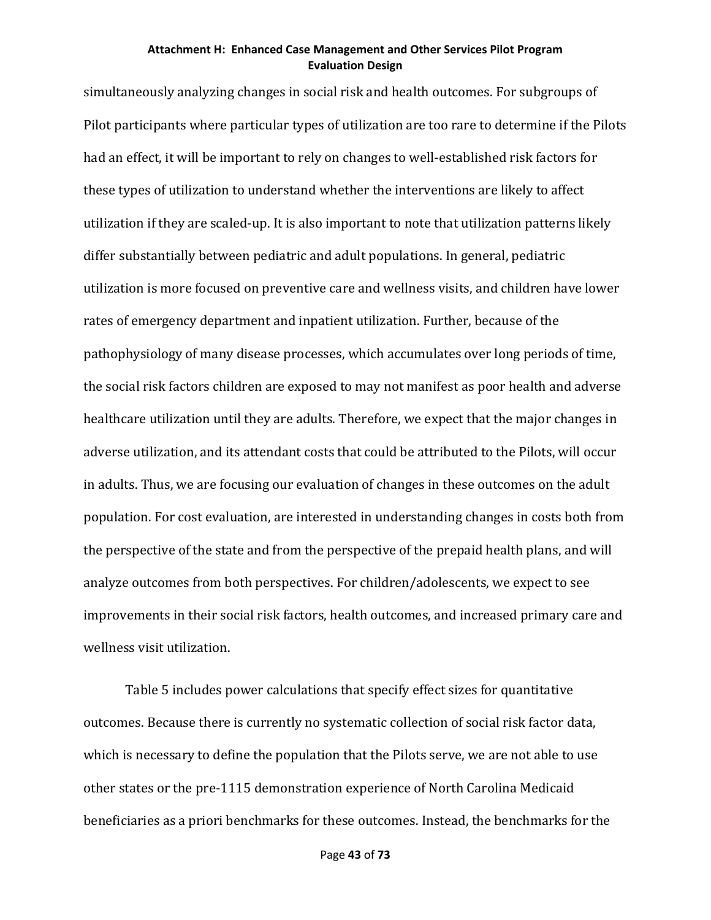simultaneously analyzing changes in social risk and health outcomes. For subgroups of Pilot participants where particular types of utilization are too rare to determine if the Pilots had an effect, it will be important to rely on changes to well-established risk factors for these types of utilization to understand whether the interventions are likely to affect utilization if they are scaled-up. It is also important to note that utilization patterns likely differ substantially between pediatric and adult populations. In general, pediatric utilization is more focused on preventive care and wellness visits, and children have lower rates of emergency department and inpatient utilization. Further, because of the pathophysiology of many disease processes, which accumulates over long periods of time, the social risk factors children are exposed to may not manifest as poor health and adverse healthcare utilization until they are adults. Therefore, we expect that the major changes in adverse utilization, and its attendant costs that could be attributed to the Pilots, will occur in adults. Thus, we are focusing our evaluation of changes in these outcomes on the adult population. For cost evaluation, are interested in understanding changes in costs both from the perspective of the state and from the perspective of the prepaid health plans, and will analyze outcomes from both perspectives. For children/adolescents, we expect to see improvements in their social risk factors, health outcomes, and increased primary care and wellness visit utilization.

Table 5 includes power calculations that specify effect sizes for quantitative outcomes. Because there is currently no systematic collection of social risk factor data, which is necessary to define the population that the Pilots serve, we are not able to use other states or the pre-1115 demonstration experience of North Carolina Medicaid beneficiaries as a priori benchmarks for these outcomes. Instead, the benchmarks for the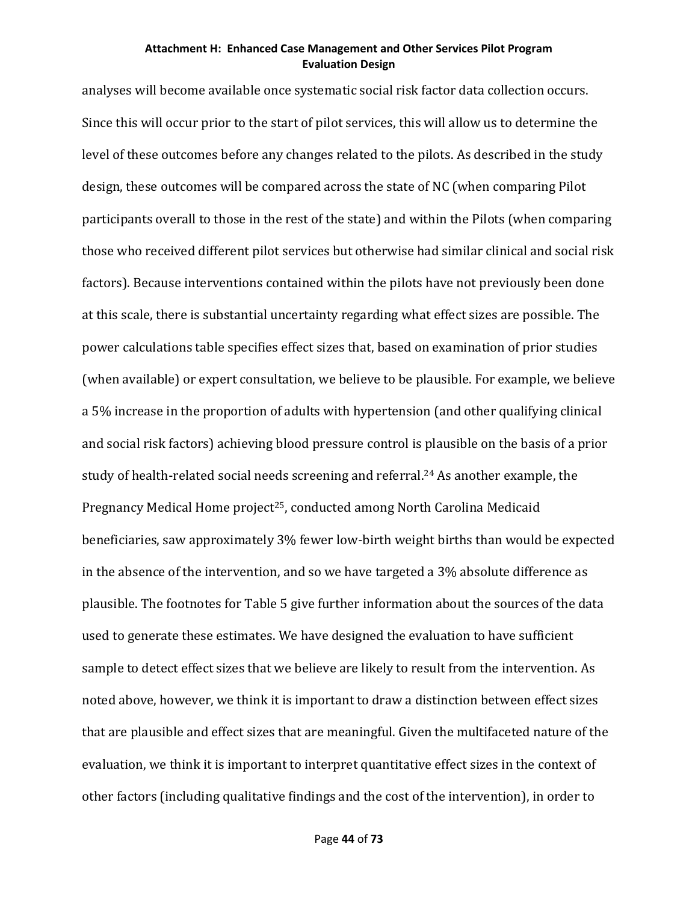analyses will become available once systematic social risk factor data collection occurs. Since this will occur prior to the start of pilot services, this will allow us to determine the level of these outcomes before any changes related to the pilots. As described in the study design, these outcomes will be compared across the state of NC (when comparing Pilot participants overall to those in the rest of the state) and within the Pilots (when comparing those who received different pilot services but otherwise had similar clinical and social risk factors). Because interventions contained within the pilots have not previously been done at this scale, there is substantial uncertainty regarding what effect sizes are possible. The power calculations table specifies effect sizes that, based on examination of prior studies (when available) or expert consultation, we believe to be plausible. For example, we believe a 5% increase in the proportion of adults with hypertension (and other qualifying clinical and social risk factors) achieving blood pressure control is plausible on the basis of a prior study of health-related social needs screening and referral.[24] As another example, the Pregnancy Medical Home project[25], conducted among North Carolina Medicaid beneficiaries, saw approximately 3% fewer low-birth weight births than would be expected in the absence of the intervention, and so we have targeted a 3% absolute difference as plausible. The footnotes for Table 5 give further information about the sources of the data used to generate these estimates. We have designed the evaluation to have sufficient sample to detect effect sizes that we believe are likely to result from the intervention. As noted above, however, we think it is important to draw a distinction between effect sizes that are plausible and effect sizes that are meaningful. Given the multifaceted nature of the evaluation, we think it is important to interpret quantitative effect sizes in the context of other factors (including qualitative findings and the cost of the intervention), in order to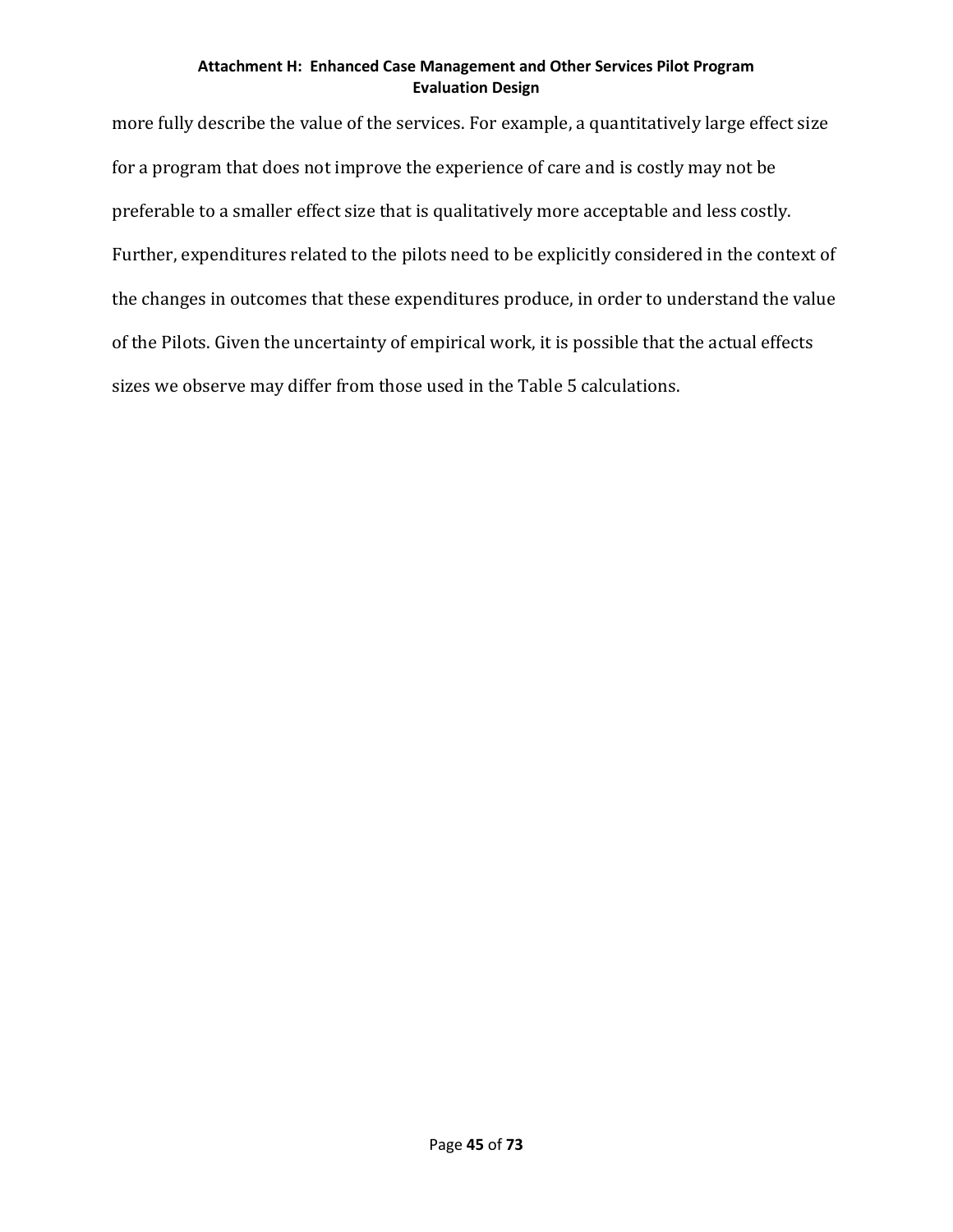more fully describe the value of the services. For example, a quantitatively large effect size for a program that does not improve the experience of care and is costly may not be preferable to a smaller effect size that is qualitatively more acceptable and less costly. Further, expenditures related to the pilots need to be explicitly considered in the context of the changes in outcomes that these expenditures produce, in order to understand the value of the Pilots. Given the uncertainty of empirical work, it is possible that the actual effects sizes we observe may differ from those used in the Table 5 calculations.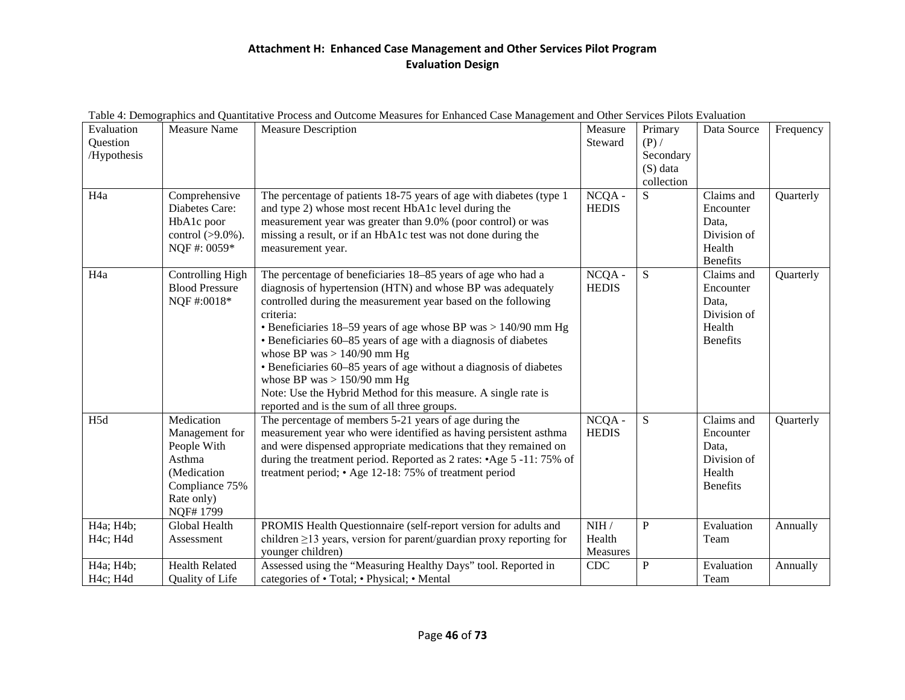**Attachment H: Enhanced Case Management and Other Services Pilot Program Evaluation Design**

Table 4: Demographics and Quantitative Process and Outcome Measures for Enhanced Case Management and Other Services Pilots Evaluation

| Evaluation Question /Hypothesis | Measure Name | Measure Description | Measure Steward | Primary (P) / Secondary (S) data collection | Data Source | Frequency |
|---|---|---|---|---|---|---|
| H4a | Comprehensive Diabetes Care: HbA1c poor control (>9.0%). NQF #: 0059* | The percentage of patients 18-75 years of age with diabetes (type 1 and type 2) whose most recent HbA1c level during the measurement year was greater than 9.0% (poor control) or was missing a result, or if an HbA1c test was not done during the measurement year. | NCQA - HEDIS | S | Claims and Encounter Data, Division of Health Benefits | Quarterly |
| H4a | Controlling High Blood Pressure NQF #:0018* | The percentage of beneficiaries 18–85 years of age who had a diagnosis of hypertension (HTN) and whose BP was adequately controlled during the measurement year based on the following criteria: <br>• Beneficiaries 18–59 years of age whose BP was > 140/90 mm Hg <br>• Beneficiaries 60–85 years of age with a diagnosis of diabetes whose BP was > 140/90 mm Hg <br>• Beneficiaries 60–85 years of age without a diagnosis of diabetes whose BP was > 150/90 mm Hg <br>Note: Use the Hybrid Method for this measure. A single rate is reported and is the sum of all three groups. | NCQA - HEDIS | S | Claims and Encounter Data, Division of Health Benefits | Quarterly |
| H5d | Medication Management for People With Asthma (Medication Compliance 75% Rate only) NQF# 1799 | The percentage of members 5-21 years of age during the measurement year who were identified as having persistent asthma and were dispensed appropriate medications that they remained on during the treatment period. Reported as 2 rates: •Age 5 -11: 75% of treatment period; • Age 12-18: 75% of treatment period | NCQA - HEDIS | S | Claims and Encounter Data, Division of Health Benefits | Quarterly |
| H4a; H4b; H4c; H4d | Global Health Assessment | PROMIS Health Questionnaire (self-report version for adults and children ≥13 years, version for parent/guardian proxy reporting for younger children) | NIH / Health Measures | P | Evaluation Team | Annually |
| H4a; H4b; H4c; H4d | Health Related Quality of Life | Assessed using the "Measuring Healthy Days" tool. Reported in categories of • Total; • Physical; • Mental | CDC | P | Evaluation Team | Annually |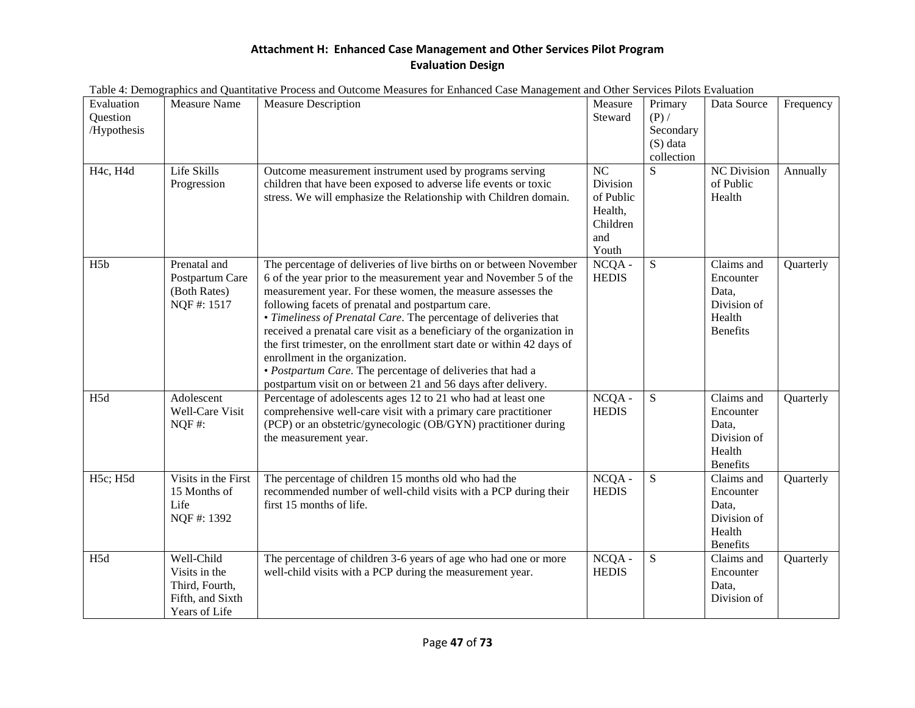**Attachment H: Enhanced Case Management and Other Services Pilot Program**
**Evaluation Design**

Table 4: Demographics and Quantitative Process and Outcome Measures for Enhanced Case Management and Other Services Pilots Evaluation

| Evaluation Question /Hypothesis | Measure Name | Measure Description | Measure Steward | Primary (P) / Secondary (S) data collection | Data Source | Frequency |
|---|---|---|---|---|---|---|
| H4c, H4d | Life Skills Progression | Outcome measurement instrument used by programs serving children that have been exposed to adverse life events or toxic stress. We will emphasize the Relationship with Children domain. | NC Division of Public Health, Children and Youth | S | NC Division of Public Health | Annually |
| H5b | Prenatal and Postpartum Care (Both Rates) NQF #: 1517 | The percentage of deliveries of live births on or between November 6 of the year prior to the measurement year and November 5 of the measurement year. For these women, the measure assesses the following facets of prenatal and postpartum care.<br>• *Timeliness of Prenatal Care*. The percentage of deliveries that received a prenatal care visit as a beneficiary of the organization in the first trimester, on the enrollment start date or within 42 days of enrollment in the organization.<br>• *Postpartum Care*. The percentage of deliveries that had a postpartum visit on or between 21 and 56 days after delivery. | NCQA - HEDIS | S | Claims and Encounter Data, Division of Health Benefits | Quarterly |
| H5d | Adolescent Well-Care Visit NQF #: | Percentage of adolescents ages 12 to 21 who had at least one comprehensive well-care visit with a primary care practitioner (PCP) or an obstetric/gynecologic (OB/GYN) practitioner during the measurement year. | NCQA - HEDIS | S | Claims and Encounter Data, Division of Health Benefits | Quarterly |
| H5c; H5d | Visits in the First 15 Months of Life NQF #: 1392 | The percentage of children 15 months old who had the recommended number of well-child visits with a PCP during their first 15 months of life. | NCQA - HEDIS | S | Claims and Encounter Data, Division of Health Benefits | Quarterly |
| H5d | Well-Child Visits in the Third, Fourth, Fifth, and Sixth Years of Life | The percentage of children 3-6 years of age who had one or more well-child visits with a PCP during the measurement year. | NCQA - HEDIS | S | Claims and Encounter Data, Division of | Quarterly |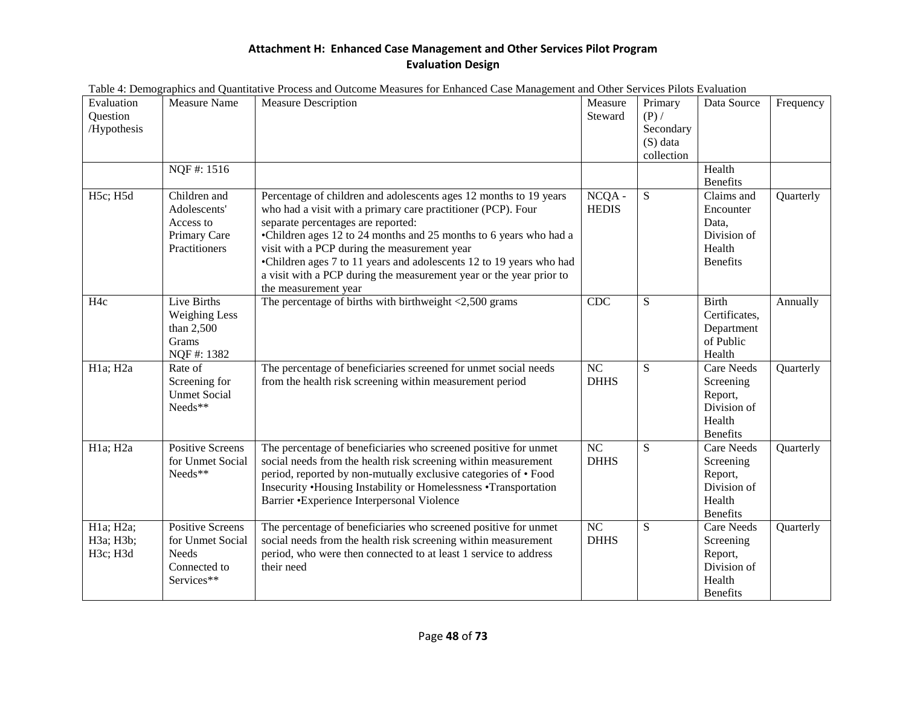**Attachment H: Enhanced Case Management and Other Services Pilot Program Evaluation Design**

Table 4: Demographics and Quantitative Process and Outcome Measures for Enhanced Case Management and Other Services Pilots Evaluation

| Evaluation Question /Hypothesis | Measure Name | Measure Description | Measure Steward | Primary (P) / Secondary (S) data collection | Data Source | Frequency |
|---|---|---|---|---|---|---|
| | NQF #: 1516 | | | | Health Benefits | |
| H5c; H5d | Children and Adolescents' Access to Primary Care Practitioners | Percentage of children and adolescents ages 12 months to 19 years who had a visit with a primary care practitioner (PCP). Four separate percentages are reported: •Children ages 12 to 24 months and 25 months to 6 years who had a visit with a PCP during the measurement year •Children ages 7 to 11 years and adolescents 12 to 19 years who had a visit with a PCP during the measurement year or the year prior to the measurement year | NCQA - HEDIS | S | Claims and Encounter Data, Division of Health Benefits | Quarterly |
| H4c | Live Births Weighing Less than 2,500 Grams NQF #: 1382 | The percentage of births with birthweight <2,500 grams | CDC | S | Birth Certificates, Department of Public Health | Annually |
| H1a; H2a | Rate of Screening for Unmet Social Needs** | The percentage of beneficiaries screened for unmet social needs from the health risk screening within measurement period | NC DHHS | S | Care Needs Screening Report, Division of Health Benefits | Quarterly |
| H1a; H2a | Positive Screens for Unmet Social Needs** | The percentage of beneficiaries who screened positive for unmet social needs from the health risk screening within measurement period, reported by non-mutually exclusive categories of • Food Insecurity •Housing Instability or Homelessness •Transportation Barrier •Experience Interpersonal Violence | NC DHHS | S | Care Needs Screening Report, Division of Health Benefits | Quarterly |
| H1a; H2a; H3a; H3b; H3c; H3d | Positive Screens for Unmet Social Needs Connected to Services** | The percentage of beneficiaries who screened positive for unmet social needs from the health risk screening within measurement period, who were then connected to at least 1 service to address their need | NC DHHS | S | Care Needs Screening Report, Division of Health Benefits | Quarterly |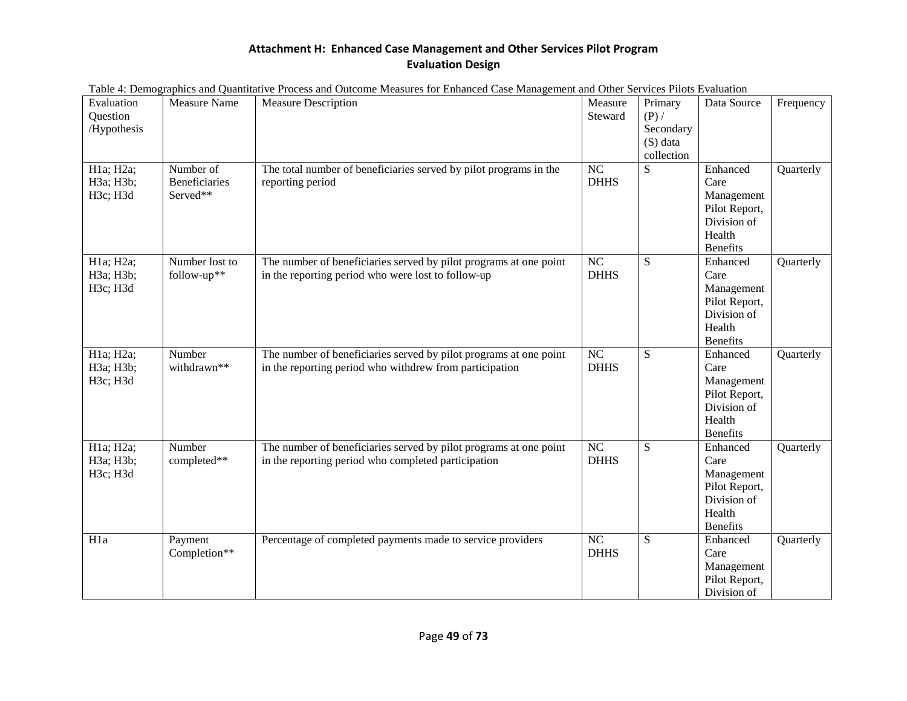**Attachment H: Enhanced Case Management and Other Services Pilot Program Evaluation Design**

Table 4: Demographics and Quantitative Process and Outcome Measures for Enhanced Case Management and Other Services Pilots Evaluation

| Evaluation Question /Hypothesis | Measure Name | Measure Description | Measure Steward | Primary (P) / Secondary (S) data collection | Data Source | Frequency |
|---|---|---|---|---|---|---|
| H1a; H2a; H3a; H3b; H3c; H3d | Number of Beneficiaries Served** | The total number of beneficiaries served by pilot programs in the reporting period | NC DHHS | S | Enhanced Care Management Pilot Report, Division of Health Benefits | Quarterly |
| H1a; H2a; H3a; H3b; H3c; H3d | Number lost to follow-up** | The number of beneficiaries served by pilot programs at one point in the reporting period who were lost to follow-up | NC DHHS | S | Enhanced Care Management Pilot Report, Division of Health Benefits | Quarterly |
| H1a; H2a; H3a; H3b; H3c; H3d | Number withdrawn** | The number of beneficiaries served by pilot programs at one point in the reporting period who withdrew from participation | NC DHHS | S | Enhanced Care Management Pilot Report, Division of Health Benefits | Quarterly |
| H1a; H2a; H3a; H3b; H3c; H3d | Number completed** | The number of beneficiaries served by pilot programs at one point in the reporting period who completed participation | NC DHHS | S | Enhanced Care Management Pilot Report, Division of Health Benefits | Quarterly |
| H1a | Payment Completion** | Percentage of completed payments made to service providers | NC DHHS | S | Enhanced Care Management Pilot Report, Division of | Quarterly |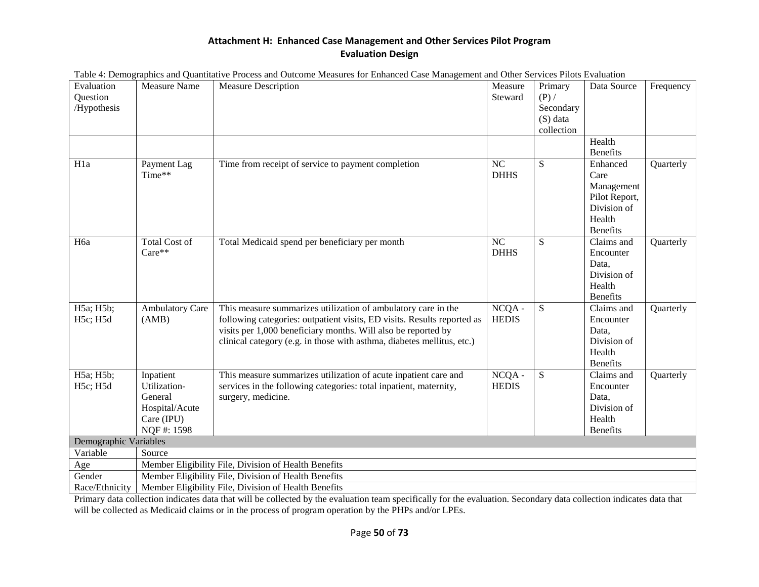## Attachment H: Enhanced Case Management and Other Services Pilot Program Evaluation Design

Table 4: Demographics and Quantitative Process and Outcome Measures for Enhanced Case Management and Other Services Pilots Evaluation

| Evaluation Question /Hypothesis | Measure Name | Measure Description | Measure Steward | Primary (P) / Secondary (S) data collection | Data Source | Frequency |
|---|---|---|---|---|---|---|
| | | | | | Health Benefits | |
| H1a | Payment Lag Time** | Time from receipt of service to payment completion | NC DHHS | S | Enhanced Care Management Pilot Report, Division of Health Benefits | Quarterly |
| H6a | Total Cost of Care** | Total Medicaid spend per beneficiary per month | NC DHHS | S | Claims and Encounter Data, Division of Health Benefits | Quarterly |
| H5a; H5b; H5c; H5d | Ambulatory Care (AMB) | This measure summarizes utilization of ambulatory care in the following categories: outpatient visits, ED visits. Results reported as visits per 1,000 beneficiary months. Will also be reported by clinical category (e.g. in those with asthma, diabetes mellitus, etc.) | NCQA - HEDIS | S | Claims and Encounter Data, Division of Health Benefits | Quarterly |
| H5a; H5b; H5c; H5d | Inpatient Utilization- General Hospital/Acute Care (IPU) NQF #: 1598 | This measure summarizes utilization of acute inpatient care and services in the following categories: total inpatient, maternity, surgery, medicine. | NCQA - HEDIS | S | Claims and Encounter Data, Division of Health Benefits | Quarterly |
| **Demographic Variables** | | | | | | |
| Variable | Source | | | | | |
| Age | Member Eligibility File, Division of Health Benefits | | | | | |
| Gender | Member Eligibility File, Division of Health Benefits | | | | | |
| Race/Ethnicity | Member Eligibility File, Division of Health Benefits | | | | | |

Primary data collection indicates data that will be collected by the evaluation team specifically for the evaluation. Secondary data collection indicates data that will be collected as Medicaid claims or in the process of program operation by the PHPs and/or LPEs.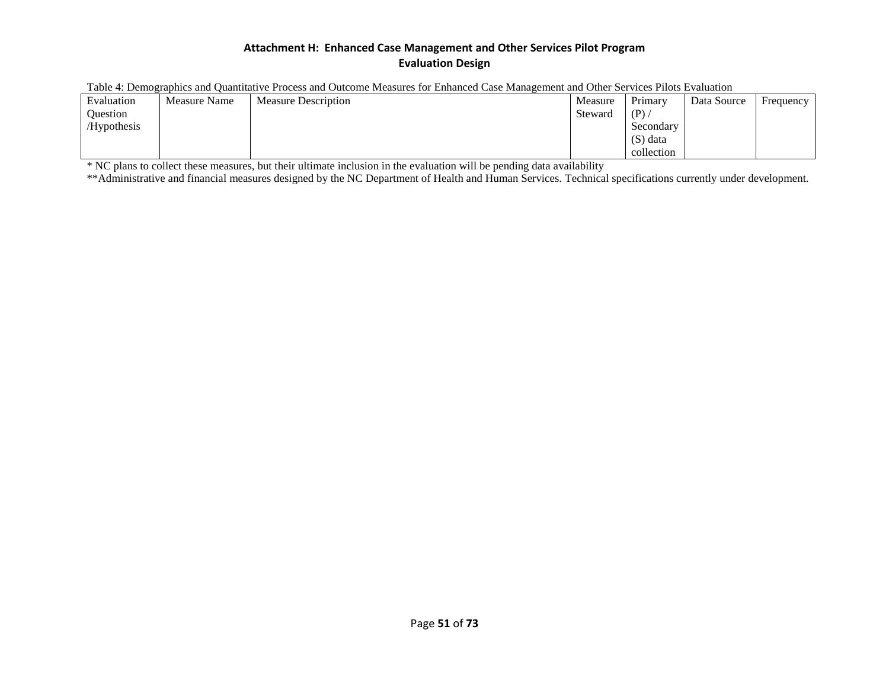**Attachment H: Enhanced Case Management and Other Services Pilot Program Evaluation Design**

Table 4: Demographics and Quantitative Process and Outcome Measures for Enhanced Case Management and Other Services Pilots Evaluation

| Evaluation Question /Hypothesis | Measure Name | Measure Description | Measure Steward | Primary (P) / Secondary (S) data collection | Data Source | Frequency |
|---|---|---|---|---|---|---|

* NC plans to collect these measures, but their ultimate inclusion in the evaluation will be pending data availability

**Administrative and financial measures designed by the NC Department of Health and Human Services. Technical specifications currently under development.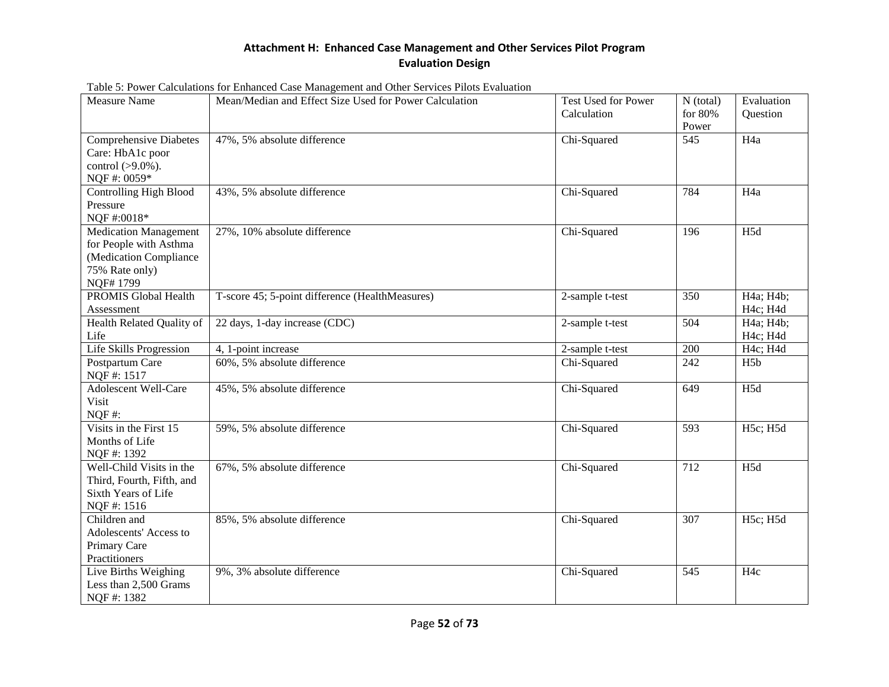**Attachment H: Enhanced Case Management and Other Services Pilot Program Evaluation Design**

Table 5: Power Calculations for Enhanced Case Management and Other Services Pilots Evaluation

| Measure Name | Mean/Median and Effect Size Used for Power Calculation | Test Used for Power Calculation | N (total) for 80% Power | Evaluation Question |
|---|---|---|---|---|
| Comprehensive Diabetes Care: HbA1c poor control (>9.0%). NQF #: 0059* | 47%, 5% absolute difference | Chi-Squared | 545 | H4a |
| Controlling High Blood Pressure NQF #:0018* | 43%, 5% absolute difference | Chi-Squared | 784 | H4a |
| Medication Management for People with Asthma (Medication Compliance 75% Rate only) NQF# 1799 | 27%, 10% absolute difference | Chi-Squared | 196 | H5d |
| PROMIS Global Health Assessment | T-score 45; 5-point difference (HealthMeasures) | 2-sample t-test | 350 | H4a; H4b; H4c; H4d |
| Health Related Quality of Life | 22 days, 1-day increase (CDC) | 2-sample t-test | 504 | H4a; H4b; H4c; H4d |
| Life Skills Progression | 4, 1-point increase | 2-sample t-test | 200 | H4c; H4d |
| Postpartum Care NQF #: 1517 | 60%, 5% absolute difference | Chi-Squared | 242 | H5b |
| Adolescent Well-Care Visit NQF #: | 45%, 5% absolute difference | Chi-Squared | 649 | H5d |
| Visits in the First 15 Months of Life NQF #: 1392 | 59%, 5% absolute difference | Chi-Squared | 593 | H5c; H5d |
| Well-Child Visits in the Third, Fourth, Fifth, and Sixth Years of Life NQF #: 1516 | 67%, 5% absolute difference | Chi-Squared | 712 | H5d |
| Children and Adolescents' Access to Primary Care Practitioners | 85%, 5% absolute difference | Chi-Squared | 307 | H5c; H5d |
| Live Births Weighing Less than 2,500 Grams NQF #: 1382 | 9%, 3% absolute difference | Chi-Squared | 545 | H4c |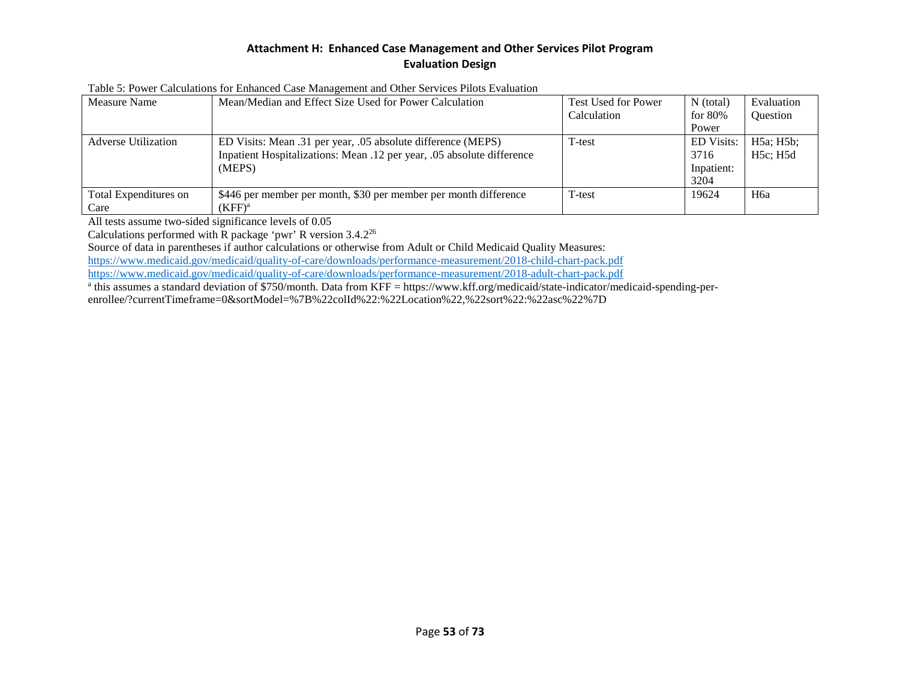# Attachment H: Enhanced Case Management and Other Services Pilot Program Evaluation Design

Table 5: Power Calculations for Enhanced Case Management and Other Services Pilots Evaluation

| Measure Name | Mean/Median and Effect Size Used for Power Calculation | Test Used for Power Calculation | N (total) for 80% Power | Evaluation Question |
|---|---|---|---|---|
| Adverse Utilization | ED Visits: Mean .31 per year, .05 absolute difference (MEPS)<br>Inpatient Hospitalizations: Mean .12 per year, .05 absolute difference (MEPS) | T-test | ED Visits: 3716<br>Inpatient: 3204 | H5a; H5b; H5c; H5d |
| Total Expenditures on Care | $446 per member per month, $30 per member per month difference (KFF)[a] | T-test | 19624 | H6a |

All tests assume two-sided significance levels of 0.05

Calculations performed with R package 'pwr' R version 3.4.2[26]

Source of data in parentheses if author calculations or otherwise from Adult or Child Medicaid Quality Measures:

https://www.medicaid.gov/medicaid/quality-of-care/downloads/performance-measurement/2018-child-chart-pack.pdf

https://www.medicaid.gov/medicaid/quality-of-care/downloads/performance-measurement/2018-adult-chart-pack.pdf

[a] this assumes a standard deviation of $750/month. Data from KFF = https://www.kff.org/medicaid/state-indicator/medicaid-spending-per-enrollee/?currentTimeframe=0&sortModel=%7B%22colId%22:%22Location%22,%22sort%22:%22asc%22%7D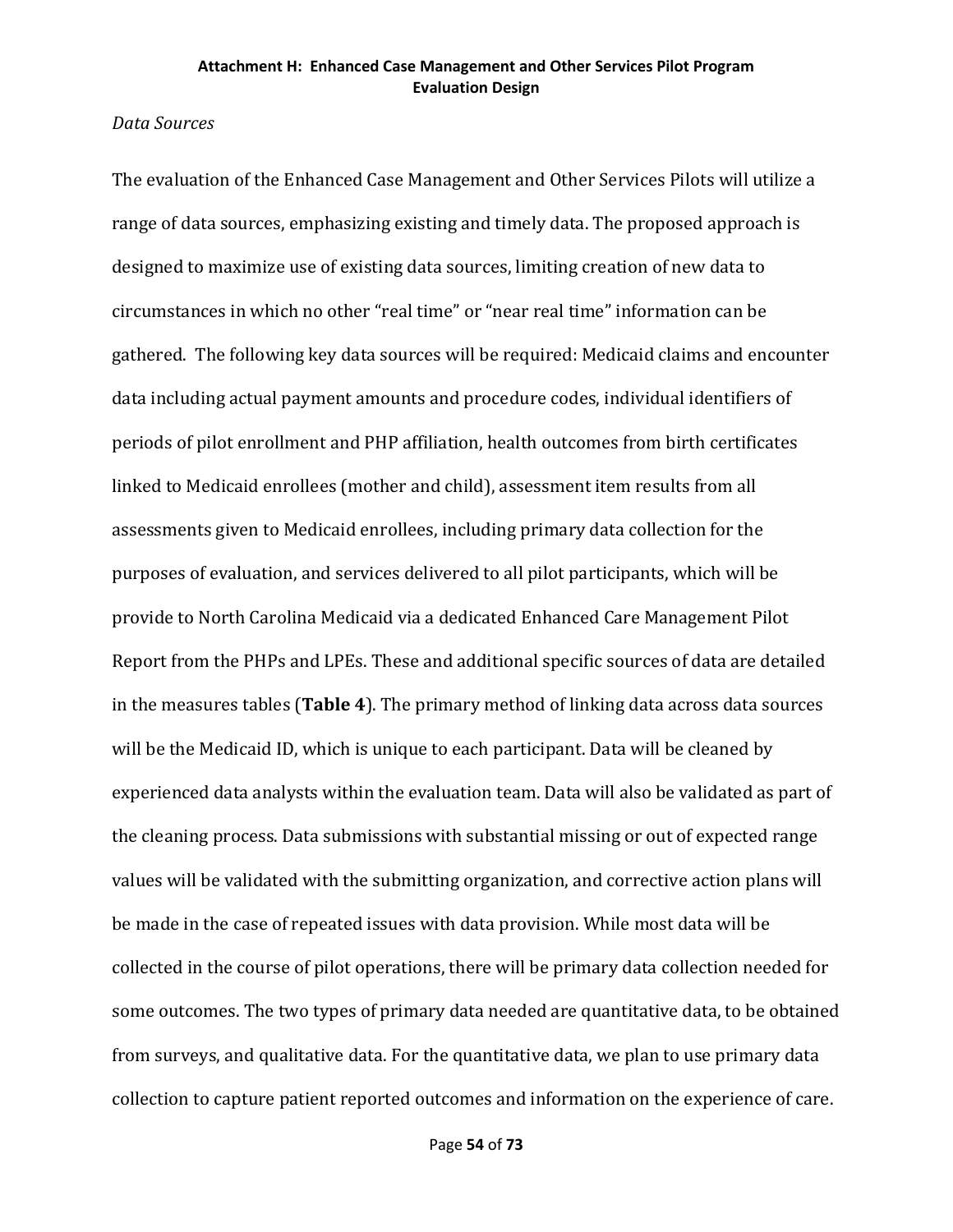*Data Sources*

The evaluation of the Enhanced Case Management and Other Services Pilots will utilize a range of data sources, emphasizing existing and timely data. The proposed approach is designed to maximize use of existing data sources, limiting creation of new data to circumstances in which no other “real time” or “near real time” information can be gathered. The following key data sources will be required: Medicaid claims and encounter data including actual payment amounts and procedure codes, individual identifiers of periods of pilot enrollment and PHP affiliation, health outcomes from birth certificates linked to Medicaid enrollees (mother and child), assessment item results from all assessments given to Medicaid enrollees, including primary data collection for the purposes of evaluation, and services delivered to all pilot participants, which will be provide to North Carolina Medicaid via a dedicated Enhanced Care Management Pilot Report from the PHPs and LPEs. These and additional specific sources of data are detailed in the measures tables (**Table 4**). The primary method of linking data across data sources will be the Medicaid ID, which is unique to each participant. Data will be cleaned by experienced data analysts within the evaluation team. Data will also be validated as part of the cleaning process. Data submissions with substantial missing or out of expected range values will be validated with the submitting organization, and corrective action plans will be made in the case of repeated issues with data provision. While most data will be collected in the course of pilot operations, there will be primary data collection needed for some outcomes. The two types of primary data needed are quantitative data, to be obtained from surveys, and qualitative data. For the quantitative data, we plan to use primary data collection to capture patient reported outcomes and information on the experience of care.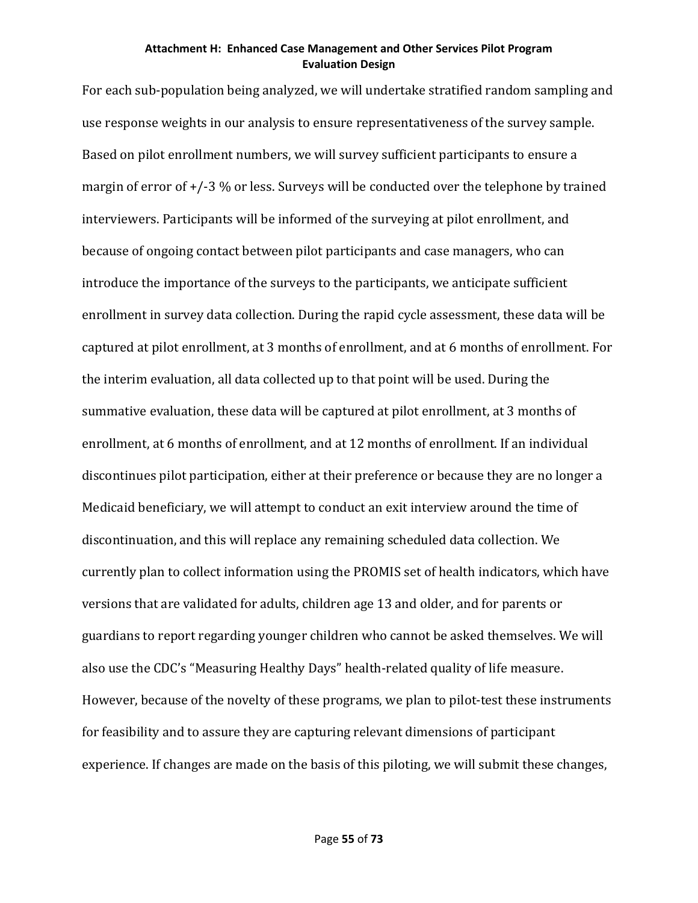For each sub-population being analyzed, we will undertake stratified random sampling and use response weights in our analysis to ensure representativeness of the survey sample. Based on pilot enrollment numbers, we will survey sufficient participants to ensure a margin of error of +/-3 % or less. Surveys will be conducted over the telephone by trained interviewers. Participants will be informed of the surveying at pilot enrollment, and because of ongoing contact between pilot participants and case managers, who can introduce the importance of the surveys to the participants, we anticipate sufficient enrollment in survey data collection. During the rapid cycle assessment, these data will be captured at pilot enrollment, at 3 months of enrollment, and at 6 months of enrollment. For the interim evaluation, all data collected up to that point will be used. During the summative evaluation, these data will be captured at pilot enrollment, at 3 months of enrollment, at 6 months of enrollment, and at 12 months of enrollment. If an individual discontinues pilot participation, either at their preference or because they are no longer a Medicaid beneficiary, we will attempt to conduct an exit interview around the time of discontinuation, and this will replace any remaining scheduled data collection. We currently plan to collect information using the PROMIS set of health indicators, which have versions that are validated for adults, children age 13 and older, and for parents or guardians to report regarding younger children who cannot be asked themselves. We will also use the CDC's "Measuring Healthy Days" health-related quality of life measure. However, because of the novelty of these programs, we plan to pilot-test these instruments for feasibility and to assure they are capturing relevant dimensions of participant experience. If changes are made on the basis of this piloting, we will submit these changes,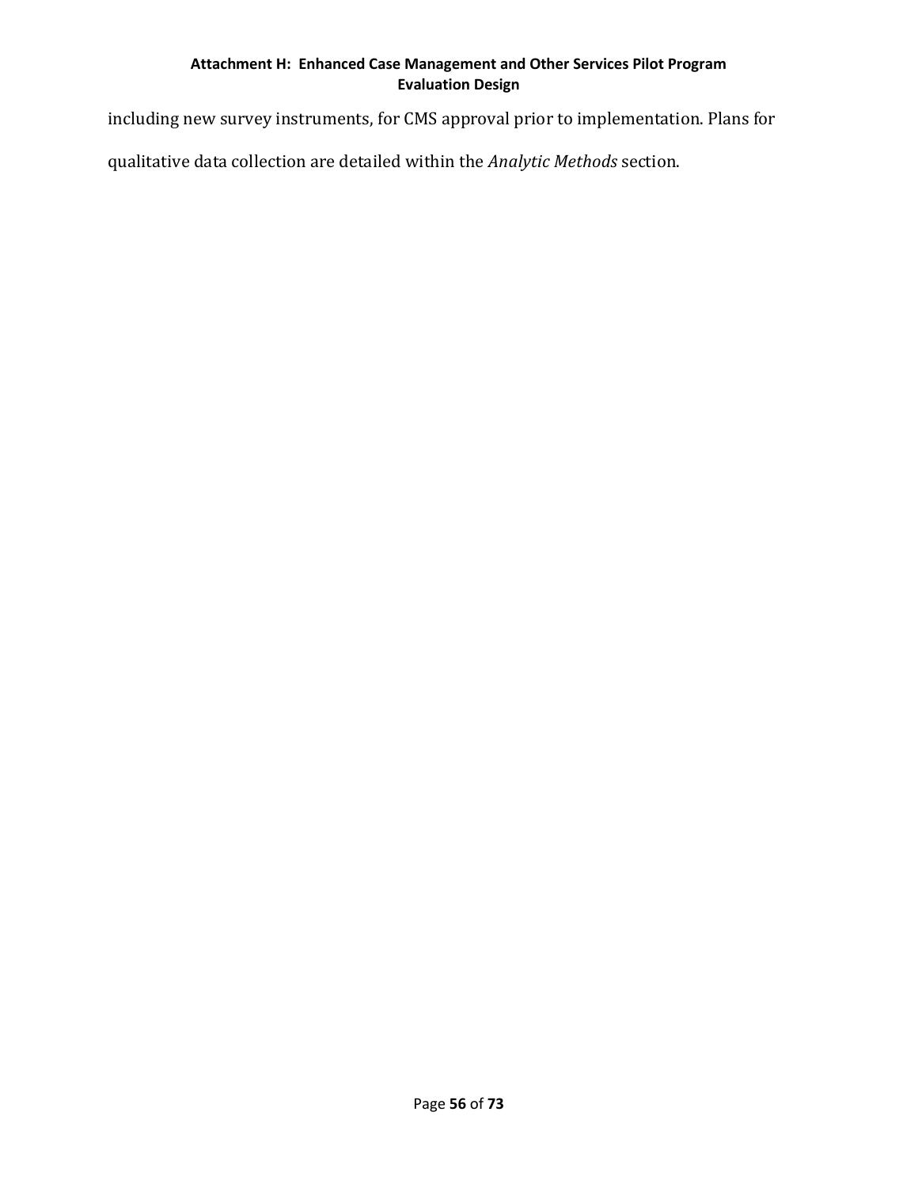including new survey instruments, for CMS approval prior to implementation. Plans for qualitative data collection are detailed within the *Analytic Methods* section.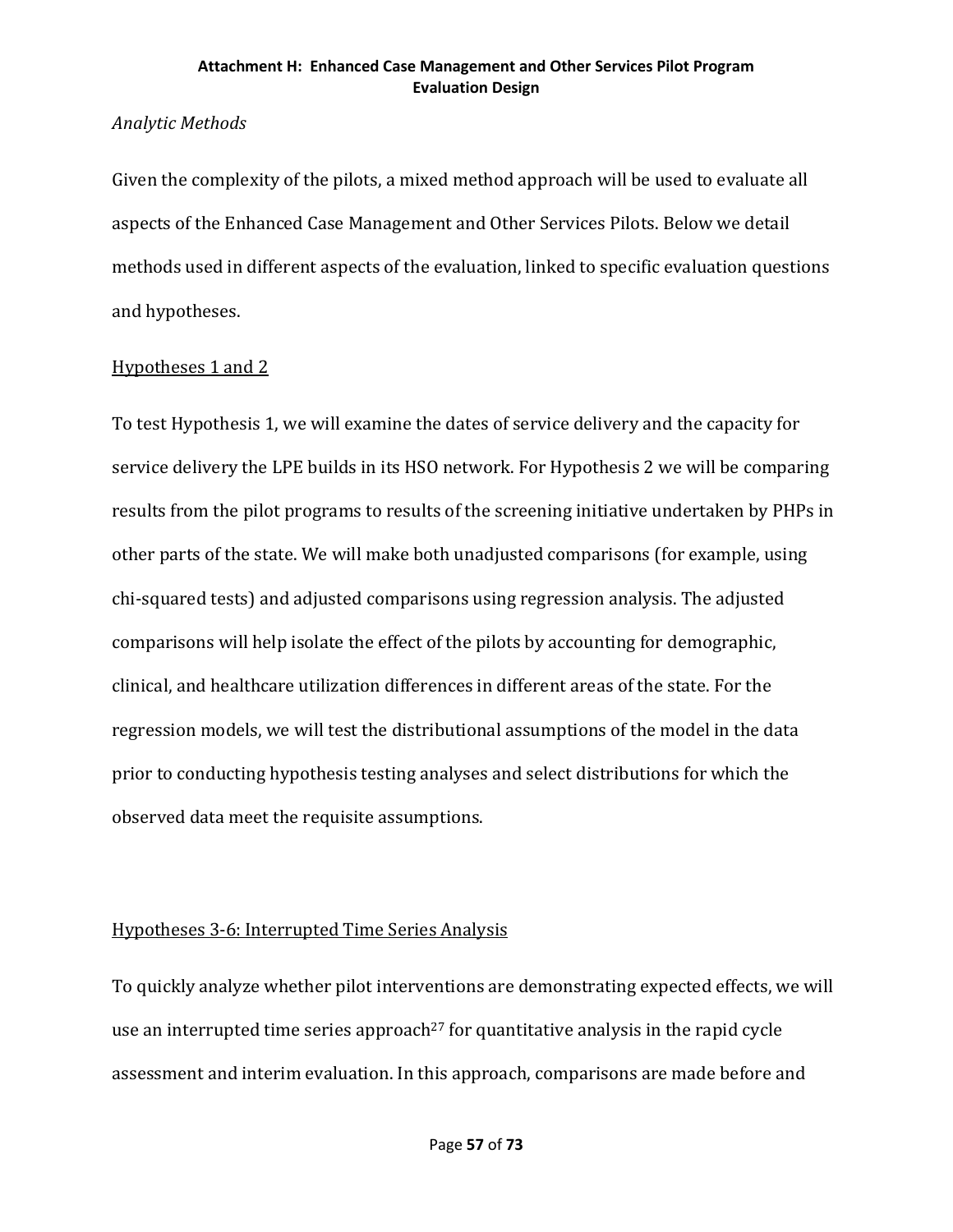*Analytic Methods*

Given the complexity of the pilots, a mixed method approach will be used to evaluate all aspects of the Enhanced Case Management and Other Services Pilots. Below we detail methods used in different aspects of the evaluation, linked to specific evaluation questions and hypotheses.

<u>Hypotheses 1 and 2</u>

To test Hypothesis 1, we will examine the dates of service delivery and the capacity for service delivery the LPE builds in its HSO network. For Hypothesis 2 we will be comparing results from the pilot programs to results of the screening initiative undertaken by PHPs in other parts of the state. We will make both unadjusted comparisons (for example, using chi-squared tests) and adjusted comparisons using regression analysis. The adjusted comparisons will help isolate the effect of the pilots by accounting for demographic, clinical, and healthcare utilization differences in different areas of the state. For the regression models, we will test the distributional assumptions of the model in the data prior to conducting hypothesis testing analyses and select distributions for which the observed data meet the requisite assumptions.

<u>Hypotheses 3-6: Interrupted Time Series Analysis</u>

To quickly analyze whether pilot interventions are demonstrating expected effects, we will use an interrupted time series approach[27] for quantitative analysis in the rapid cycle assessment and interim evaluation. In this approach, comparisons are made before and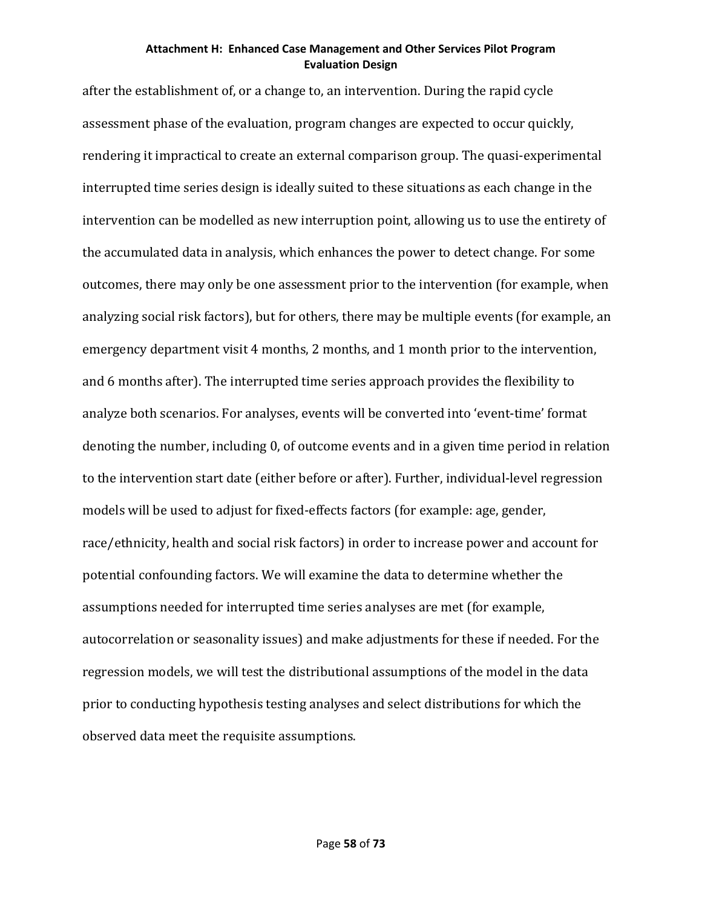after the establishment of, or a change to, an intervention. During the rapid cycle assessment phase of the evaluation, program changes are expected to occur quickly, rendering it impractical to create an external comparison group. The quasi-experimental interrupted time series design is ideally suited to these situations as each change in the intervention can be modelled as new interruption point, allowing us to use the entirety of the accumulated data in analysis, which enhances the power to detect change. For some outcomes, there may only be one assessment prior to the intervention (for example, when analyzing social risk factors), but for others, there may be multiple events (for example, an emergency department visit 4 months, 2 months, and 1 month prior to the intervention, and 6 months after). The interrupted time series approach provides the flexibility to analyze both scenarios. For analyses, events will be converted into 'event-time' format denoting the number, including 0, of outcome events and in a given time period in relation to the intervention start date (either before or after). Further, individual-level regression models will be used to adjust for fixed-effects factors (for example: age, gender, race/ethnicity, health and social risk factors) in order to increase power and account for potential confounding factors. We will examine the data to determine whether the assumptions needed for interrupted time series analyses are met (for example, autocorrelation or seasonality issues) and make adjustments for these if needed. For the regression models, we will test the distributional assumptions of the model in the data prior to conducting hypothesis testing analyses and select distributions for which the observed data meet the requisite assumptions.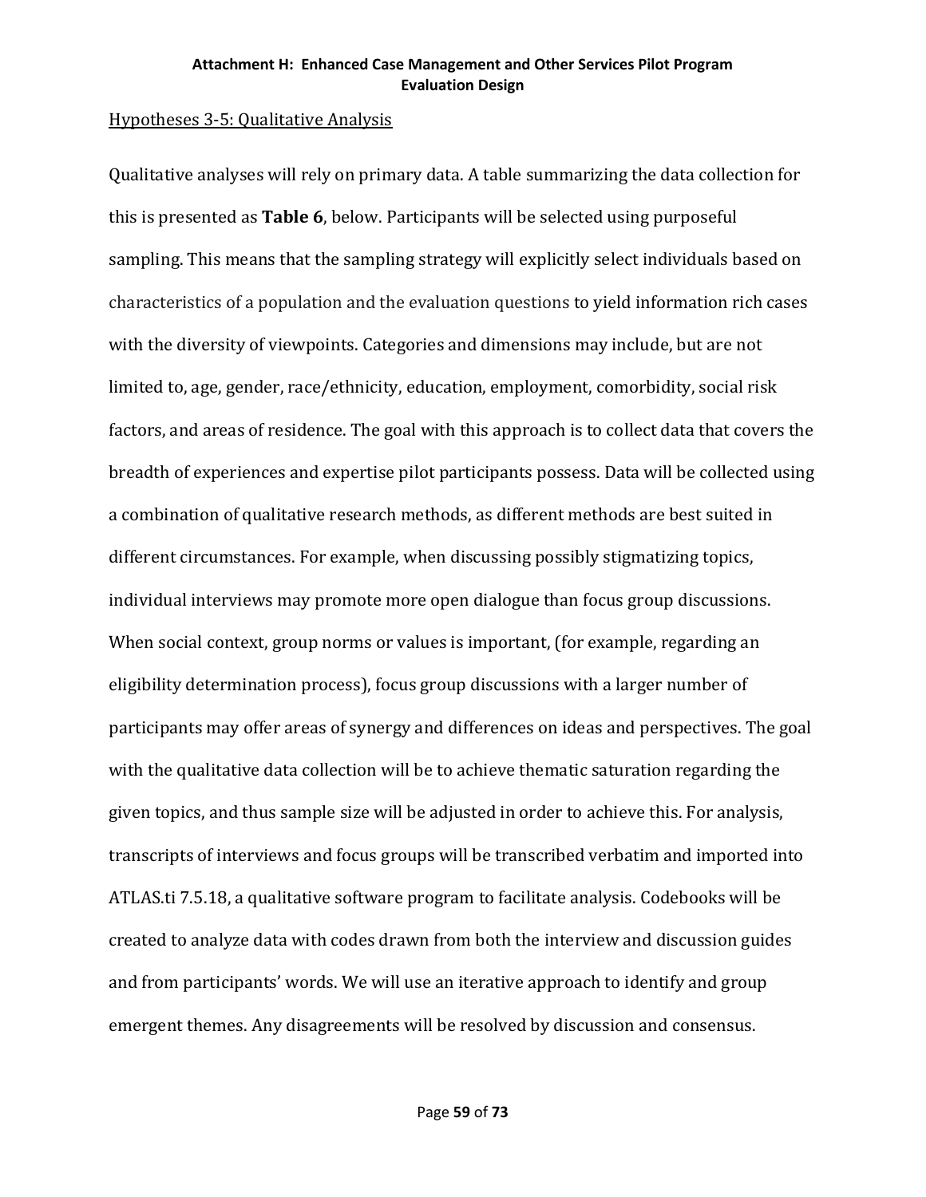Hypotheses 3-5: Qualitative Analysis

Qualitative analyses will rely on primary data. A table summarizing the data collection for this is presented as **Table 6**, below. Participants will be selected using purposeful sampling. This means that the sampling strategy will explicitly select individuals based on characteristics of a population and the evaluation questions to yield information rich cases with the diversity of viewpoints. Categories and dimensions may include, but are not limited to, age, gender, race/ethnicity, education, employment, comorbidity, social risk factors, and areas of residence. The goal with this approach is to collect data that covers the breadth of experiences and expertise pilot participants possess. Data will be collected using a combination of qualitative research methods, as different methods are best suited in different circumstances. For example, when discussing possibly stigmatizing topics, individual interviews may promote more open dialogue than focus group discussions. When social context, group norms or values is important, (for example, regarding an eligibility determination process), focus group discussions with a larger number of participants may offer areas of synergy and differences on ideas and perspectives. The goal with the qualitative data collection will be to achieve thematic saturation regarding the given topics, and thus sample size will be adjusted in order to achieve this. For analysis, transcripts of interviews and focus groups will be transcribed verbatim and imported into ATLAS.ti 7.5.18, a qualitative software program to facilitate analysis. Codebooks will be created to analyze data with codes drawn from both the interview and discussion guides and from participants' words. We will use an iterative approach to identify and group emergent themes. Any disagreements will be resolved by discussion and consensus.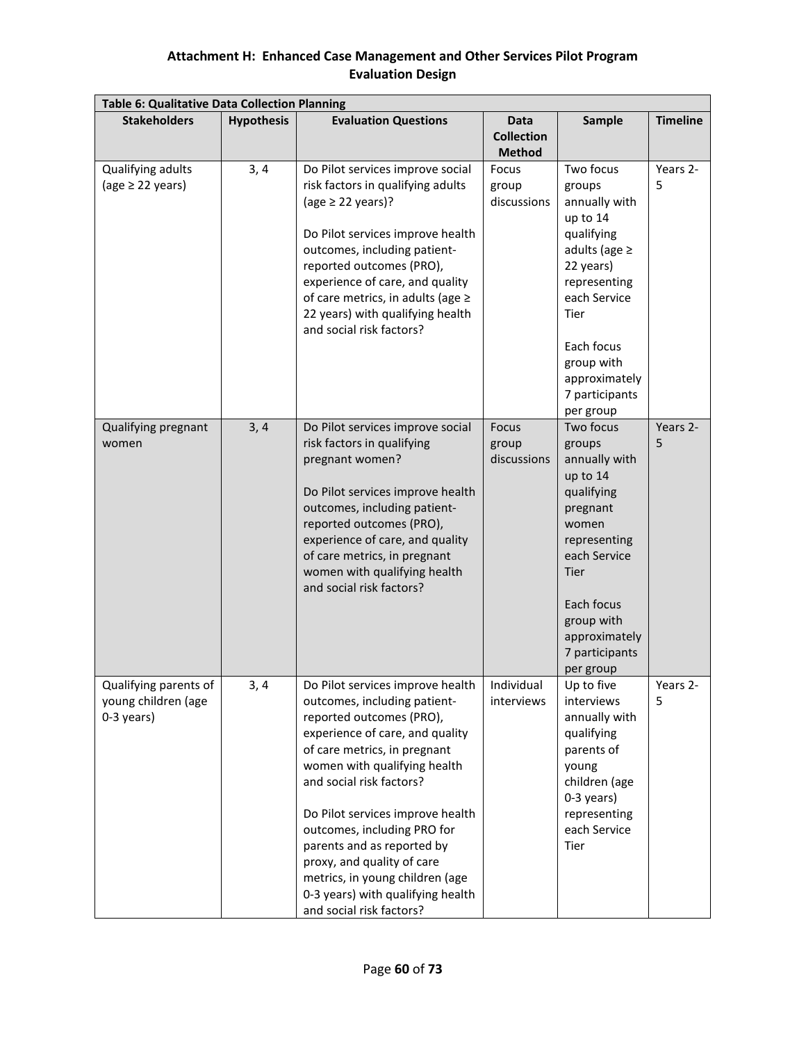## Attachment H: Enhanced Case Management and Other Services Pilot Program Evaluation Design

| Table 6: Qualitative Data Collection Planning | | | | | |
|---|---|---|---|---|---|
| **Stakeholders** | **Hypothesis** | **Evaluation Questions** | **Data Collection Method** | **Sample** | **Timeline** |
| Qualifying adults (age ≥ 22 years) | 3, 4 | Do Pilot services improve social risk factors in qualifying adults (age ≥ 22 years)?<br><br>Do Pilot services improve health outcomes, including patient-reported outcomes (PRO), experience of care, and quality of care metrics, in adults (age ≥ 22 years) with qualifying health and social risk factors? | Focus group discussions | Two focus groups annually with up to 14 qualifying adults (age ≥ 22 years) representing each Service Tier<br><br>Each focus group with approximately 7 participants per group | Years 2-5 |
| Qualifying pregnant women | 3, 4 | Do Pilot services improve social risk factors in qualifying pregnant women?<br><br>Do Pilot services improve health outcomes, including patient-reported outcomes (PRO), experience of care, and quality of care metrics, in pregnant women with qualifying health and social risk factors? | Focus group discussions | Two focus groups annually with up to 14 qualifying pregnant women representing each Service Tier<br><br>Each focus group with approximately 7 participants per group | Years 2-5 |
| Qualifying parents of young children (age 0-3 years) | 3, 4 | Do Pilot services improve health outcomes, including patient-reported outcomes (PRO), experience of care, and quality of care metrics, in pregnant women with qualifying health and social risk factors?<br><br>Do Pilot services improve health outcomes, including PRO for parents and as reported by proxy, and quality of care metrics, in young children (age 0-3 years) with qualifying health and social risk factors? | Individual interviews | Up to five interviews annually with qualifying parents of young children (age 0-3 years) representing each Service Tier | Years 2-5 |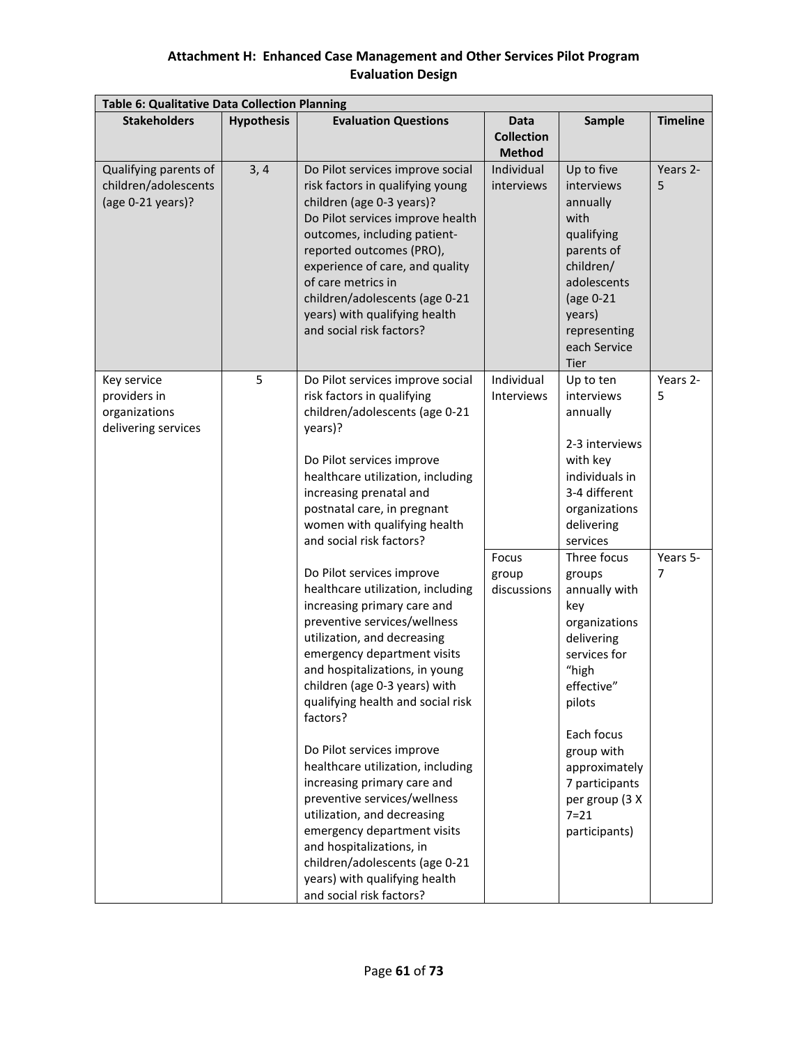**Attachment H: Enhanced Case Management and Other Services Pilot Program Evaluation Design**

| Table 6: Qualitative Data Collection Planning | | | | | |
|---|---|---|---|---|---|
| **Stakeholders** | **Hypothesis** | **Evaluation Questions** | **Data Collection Method** | **Sample** | **Timeline** |
| Qualifying parents of children/adolescents (age 0-21 years)? | 3, 4 | Do Pilot services improve social risk factors in qualifying young children (age 0-3 years)? Do Pilot services improve health outcomes, including patient-reported outcomes (PRO), experience of care, and quality of care metrics in children/adolescents (age 0-21 years) with qualifying health and social risk factors? | Individual interviews | Up to five interviews annually with qualifying parents of children/ adolescents (age 0-21 years) representing each Service Tier | Years 2-5 |
| Key service providers in organizations delivering services | 5 | Do Pilot services improve social risk factors in qualifying children/adolescents (age 0-21 years)?<br><br>Do Pilot services improve healthcare utilization, including increasing prenatal and postnatal care, in pregnant women with qualifying health and social risk factors? | Individual Interviews | Up to ten interviews annually<br><br>2-3 interviews with key individuals in 3-4 different organizations delivering services | Years 2-5 |
| | | Do Pilot services improve healthcare utilization, including increasing primary care and preventive services/wellness utilization, and decreasing emergency department visits and hospitalizations, in young children (age 0-3 years) with qualifying health and social risk factors?<br><br>Do Pilot services improve healthcare utilization, including increasing primary care and preventive services/wellness utilization, and decreasing emergency department visits and hospitalizations, in children/adolescents (age 0-21 years) with qualifying health and social risk factors? | Focus group discussions | Three focus groups annually with key organizations delivering services for "high effective" pilots<br><br>Each focus group with approximately 7 participants per group (3 X 7=21 participants) | Years 5-7 |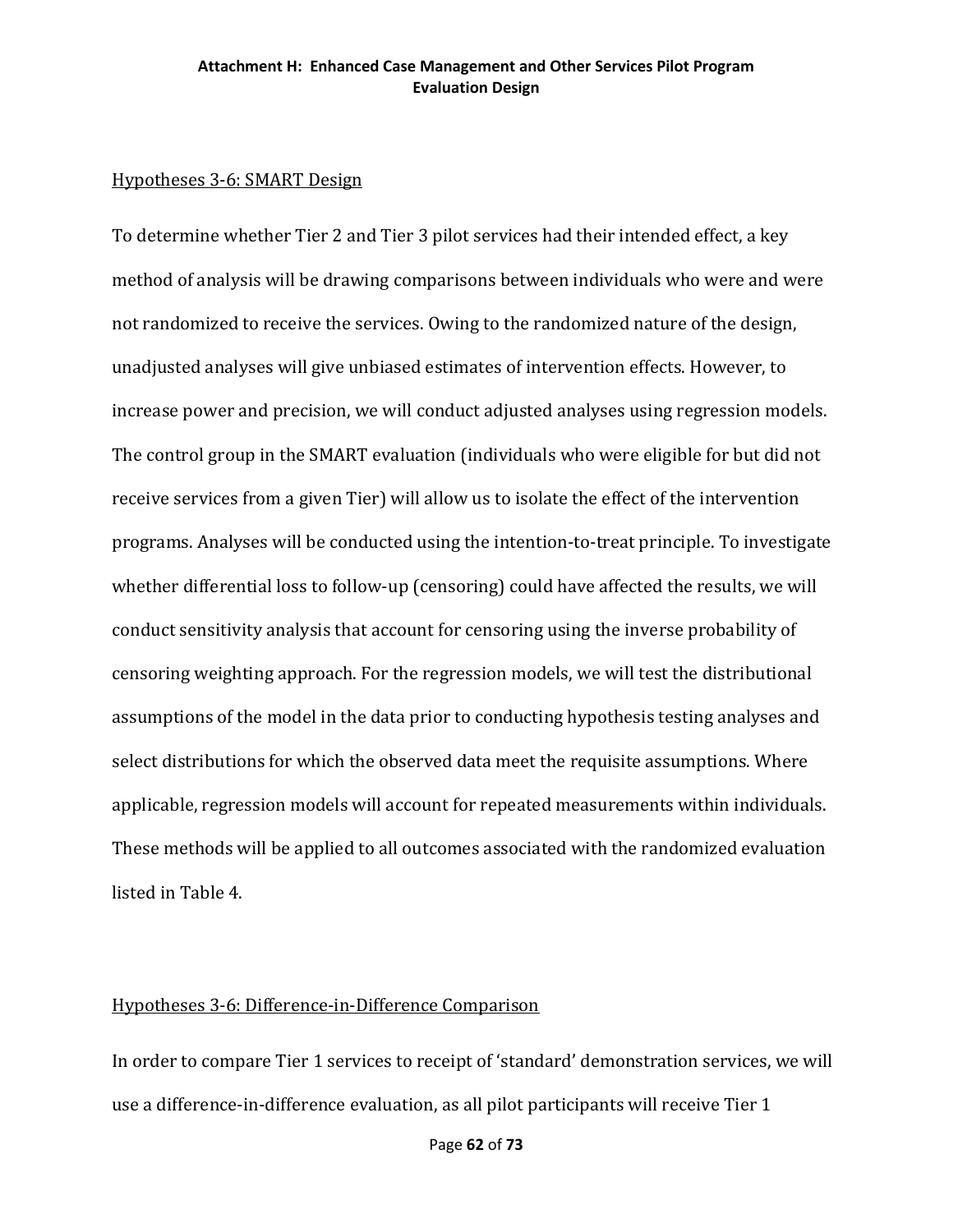Hypotheses 3-6: SMART Design

To determine whether Tier 2 and Tier 3 pilot services had their intended effect, a key method of analysis will be drawing comparisons between individuals who were and were not randomized to receive the services. Owing to the randomized nature of the design, unadjusted analyses will give unbiased estimates of intervention effects. However, to increase power and precision, we will conduct adjusted analyses using regression models. The control group in the SMART evaluation (individuals who were eligible for but did not receive services from a given Tier) will allow us to isolate the effect of the intervention programs. Analyses will be conducted using the intention-to-treat principle. To investigate whether differential loss to follow-up (censoring) could have affected the results, we will conduct sensitivity analysis that account for censoring using the inverse probability of censoring weighting approach. For the regression models, we will test the distributional assumptions of the model in the data prior to conducting hypothesis testing analyses and select distributions for which the observed data meet the requisite assumptions. Where applicable, regression models will account for repeated measurements within individuals. These methods will be applied to all outcomes associated with the randomized evaluation listed in Table 4.

Hypotheses 3-6: Difference-in-Difference Comparison

In order to compare Tier 1 services to receipt of 'standard' demonstration services, we will use a difference-in-difference evaluation, as all pilot participants will receive Tier 1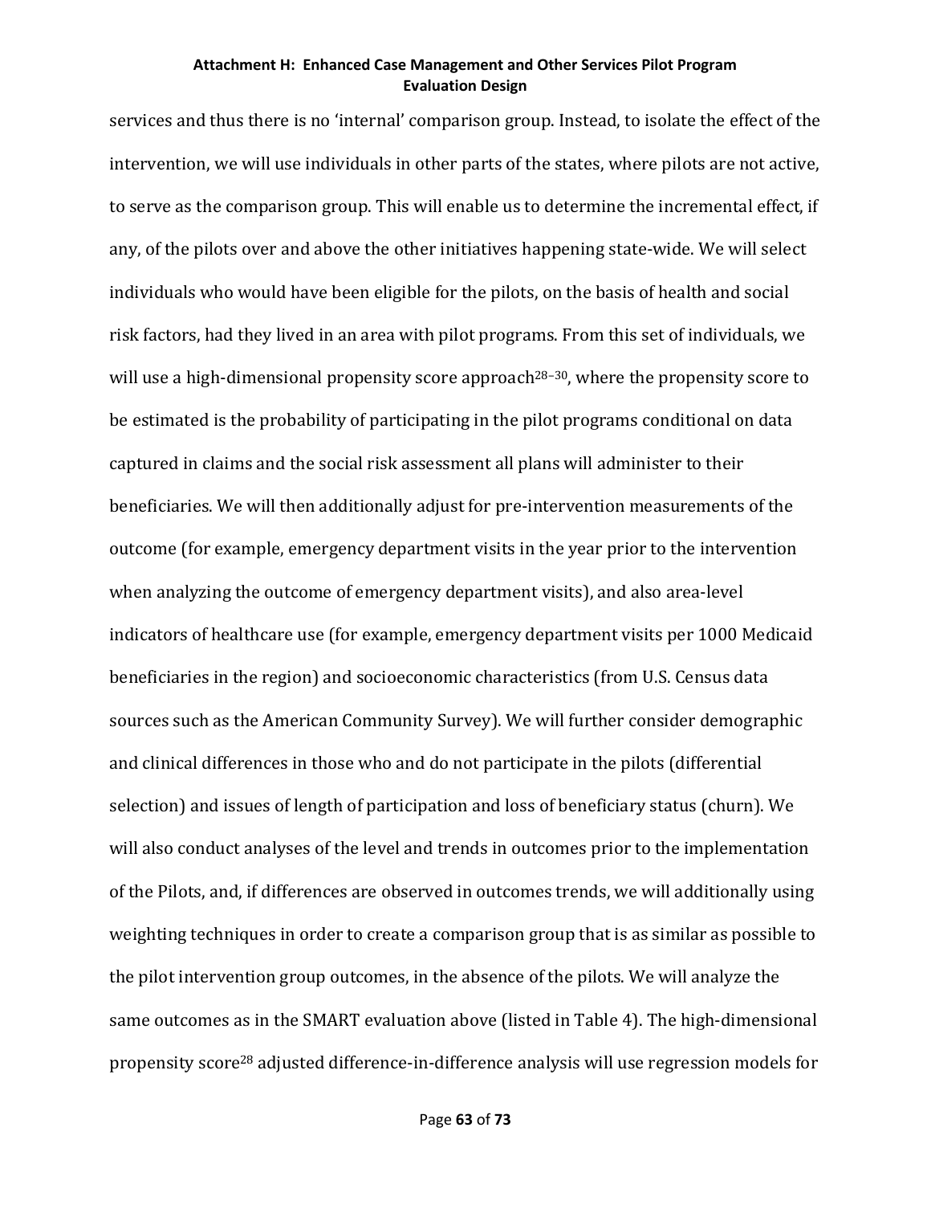services and thus there is no 'internal' comparison group. Instead, to isolate the effect of the intervention, we will use individuals in other parts of the states, where pilots are not active, to serve as the comparison group. This will enable us to determine the incremental effect, if any, of the pilots over and above the other initiatives happening state-wide. We will select individuals who would have been eligible for the pilots, on the basis of health and social risk factors, had they lived in an area with pilot programs. From this set of individuals, we will use a high-dimensional propensity score approach[28–30], where the propensity score to be estimated is the probability of participating in the pilot programs conditional on data captured in claims and the social risk assessment all plans will administer to their beneficiaries. We will then additionally adjust for pre-intervention measurements of the outcome (for example, emergency department visits in the year prior to the intervention when analyzing the outcome of emergency department visits), and also area-level indicators of healthcare use (for example, emergency department visits per 1000 Medicaid beneficiaries in the region) and socioeconomic characteristics (from U.S. Census data sources such as the American Community Survey). We will further consider demographic and clinical differences in those who and do not participate in the pilots (differential selection) and issues of length of participation and loss of beneficiary status (churn). We will also conduct analyses of the level and trends in outcomes prior to the implementation of the Pilots, and, if differences are observed in outcomes trends, we will additionally using weighting techniques in order to create a comparison group that is as similar as possible to the pilot intervention group outcomes, in the absence of the pilots. We will analyze the same outcomes as in the SMART evaluation above (listed in Table 4). The high-dimensional propensity score[28] adjusted difference-in-difference analysis will use regression models for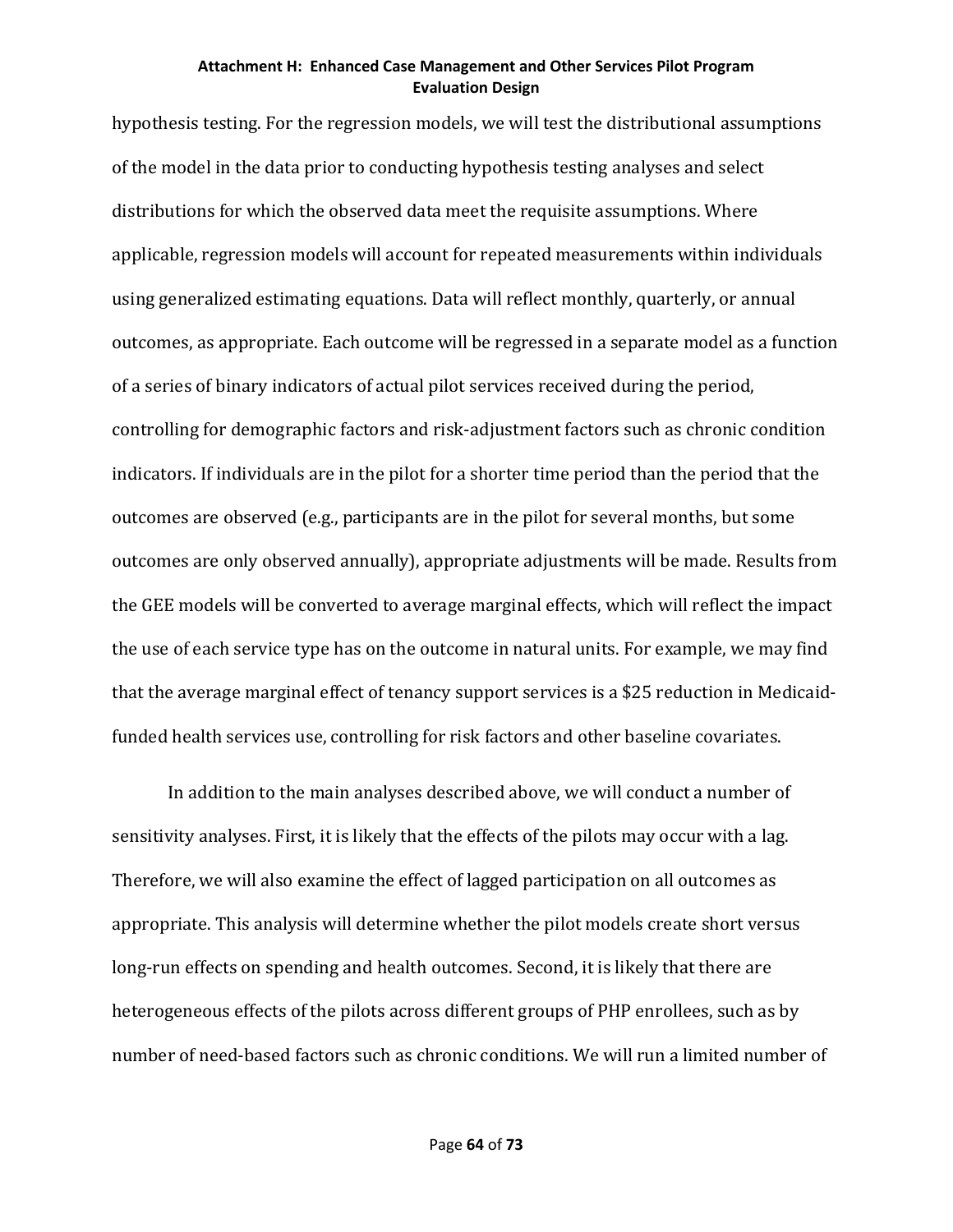hypothesis testing. For the regression models, we will test the distributional assumptions of the model in the data prior to conducting hypothesis testing analyses and select distributions for which the observed data meet the requisite assumptions. Where applicable, regression models will account for repeated measurements within individuals using generalized estimating equations. Data will reflect monthly, quarterly, or annual outcomes, as appropriate. Each outcome will be regressed in a separate model as a function of a series of binary indicators of actual pilot services received during the period, controlling for demographic factors and risk-adjustment factors such as chronic condition indicators. If individuals are in the pilot for a shorter time period than the period that the outcomes are observed (e.g., participants are in the pilot for several months, but some outcomes are only observed annually), appropriate adjustments will be made. Results from the GEE models will be converted to average marginal effects, which will reflect the impact the use of each service type has on the outcome in natural units. For example, we may find that the average marginal effect of tenancy support services is a $25 reduction in Medicaid-funded health services use, controlling for risk factors and other baseline covariates.

In addition to the main analyses described above, we will conduct a number of sensitivity analyses. First, it is likely that the effects of the pilots may occur with a lag. Therefore, we will also examine the effect of lagged participation on all outcomes as appropriate. This analysis will determine whether the pilot models create short versus long-run effects on spending and health outcomes. Second, it is likely that there are heterogeneous effects of the pilots across different groups of PHP enrollees, such as by number of need-based factors such as chronic conditions. We will run a limited number of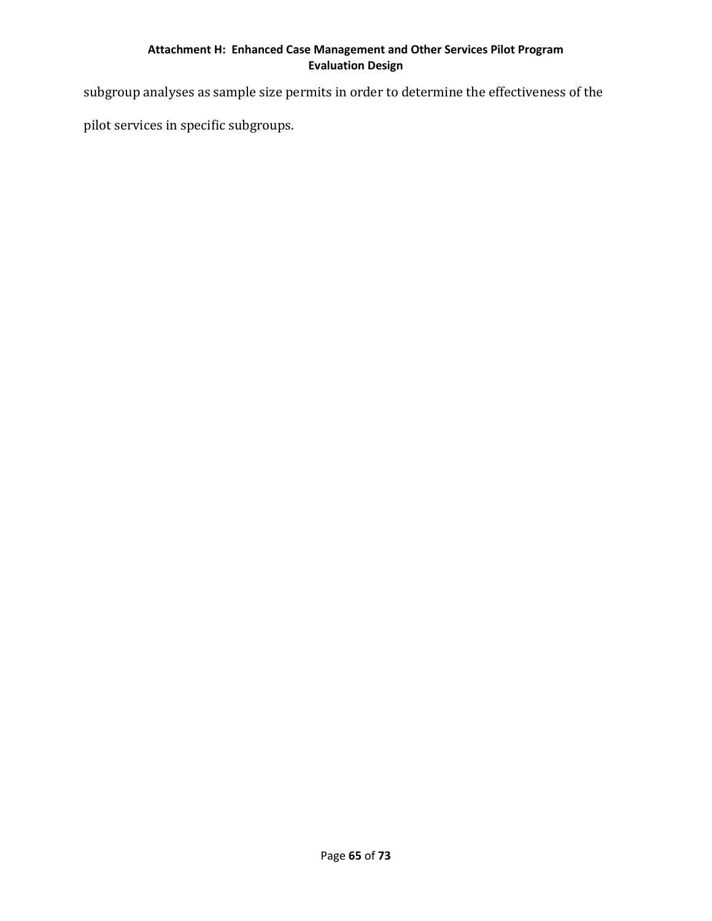subgroup analyses as sample size permits in order to determine the effectiveness of the pilot services in specific subgroups.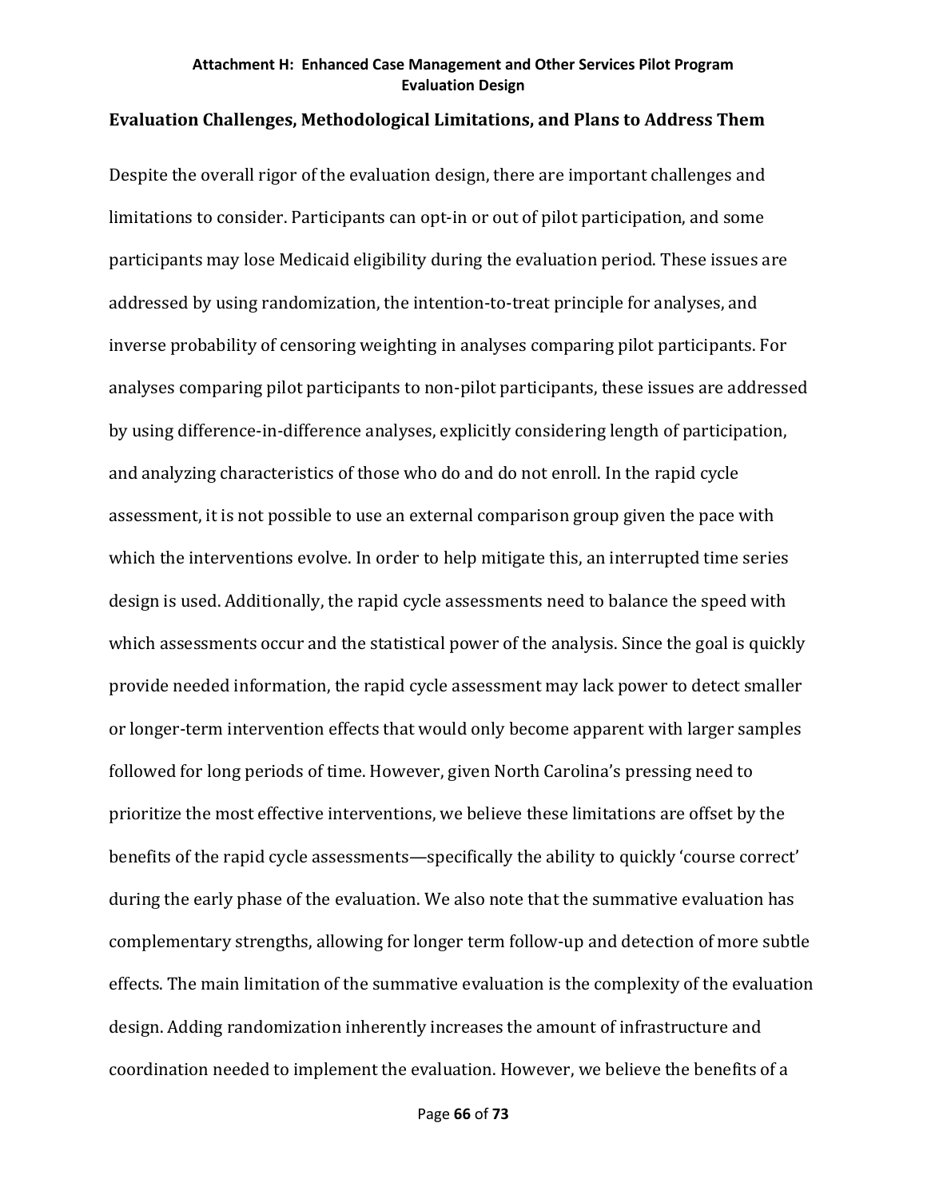## Evaluation Challenges, Methodological Limitations, and Plans to Address Them

Despite the overall rigor of the evaluation design, there are important challenges and limitations to consider. Participants can opt-in or out of pilot participation, and some participants may lose Medicaid eligibility during the evaluation period. These issues are addressed by using randomization, the intention-to-treat principle for analyses, and inverse probability of censoring weighting in analyses comparing pilot participants. For analyses comparing pilot participants to non-pilot participants, these issues are addressed by using difference-in-difference analyses, explicitly considering length of participation, and analyzing characteristics of those who do and do not enroll. In the rapid cycle assessment, it is not possible to use an external comparison group given the pace with which the interventions evolve. In order to help mitigate this, an interrupted time series design is used. Additionally, the rapid cycle assessments need to balance the speed with which assessments occur and the statistical power of the analysis. Since the goal is quickly provide needed information, the rapid cycle assessment may lack power to detect smaller or longer-term intervention effects that would only become apparent with larger samples followed for long periods of time. However, given North Carolina's pressing need to prioritize the most effective interventions, we believe these limitations are offset by the benefits of the rapid cycle assessments—specifically the ability to quickly 'course correct' during the early phase of the evaluation. We also note that the summative evaluation has complementary strengths, allowing for longer term follow-up and detection of more subtle effects. The main limitation of the summative evaluation is the complexity of the evaluation design. Adding randomization inherently increases the amount of infrastructure and coordination needed to implement the evaluation. However, we believe the benefits of a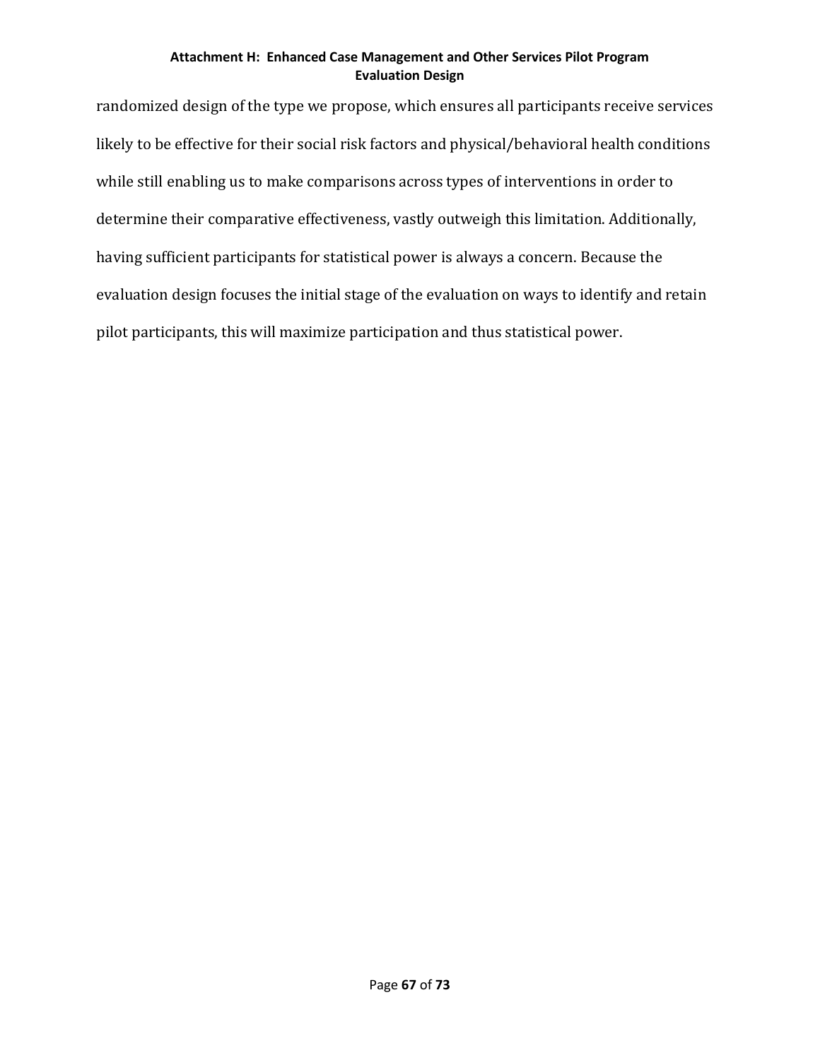randomized design of the type we propose, which ensures all participants receive services likely to be effective for their social risk factors and physical/behavioral health conditions while still enabling us to make comparisons across types of interventions in order to determine their comparative effectiveness, vastly outweigh this limitation. Additionally, having sufficient participants for statistical power is always a concern. Because the evaluation design focuses the initial stage of the evaluation on ways to identify and retain pilot participants, this will maximize participation and thus statistical power.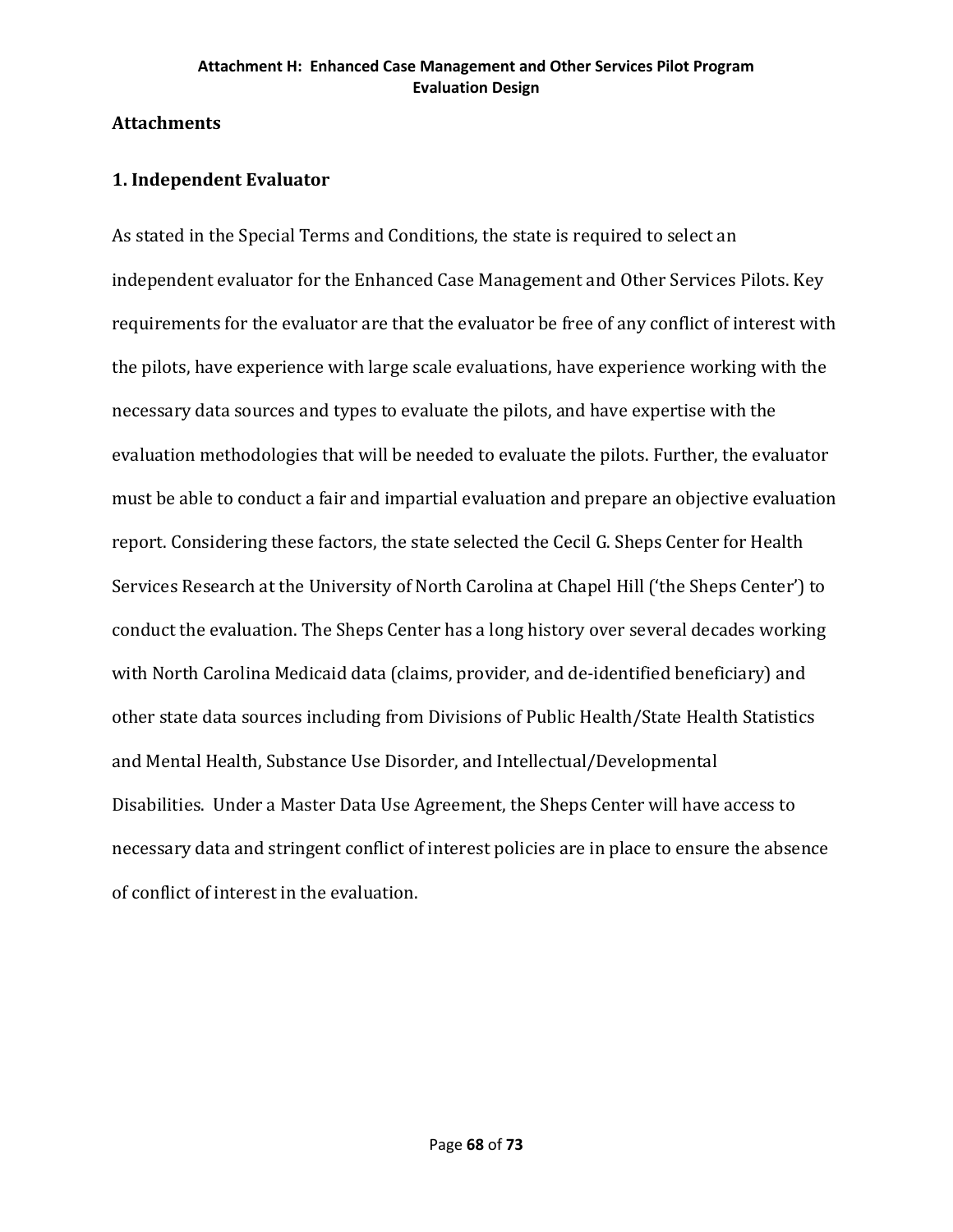## Attachments

### 1. Independent Evaluator

As stated in the Special Terms and Conditions, the state is required to select an independent evaluator for the Enhanced Case Management and Other Services Pilots. Key requirements for the evaluator are that the evaluator be free of any conflict of interest with the pilots, have experience with large scale evaluations, have experience working with the necessary data sources and types to evaluate the pilots, and have expertise with the evaluation methodologies that will be needed to evaluate the pilots. Further, the evaluator must be able to conduct a fair and impartial evaluation and prepare an objective evaluation report. Considering these factors, the state selected the Cecil G. Sheps Center for Health Services Research at the University of North Carolina at Chapel Hill ('the Sheps Center') to conduct the evaluation. The Sheps Center has a long history over several decades working with North Carolina Medicaid data (claims, provider, and de-identified beneficiary) and other state data sources including from Divisions of Public Health/State Health Statistics and Mental Health, Substance Use Disorder, and Intellectual/Developmental Disabilities. Under a Master Data Use Agreement, the Sheps Center will have access to necessary data and stringent conflict of interest policies are in place to ensure the absence of conflict of interest in the evaluation.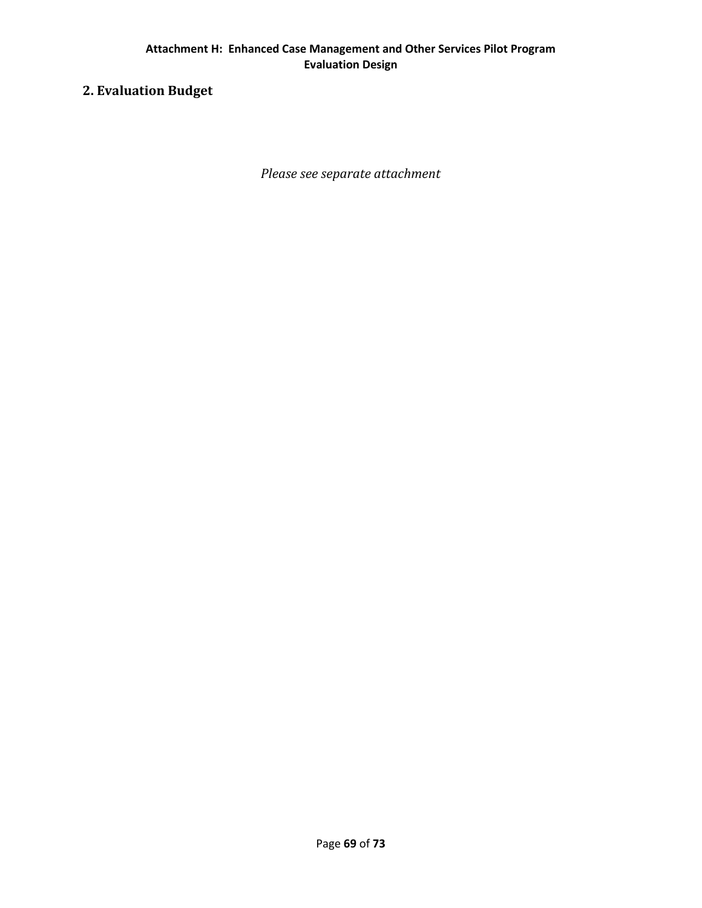## 2. Evaluation Budget

*Please see separate attachment*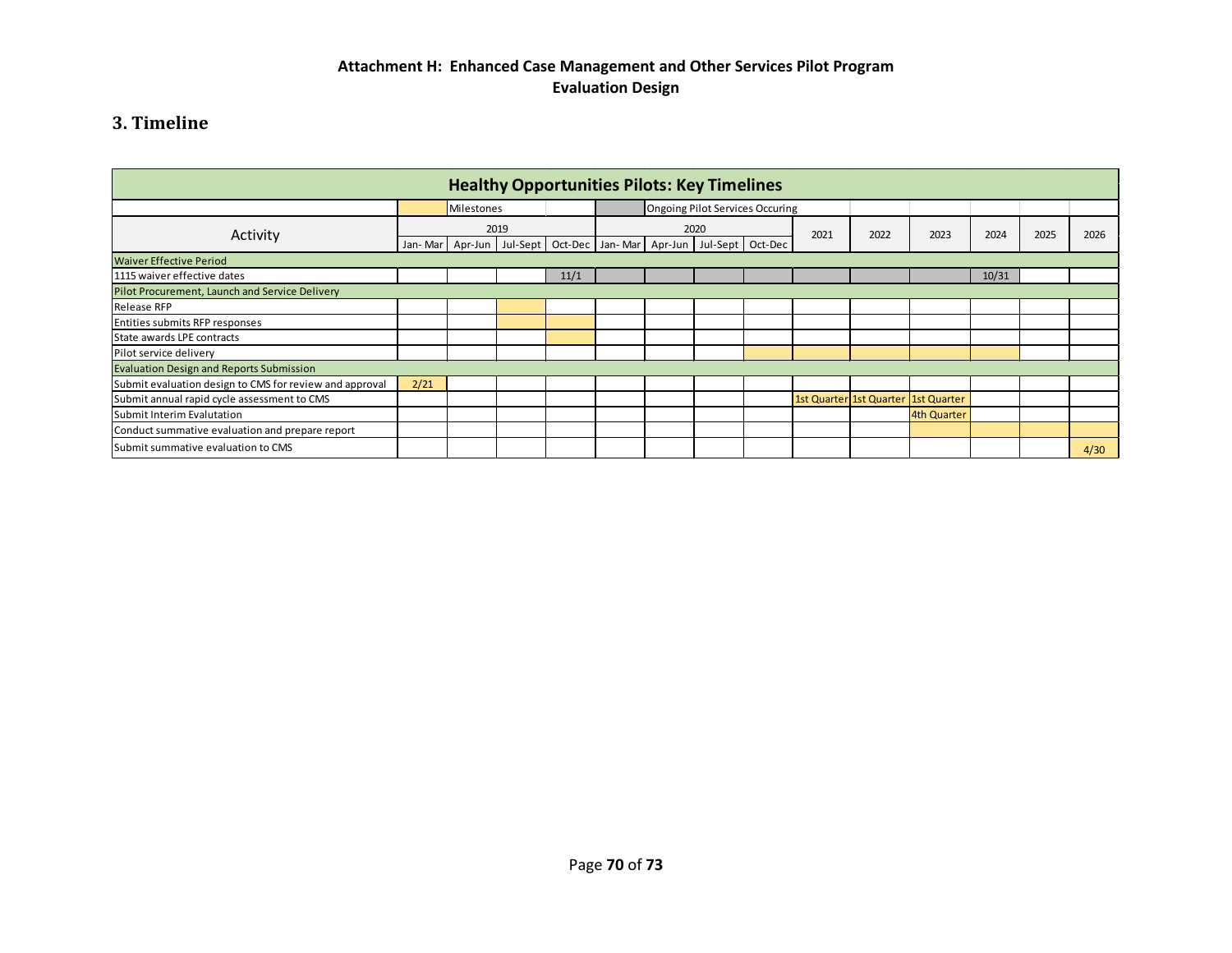# Attachment H: Enhanced Case Management and Other Services Pilot Program Evaluation Design

## 3. Timeline

**Healthy Opportunities Pilots: Key Timelines**

Legend: Yellow = Milestones; Gray = Ongoing Pilot Services Occuring

| Activity | 2019 | | | | 2020 | | | | 2021 | 2022 | 2023 | 2024 | 2025 | 2026 |
|---|---|---|---|---|---|---|---|---|---|---|---|---|---|---|
| | Jan- Mar | Apr-Jun | Jul-Sept | Oct-Dec | Jan- Mar | Apr-Jun | Jul-Sept | Oct-Dec | | | | | | |
| **Waiver Effective Period** | | | | | | | | | | | | | | |
| 1115 waiver effective dates | | | | 11/1 | ▒ | ▒ | ▒ | ▒ | ▒ | ▒ | ▒ | 10/31 | | |
| **Pilot Procurement, Launch and Service Delivery** | | | | | | | | | | | | | | |
| Release RFP | | | ■ | | | | | | | | | | | |
| Entities submits RFP responses | | | ■ | ■ | | | | | | | | | | |
| State awards LPE contracts | | | | ■ | | | | | | | | | | |
| Pilot service delivery | | | | | | | | ■ | ■ | ■ | ■ | ■ | | |
| **Evaluation Design and Reports Submission** | | | | | | | | | | | | | | |
| Submit evaluation design to CMS for review and approval | 2/21 | | | | | | | | | | | | | |
| Submit annual rapid cycle assessment to CMS | | | | | | | | | 1st Quarter | 1st Quarter | 1st Quarter | | | |
| Submit Interim Evalutation | | | | | | | | | | | 4th Quarter | | | |
| Conduct summative evaluation and prepare report | | | | | | | | | | | ■ | ■ | ■ | ■ |
| Submit summative evaluation to CMS | | | | | | | | | | | | | | 4/30 |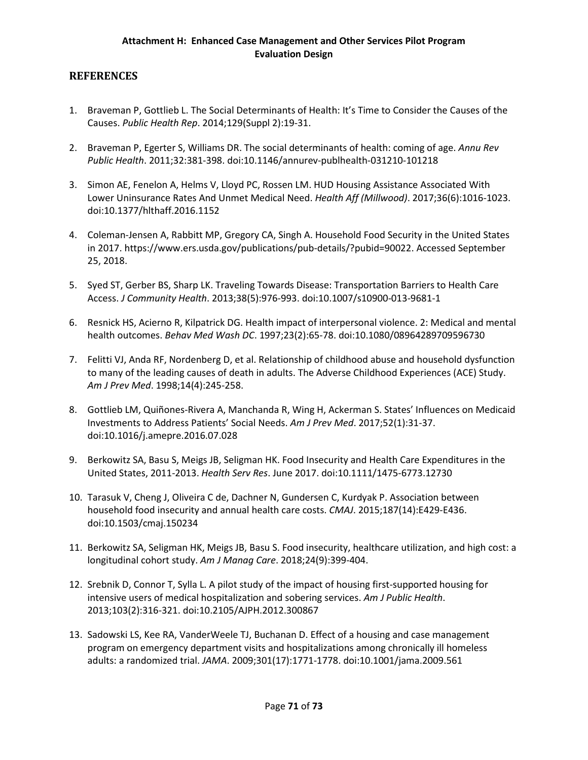## REFERENCES

1. Braveman P, Gottlieb L. The Social Determinants of Health: It's Time to Consider the Causes of the Causes. *Public Health Rep*. 2014;129(Suppl 2):19-31.

2. Braveman P, Egerter S, Williams DR. The social determinants of health: coming of age. *Annu Rev Public Health*. 2011;32:381-398. doi:10.1146/annurev-publhealth-031210-101218

3. Simon AE, Fenelon A, Helms V, Lloyd PC, Rossen LM. HUD Housing Assistance Associated With Lower Uninsurance Rates And Unmet Medical Need. *Health Aff (Millwood)*. 2017;36(6):1016-1023. doi:10.1377/hlthaff.2016.1152

4. Coleman-Jensen A, Rabbitt MP, Gregory CA, Singh A. Household Food Security in the United States in 2017. https://www.ers.usda.gov/publications/pub-details/?pubid=90022. Accessed September 25, 2018.

5. Syed ST, Gerber BS, Sharp LK. Traveling Towards Disease: Transportation Barriers to Health Care Access. *J Community Health*. 2013;38(5):976-993. doi:10.1007/s10900-013-9681-1

6. Resnick HS, Acierno R, Kilpatrick DG. Health impact of interpersonal violence. 2: Medical and mental health outcomes. *Behav Med Wash DC*. 1997;23(2):65-78. doi:10.1080/08964289709596730

7. Felitti VJ, Anda RF, Nordenberg D, et al. Relationship of childhood abuse and household dysfunction to many of the leading causes of death in adults. The Adverse Childhood Experiences (ACE) Study. *Am J Prev Med*. 1998;14(4):245-258.

8. Gottlieb LM, Quiñones-Rivera A, Manchanda R, Wing H, Ackerman S. States' Influences on Medicaid Investments to Address Patients' Social Needs. *Am J Prev Med*. 2017;52(1):31-37. doi:10.1016/j.amepre.2016.07.028

9. Berkowitz SA, Basu S, Meigs JB, Seligman HK. Food Insecurity and Health Care Expenditures in the United States, 2011-2013. *Health Serv Res*. June 2017. doi:10.1111/1475-6773.12730

10. Tarasuk V, Cheng J, Oliveira C de, Dachner N, Gundersen C, Kurdyak P. Association between household food insecurity and annual health care costs. *CMAJ*. 2015;187(14):E429-E436. doi:10.1503/cmaj.150234

11. Berkowitz SA, Seligman HK, Meigs JB, Basu S. Food insecurity, healthcare utilization, and high cost: a longitudinal cohort study. *Am J Manag Care*. 2018;24(9):399-404.

12. Srebnik D, Connor T, Sylla L. A pilot study of the impact of housing first-supported housing for intensive users of medical hospitalization and sobering services. *Am J Public Health*. 2013;103(2):316-321. doi:10.2105/AJPH.2012.300867

13. Sadowski LS, Kee RA, VanderWeele TJ, Buchanan D. Effect of a housing and case management program on emergency department visits and hospitalizations among chronically ill homeless adults: a randomized trial. *JAMA*. 2009;301(17):1771-1778. doi:10.1001/jama.2009.561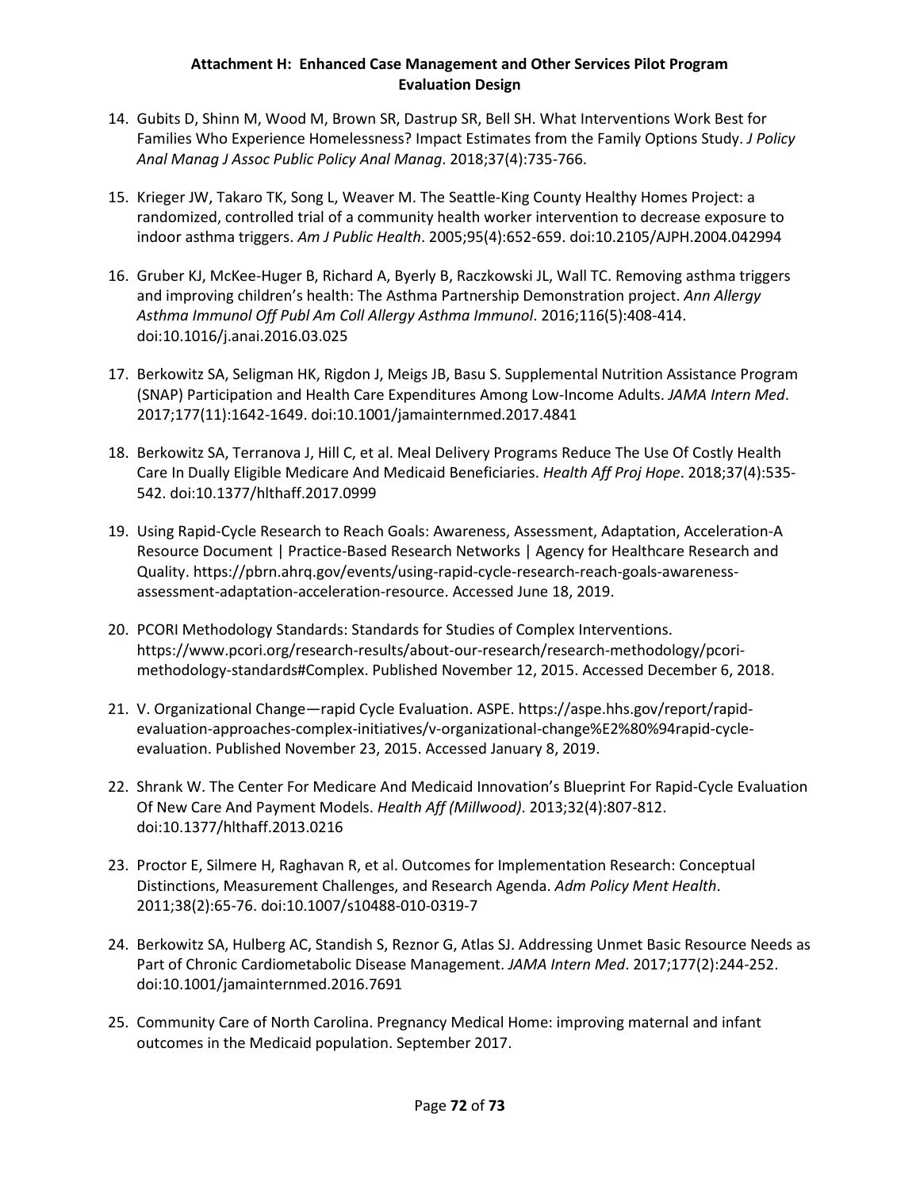14. Gubits D, Shinn M, Wood M, Brown SR, Dastrup SR, Bell SH. What Interventions Work Best for Families Who Experience Homelessness? Impact Estimates from the Family Options Study. *J Policy Anal Manag J Assoc Public Policy Anal Manag*. 2018;37(4):735-766.

15. Krieger JW, Takaro TK, Song L, Weaver M. The Seattle-King County Healthy Homes Project: a randomized, controlled trial of a community health worker intervention to decrease exposure to indoor asthma triggers. *Am J Public Health*. 2005;95(4):652-659. doi:10.2105/AJPH.2004.042994

16. Gruber KJ, McKee-Huger B, Richard A, Byerly B, Raczkowski JL, Wall TC. Removing asthma triggers and improving children's health: The Asthma Partnership Demonstration project. *Ann Allergy Asthma Immunol Off Publ Am Coll Allergy Asthma Immunol*. 2016;116(5):408-414. doi:10.1016/j.anai.2016.03.025

17. Berkowitz SA, Seligman HK, Rigdon J, Meigs JB, Basu S. Supplemental Nutrition Assistance Program (SNAP) Participation and Health Care Expenditures Among Low-Income Adults. *JAMA Intern Med*. 2017;177(11):1642-1649. doi:10.1001/jamainternmed.2017.4841

18. Berkowitz SA, Terranova J, Hill C, et al. Meal Delivery Programs Reduce The Use Of Costly Health Care In Dually Eligible Medicare And Medicaid Beneficiaries. *Health Aff Proj Hope*. 2018;37(4):535-542. doi:10.1377/hlthaff.2017.0999

19. Using Rapid-Cycle Research to Reach Goals: Awareness, Assessment, Adaptation, Acceleration-A Resource Document | Practice-Based Research Networks | Agency for Healthcare Research and Quality. https://pbrn.ahrq.gov/events/using-rapid-cycle-research-reach-goals-awareness-assessment-adaptation-acceleration-resource. Accessed June 18, 2019.

20. PCORI Methodology Standards: Standards for Studies of Complex Interventions. https://www.pcori.org/research-results/about-our-research/research-methodology/pcori-methodology-standards#Complex. Published November 12, 2015. Accessed December 6, 2018.

21. V. Organizational Change—rapid Cycle Evaluation. ASPE. https://aspe.hhs.gov/report/rapid-evaluation-approaches-complex-initiatives/v-organizational-change%E2%80%94rapid-cycle-evaluation. Published November 23, 2015. Accessed January 8, 2019.

22. Shrank W. The Center For Medicare And Medicaid Innovation's Blueprint For Rapid-Cycle Evaluation Of New Care And Payment Models. *Health Aff (Millwood)*. 2013;32(4):807-812. doi:10.1377/hlthaff.2013.0216

23. Proctor E, Silmere H, Raghavan R, et al. Outcomes for Implementation Research: Conceptual Distinctions, Measurement Challenges, and Research Agenda. *Adm Policy Ment Health*. 2011;38(2):65-76. doi:10.1007/s10488-010-0319-7

24. Berkowitz SA, Hulberg AC, Standish S, Reznor G, Atlas SJ. Addressing Unmet Basic Resource Needs as Part of Chronic Cardiometabolic Disease Management. *JAMA Intern Med*. 2017;177(2):244-252. doi:10.1001/jamainternmed.2016.7691

25. Community Care of North Carolina. Pregnancy Medical Home: improving maternal and infant outcomes in the Medicaid population. September 2017.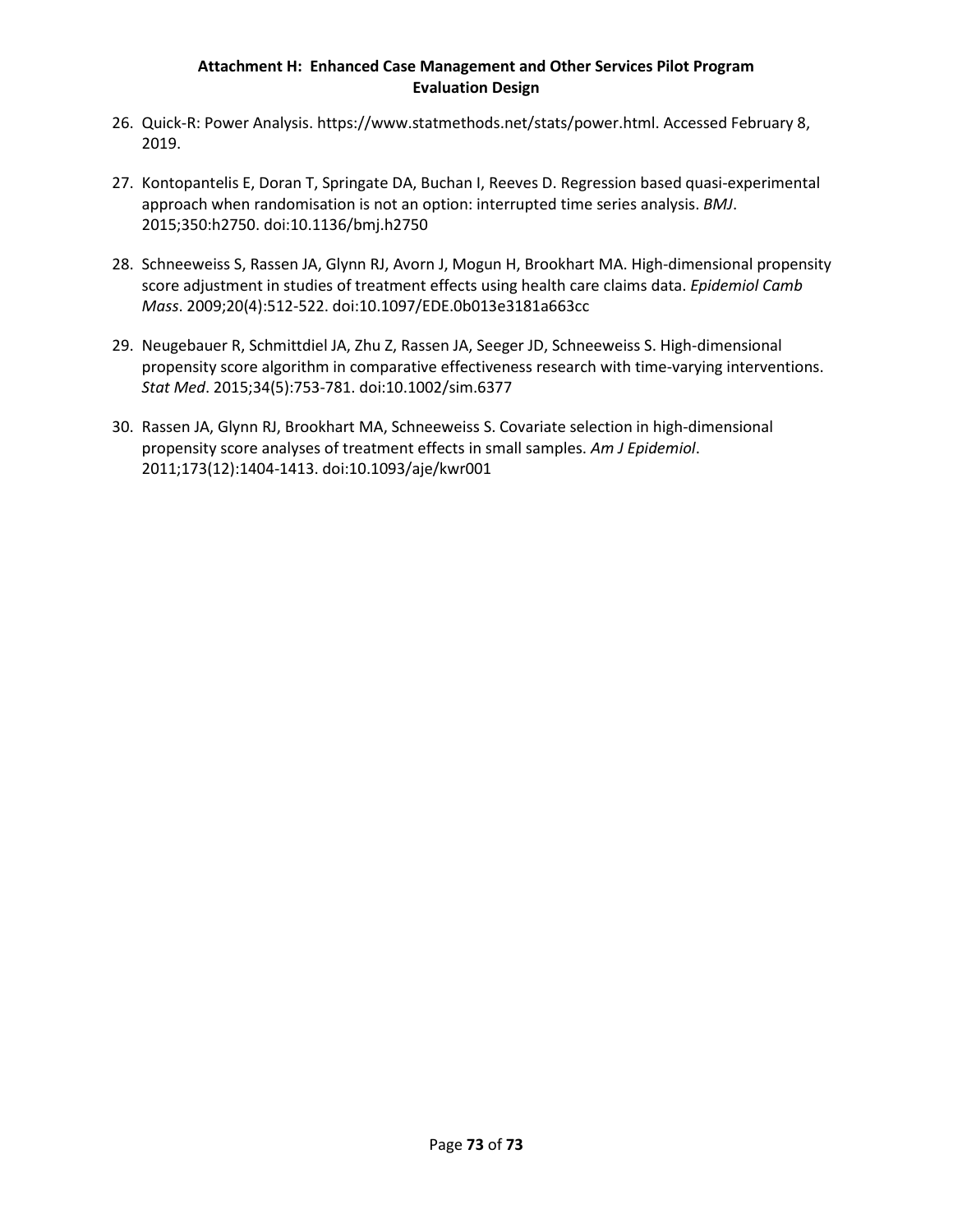26. Quick-R: Power Analysis. https://www.statmethods.net/stats/power.html. Accessed February 8, 2019.

27. Kontopantelis E, Doran T, Springate DA, Buchan I, Reeves D. Regression based quasi-experimental approach when randomisation is not an option: interrupted time series analysis. *BMJ*. 2015;350:h2750. doi:10.1136/bmj.h2750

28. Schneeweiss S, Rassen JA, Glynn RJ, Avorn J, Mogun H, Brookhart MA. High-dimensional propensity score adjustment in studies of treatment effects using health care claims data. *Epidemiol Camb Mass*. 2009;20(4):512-522. doi:10.1097/EDE.0b013e3181a663cc

29. Neugebauer R, Schmittdiel JA, Zhu Z, Rassen JA, Seeger JD, Schneeweiss S. High-dimensional propensity score algorithm in comparative effectiveness research with time-varying interventions. *Stat Med*. 2015;34(5):753-781. doi:10.1002/sim.6377

30. Rassen JA, Glynn RJ, Brookhart MA, Schneeweiss S. Covariate selection in high-dimensional propensity score analyses of treatment effects in small samples. *Am J Epidemiol*. 2011;173(12):1404-1413. doi:10.1093/aje/kwr001